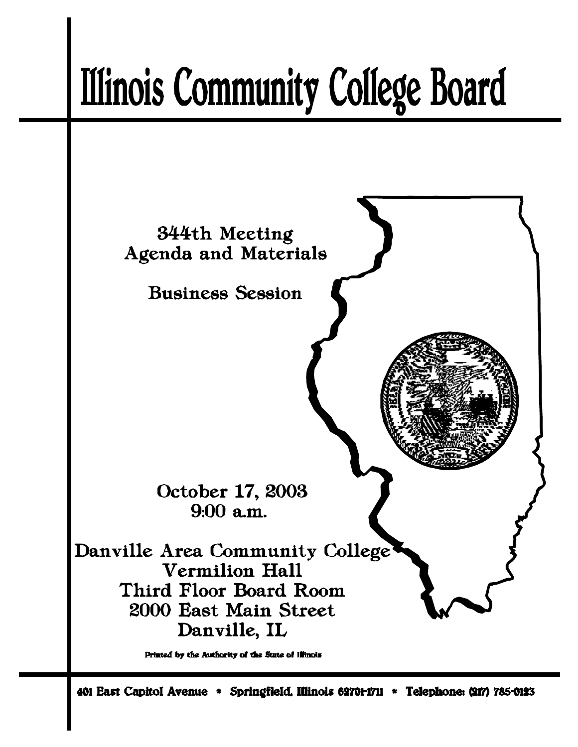# Illinois Community College Board

## 344th Meeting
## Agenda and Materials

### Business Session

October 17, 2003
9:00 a.m.

Danville Area Community College
Vermilion Hall
Third Floor Board Room
2000 East Main Street
Danville, IL

Printed by the Authority of the State of Illinois

401 East Capitol Avenue * Springfield, Illinois 62701-1711 * Telephone: (217) 785-0123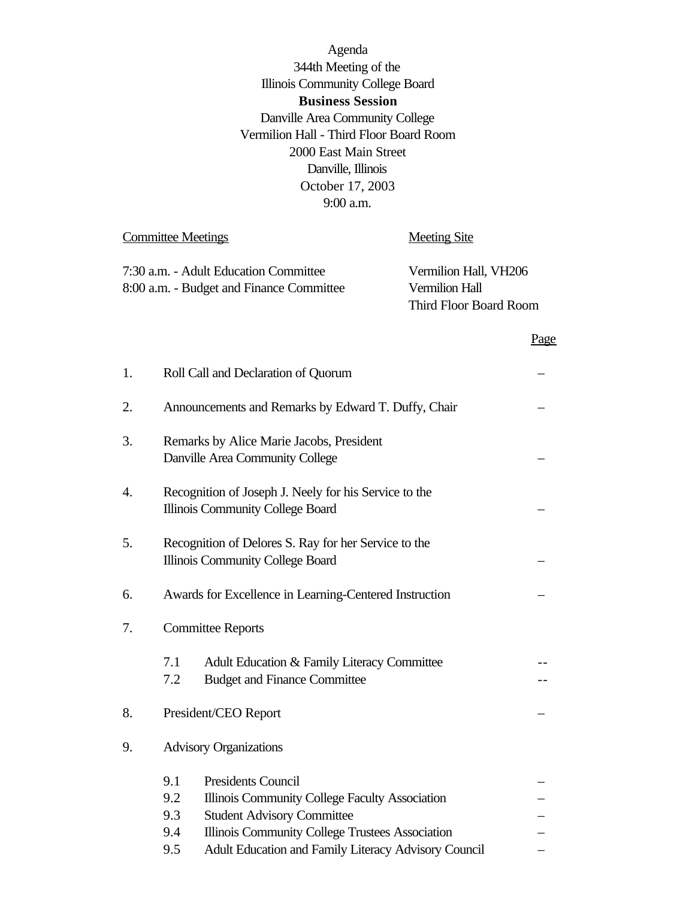Agenda
344th Meeting of the
Illinois Community College Board
**Business Session**
Danville Area Community College
Vermilion Hall - Third Floor Board Room
2000 East Main Street
Danville, Illinois
October 17, 2003
9:00 a.m.

| Committee Meetings | Meeting Site |
|---|---|
| 7:30 a.m. - Adult Education Committee | Vermilion Hall, VH206 |
| 8:00 a.m. - Budget and Finance Committee | Vermilion Hall<br>Third Floor Board Room |

| | | Page |
|---|---|---|
| 1. | Roll Call and Declaration of Quorum | – |
| 2. | Announcements and Remarks by Edward T. Duffy, Chair | – |
| 3. | Remarks by Alice Marie Jacobs, President<br>Danville Area Community College | – |
| 4. | Recognition of Joseph J. Neely for his Service to the<br>Illinois Community College Board | – |
| 5. | Recognition of Delores S. Ray for her Service to the<br>Illinois Community College Board | – |
| 6. | Awards for Excellence in Learning-Centered Instruction | – |
| 7. | Committee Reports | |
| | 7.1 Adult Education & Family Literacy Committee | -- |
| | 7.2 Budget and Finance Committee | -- |
| 8. | President/CEO Report | – |
| 9. | Advisory Organizations | |
| | 9.1 Presidents Council | – |
| | 9.2 Illinois Community College Faculty Association | – |
| | 9.3 Student Advisory Committee | – |
| | 9.4 Illinois Community College Trustees Association | – |
| | 9.5 Adult Education and Family Literacy Advisory Council | – |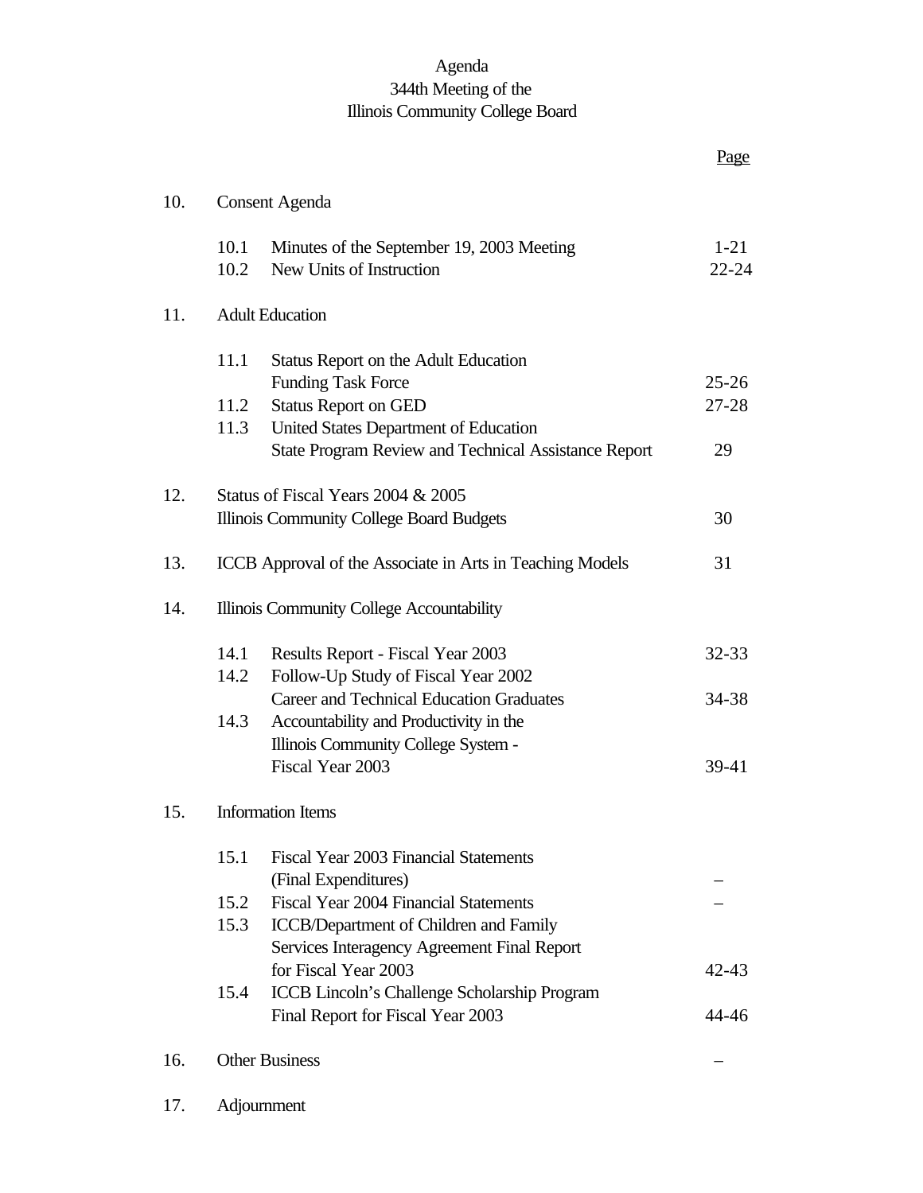# Agenda
## 344th Meeting of the
## Illinois Community College Board

| | | | Page |
|---|---|---|---|
| 10. | Consent Agenda | | |
| | 10.1 | Minutes of the September 19, 2003 Meeting | 1-21 |
| | 10.2 | New Units of Instruction | 22-24 |
| 11. | Adult Education | | |
| | 11.1 | Status Report on the Adult Education Funding Task Force | 25-26 |
| | 11.2 | Status Report on GED | 27-28 |
| | 11.3 | United States Department of Education State Program Review and Technical Assistance Report | 29 |
| 12. | Status of Fiscal Years 2004 & 2005 Illinois Community College Board Budgets | | 30 |
| 13. | ICCB Approval of the Associate in Arts in Teaching Models | | 31 |
| 14. | Illinois Community College Accountability | | |
| | 14.1 | Results Report - Fiscal Year 2003 | 32-33 |
| | 14.2 | Follow-Up Study of Fiscal Year 2002 Career and Technical Education Graduates | 34-38 |
| | 14.3 | Accountability and Productivity in the Illinois Community College System - Fiscal Year 2003 | 39-41 |
| 15. | Information Items | | |
| | 15.1 | Fiscal Year 2003 Financial Statements (Final Expenditures) | – |
| | 15.2 | Fiscal Year 2004 Financial Statements | – |
| | 15.3 | ICCB/Department of Children and Family Services Interagency Agreement Final Report for Fiscal Year 2003 | 42-43 |
| | 15.4 | ICCB Lincoln's Challenge Scholarship Program Final Report for Fiscal Year 2003 | 44-46 |
| 16. | Other Business | | – |
| 17. | Adjournment | | |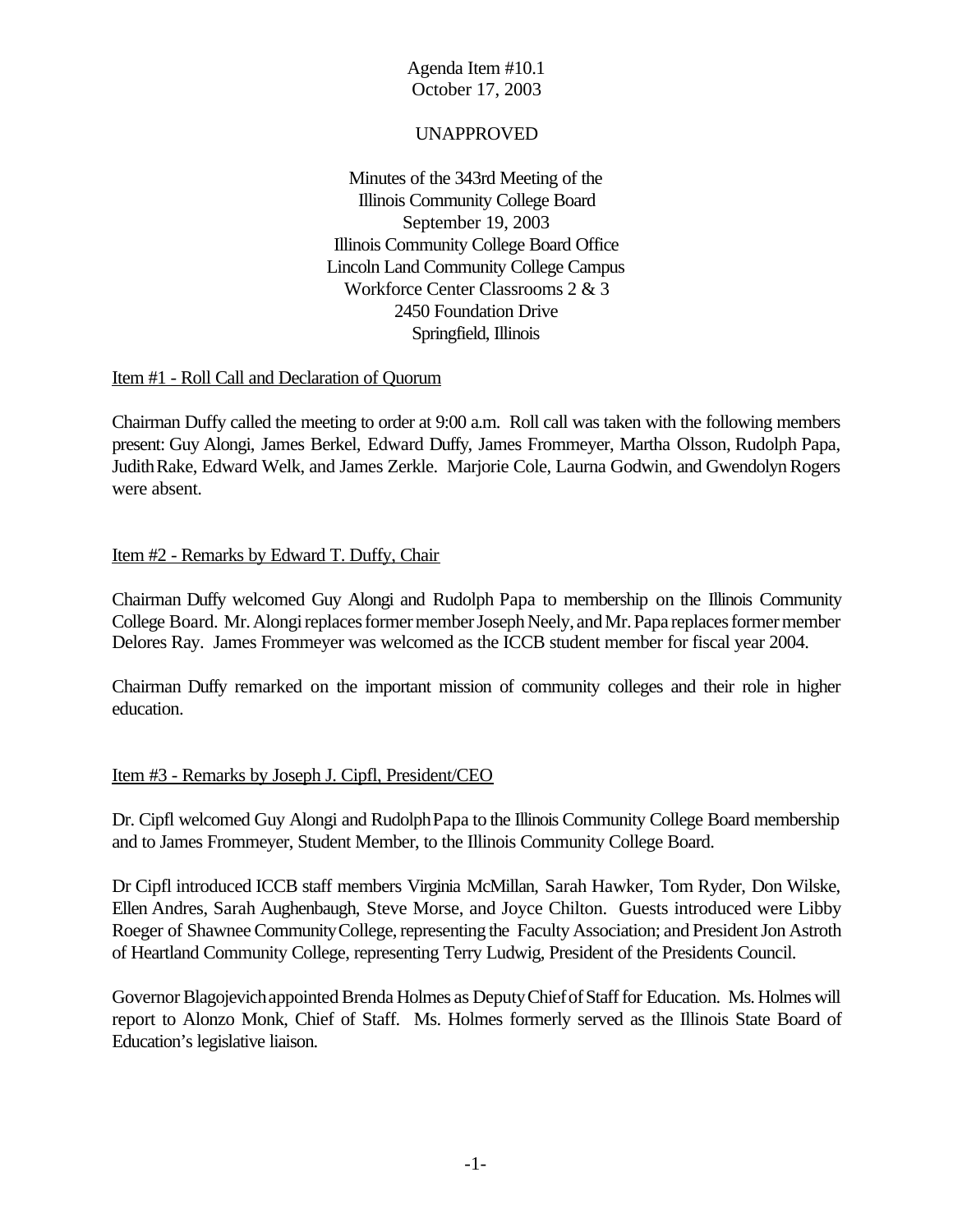Agenda Item #10.1
October 17, 2003

UNAPPROVED

Minutes of the 343rd Meeting of the
Illinois Community College Board
September 19, 2003
Illinois Community College Board Office
Lincoln Land Community College Campus
Workforce Center Classrooms 2 & 3
2450 Foundation Drive
Springfield, Illinois

Item #1 - Roll Call and Declaration of Quorum

Chairman Duffy called the meeting to order at 9:00 a.m. Roll call was taken with the following members present: Guy Alongi, James Berkel, Edward Duffy, James Frommeyer, Martha Olsson, Rudolph Papa, Judith Rake, Edward Welk, and James Zerkle. Marjorie Cole, Laurna Godwin, and Gwendolyn Rogers were absent.

Item #2 - Remarks by Edward T. Duffy, Chair

Chairman Duffy welcomed Guy Alongi and Rudolph Papa to membership on the Illinois Community College Board. Mr. Alongi replaces former member Joseph Neely, and Mr. Papa replaces former member Delores Ray. James Frommeyer was welcomed as the ICCB student member for fiscal year 2004.

Chairman Duffy remarked on the important mission of community colleges and their role in higher education.

Item #3 - Remarks by Joseph J. Cipfl, President/CEO

Dr. Cipfl welcomed Guy Alongi and Rudolph Papa to the Illinois Community College Board membership and to James Frommeyer, Student Member, to the Illinois Community College Board.

Dr Cipfl introduced ICCB staff members Virginia McMillan, Sarah Hawker, Tom Ryder, Don Wilske, Ellen Andres, Sarah Aughenbaugh, Steve Morse, and Joyce Chilton. Guests introduced were Libby Roeger of Shawnee Community College, representing the Faculty Association; and President Jon Astroth of Heartland Community College, representing Terry Ludwig, President of the Presidents Council.

Governor Blagojevich appointed Brenda Holmes as Deputy Chief of Staff for Education. Ms. Holmes will report to Alonzo Monk, Chief of Staff. Ms. Holmes formerly served as the Illinois State Board of Education's legislative liaison.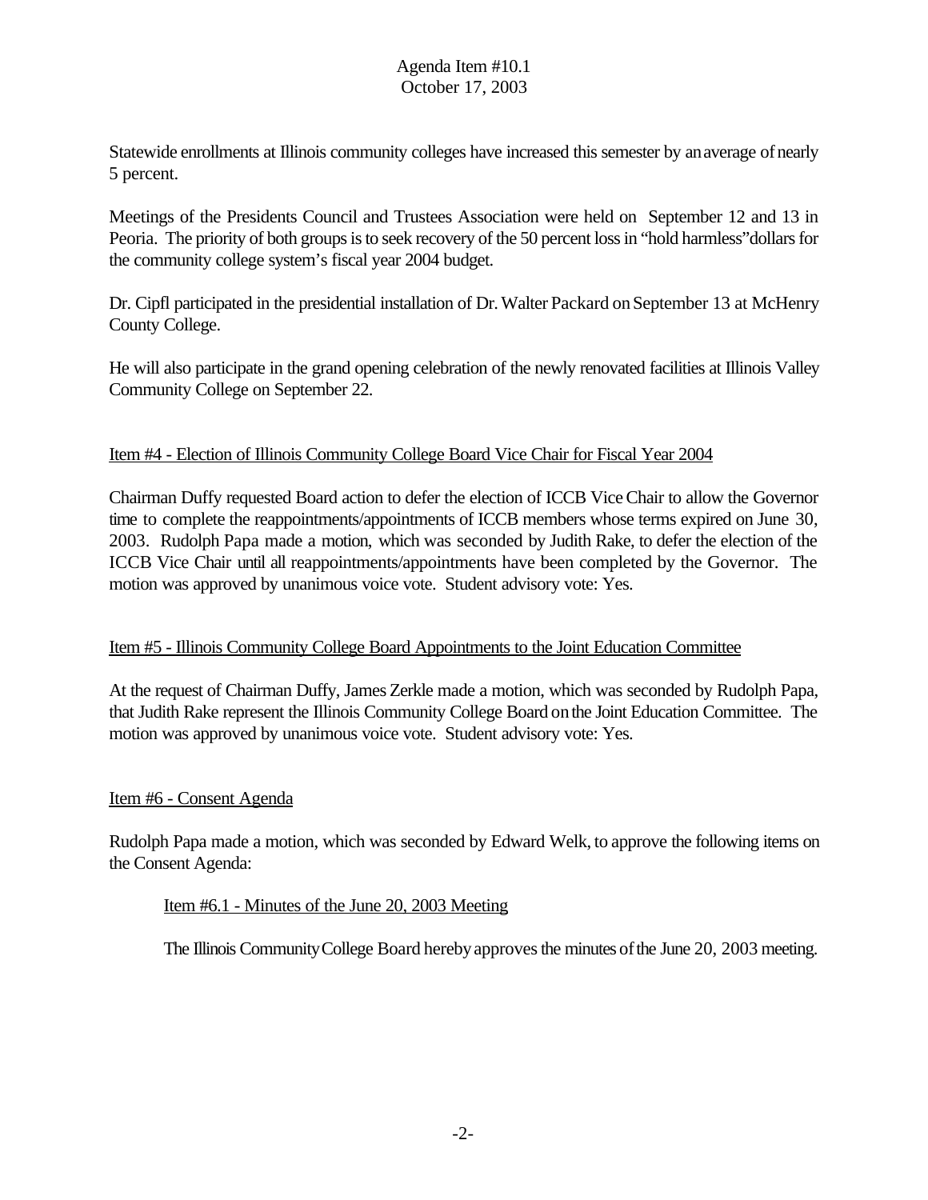Statewide enrollments at Illinois community colleges have increased this semester by an average of nearly 5 percent.

Meetings of the Presidents Council and Trustees Association were held on September 12 and 13 in Peoria. The priority of both groups is to seek recovery of the 50 percent loss in "hold harmless" dollars for the community college system's fiscal year 2004 budget.

Dr. Cipfl participated in the presidential installation of Dr. Walter Packard on September 13 at McHenry County College.

He will also participate in the grand opening celebration of the newly renovated facilities at Illinois Valley Community College on September 22.

Item #4 - Election of Illinois Community College Board Vice Chair for Fiscal Year 2004

Chairman Duffy requested Board action to defer the election of ICCB Vice Chair to allow the Governor time to complete the reappointments/appointments of ICCB members whose terms expired on June 30, 2003. Rudolph Papa made a motion, which was seconded by Judith Rake, to defer the election of the ICCB Vice Chair until all reappointments/appointments have been completed by the Governor. The motion was approved by unanimous voice vote. Student advisory vote: Yes.

Item #5 - Illinois Community College Board Appointments to the Joint Education Committee

At the request of Chairman Duffy, James Zerkle made a motion, which was seconded by Rudolph Papa, that Judith Rake represent the Illinois Community College Board on the Joint Education Committee. The motion was approved by unanimous voice vote. Student advisory vote: Yes.

Item #6 - Consent Agenda

Rudolph Papa made a motion, which was seconded by Edward Welk, to approve the following items on the Consent Agenda:

Item #6.1 - Minutes of the June 20, 2003 Meeting

The Illinois Community College Board hereby approves the minutes of the June 20, 2003 meeting.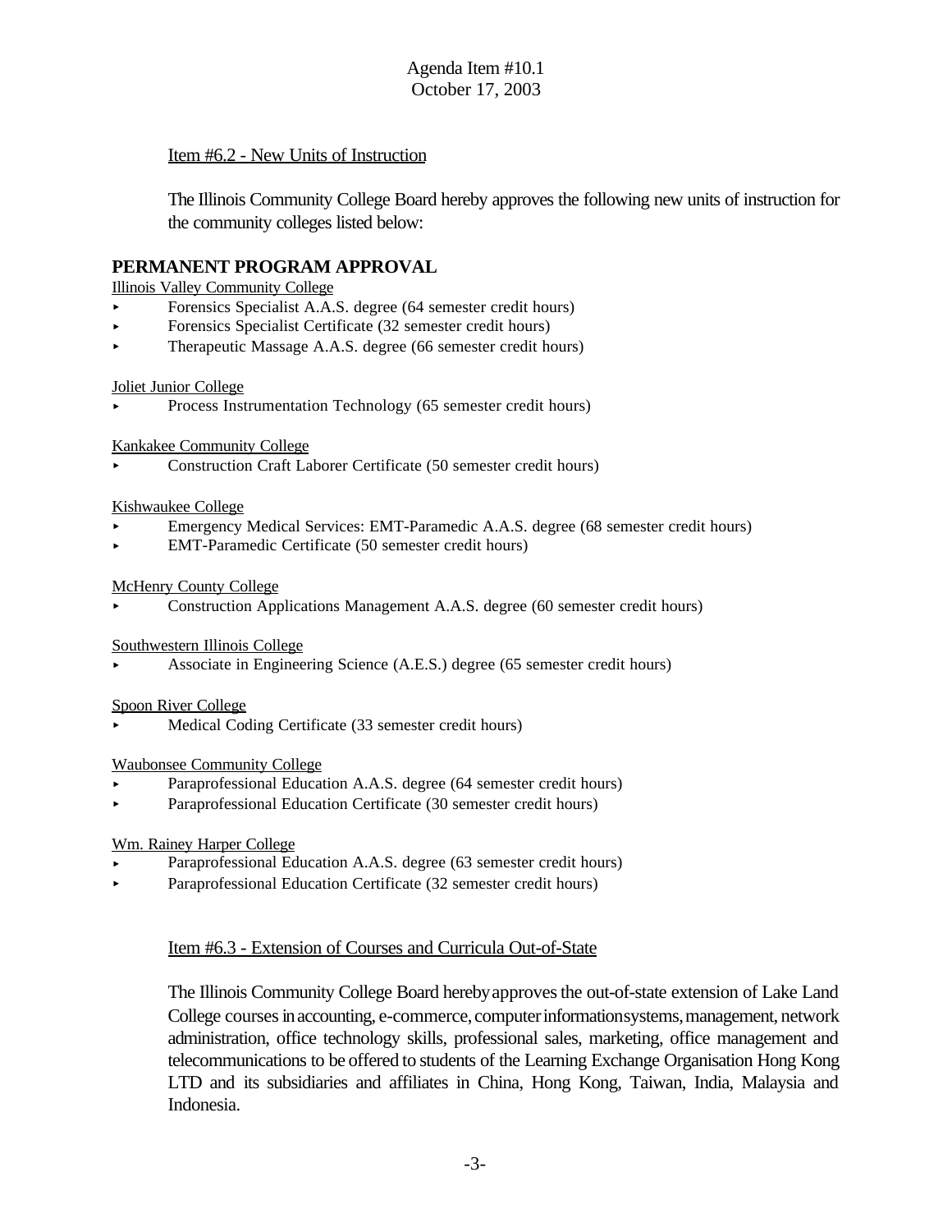Agenda Item #10.1
October 17, 2003

Item #6.2 - New Units of Instruction

The Illinois Community College Board hereby approves the following new units of instruction for the community colleges listed below:

## PERMANENT PROGRAM APPROVAL

Illinois Valley Community College

- Forensics Specialist A.A.S. degree (64 semester credit hours)
- Forensics Specialist Certificate (32 semester credit hours)
- Therapeutic Massage A.A.S. degree (66 semester credit hours)

Joliet Junior College

- Process Instrumentation Technology (65 semester credit hours)

Kankakee Community College

- Construction Craft Laborer Certificate (50 semester credit hours)

Kishwaukee College

- Emergency Medical Services: EMT-Paramedic A.A.S. degree (68 semester credit hours)
- EMT-Paramedic Certificate (50 semester credit hours)

McHenry County College

- Construction Applications Management A.A.S. degree (60 semester credit hours)

Southwestern Illinois College

- Associate in Engineering Science (A.E.S.) degree (65 semester credit hours)

Spoon River College

- Medical Coding Certificate (33 semester credit hours)

Waubonsee Community College

- Paraprofessional Education A.A.S. degree (64 semester credit hours)
- Paraprofessional Education Certificate (30 semester credit hours)

Wm. Rainey Harper College

- Paraprofessional Education A.A.S. degree (63 semester credit hours)
- Paraprofessional Education Certificate (32 semester credit hours)

Item #6.3 - Extension of Courses and Curricula Out-of-State

The Illinois Community College Board hereby approves the out-of-state extension of Lake Land College courses in accounting, e-commerce, computer information systems, management, network administration, office technology skills, professional sales, marketing, office management and telecommunications to be offered to students of the Learning Exchange Organisation Hong Kong LTD and its subsidiaries and affiliates in China, Hong Kong, Taiwan, India, Malaysia and Indonesia.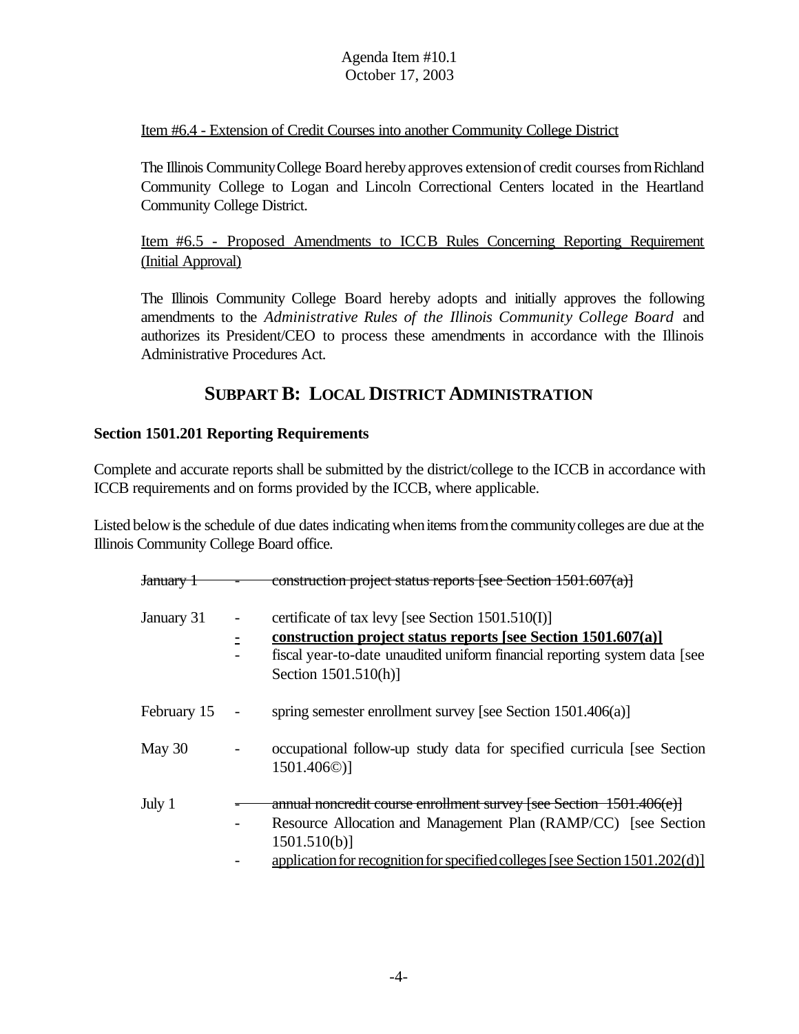Item #6.4 - Extension of Credit Courses into another Community College District

The Illinois Community College Board hereby approves extension of credit courses from Richland Community College to Logan and Lincoln Correctional Centers located in the Heartland Community College District.

Item #6.5 - Proposed Amendments to ICCB Rules Concerning Reporting Requirement (Initial Approval)

The Illinois Community College Board hereby adopts and initially approves the following amendments to the *Administrative Rules of the Illinois Community College Board* and authorizes its President/CEO to process these amendments in accordance with the Illinois Administrative Procedures Act.

## SUBPART B: LOCAL DISTRICT ADMINISTRATION

**Section 1501.201 Reporting Requirements**

Complete and accurate reports shall be submitted by the district/college to the ICCB in accordance with ICCB requirements and on forms provided by the ICCB, where applicable.

Listed below is the schedule of due dates indicating when items from the community colleges are due at the Illinois Community College Board office.

~~January 1 - construction project status reports [see Section 1501.607(a)]~~

January 31
- certificate of tax levy [see Section 1501.510(I)]
- **construction project status reports [see Section 1501.607(a)]**
- fiscal year-to-date unaudited uniform financial reporting system data [see Section 1501.510(h)]

February 15
- spring semester enrollment survey [see Section 1501.406(a)]

May 30
- occupational follow-up study data for specified curricula [see Section 1501.406©)]

July 1
- ~~annual noncredit course enrollment survey [see Section 1501.406(e)]~~
- Resource Allocation and Management Plan (RAMP/CC) [see Section 1501.510(b)]
- application for recognition for specified colleges [see Section 1501.202(d)]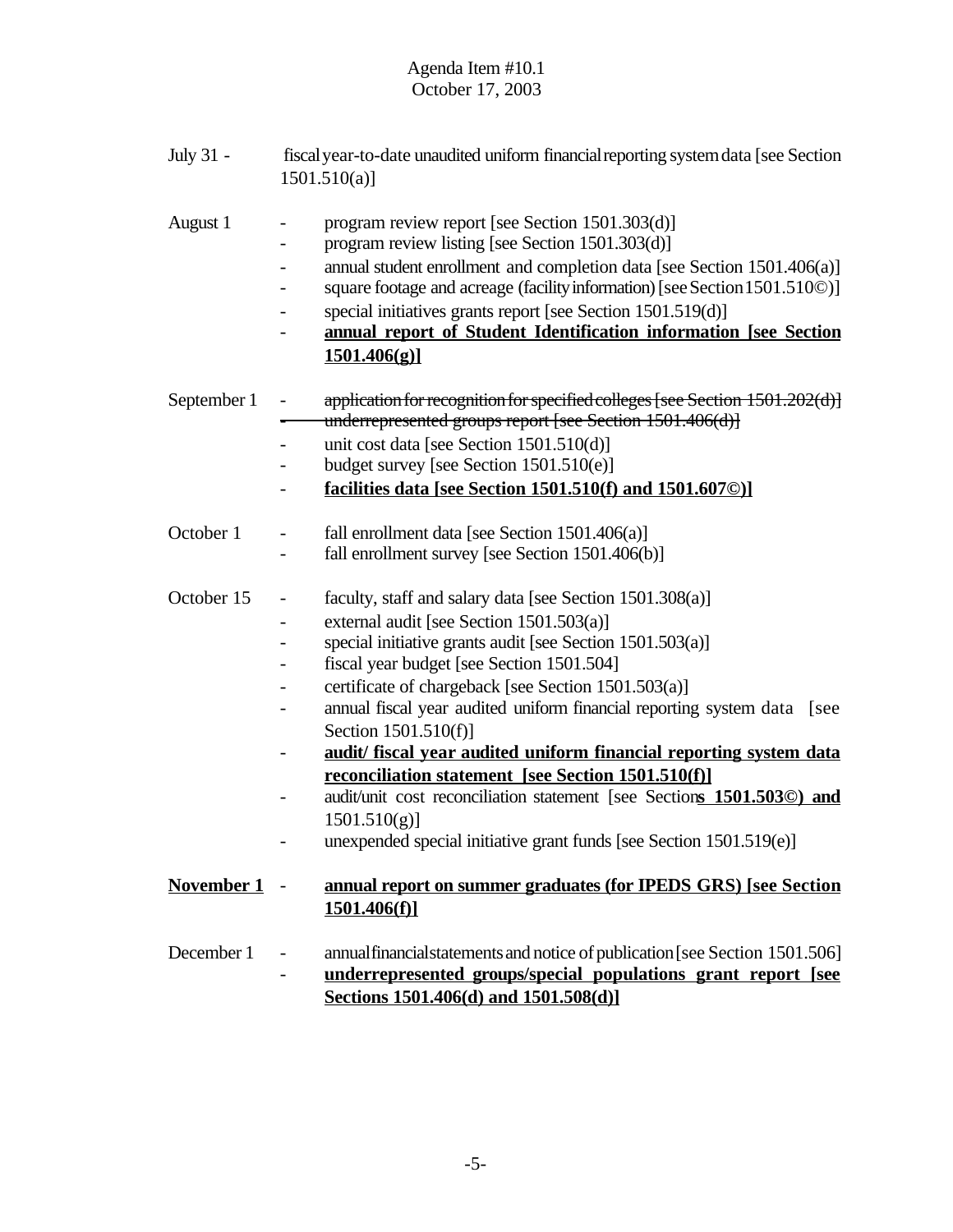July 31 - fiscal year-to-date unaudited uniform financial reporting system data [see Section 1501.510(a)]

August 1
- program review report [see Section 1501.303(d)]
- program review listing [see Section 1501.303(d)]
- annual student enrollment and completion data [see Section 1501.406(a)]
- square footage and acreage (facility information) [see Section 1501.510©)]
- special initiatives grants report [see Section 1501.519(d)]
- **<u>annual report of Student Identification information [see Section 1501.406(g)]</u>**

September 1
- ~~application for recognition for specified colleges [see Section 1501.202(d)]~~
- ~~underrepresented groups report [see Section 1501.406(d)]~~
- unit cost data [see Section 1501.510(d)]
- budget survey [see Section 1501.510(e)]
- **<u>facilities data [see Section 1501.510(f) and 1501.607©)]</u>**

October 1
- fall enrollment data [see Section 1501.406(a)]
- fall enrollment survey [see Section 1501.406(b)]

October 15
- faculty, staff and salary data [see Section 1501.308(a)]
- external audit [see Section 1501.503(a)]
- special initiative grants audit [see Section 1501.503(a)]
- fiscal year budget [see Section 1501.504]
- certificate of chargeback [see Section 1501.503(a)]
- annual fiscal year audited uniform financial reporting system data [see Section 1501.510(f)]
- **<u>audit/ fiscal year audited uniform financial reporting system data reconciliation statement [see Section 1501.510(f)]</u>**
- audit/unit cost reconciliation statement [see Section**<u>s 1501.503©) and</u>** 1501.510(g)]
- unexpended special initiative grant funds [see Section 1501.519(e)]

**<u>November 1</u>**
- **<u>annual report on summer graduates (for IPEDS GRS) [see Section 1501.406(f)]</u>**

December 1
- annual financial statements and notice of publication [see Section 1501.506]
- **<u>underrepresented groups/special populations grant report [see Sections 1501.406(d) and 1501.508(d)]</u>**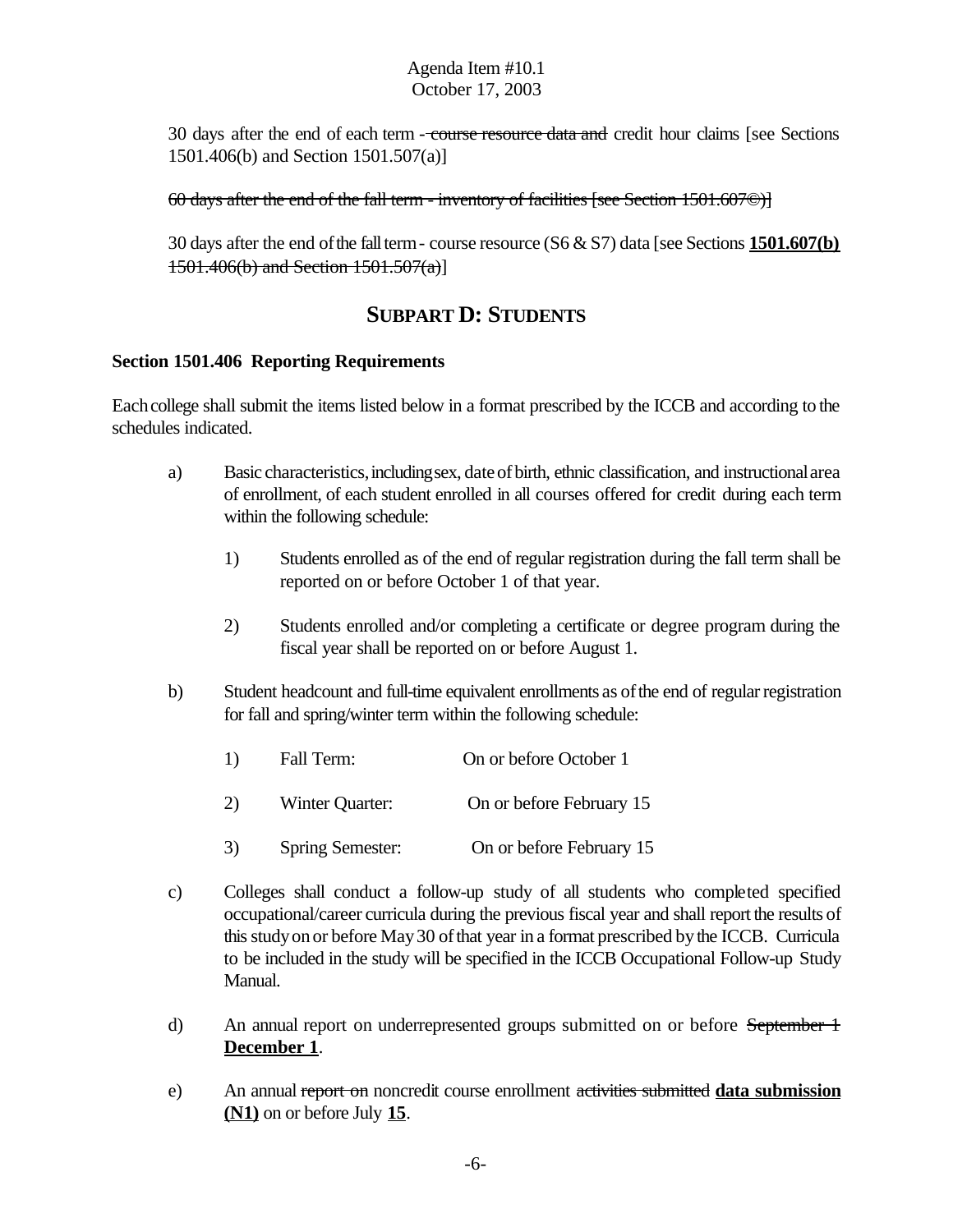30 days after the end of each term - ~~course resource data and~~ credit hour claims [see Sections 1501.406(b) and Section 1501.507(a)]

~~60 days after the end of the fall term - inventory of facilities [see Section 1501.607©)]~~

30 days after the end of the fall term - course resource (S6 & S7) data [see Sections **<u>1501.607(b)</u>** ~~1501.406(b) and Section 1501.507(a)~~]

## SUBPART D: STUDENTS

**Section 1501.406 Reporting Requirements**

Each college shall submit the items listed below in a format prescribed by the ICCB and according to the schedules indicated.

a) Basic characteristics, including sex, date of birth, ethnic classification, and instructional area of enrollment, of each student enrolled in all courses offered for credit during each term within the following schedule:

   1) Students enrolled as of the end of regular registration during the fall term shall be reported on or before October 1 of that year.

   2) Students enrolled and/or completing a certificate or degree program during the fiscal year shall be reported on or before August 1.

b) Student headcount and full-time equivalent enrollments as of the end of regular registration for fall and spring/winter term within the following schedule:

   1) Fall Term: On or before October 1

   2) Winter Quarter: On or before February 15

   3) Spring Semester: On or before February 15

c) Colleges shall conduct a follow-up study of all students who completed specified occupational/career curricula during the previous fiscal year and shall report the results of this study on or before May 30 of that year in a format prescribed by the ICCB. Curricula to be included in the study will be specified in the ICCB Occupational Follow-up Study Manual.

d) An annual report on underrepresented groups submitted on or before ~~September 1~~ **<u>December 1</u>**.

e) An annual ~~report on~~ noncredit course enrollment ~~activities submitted~~ **<u>data submission (N1)</u>** on or before July **<u>15</u>**.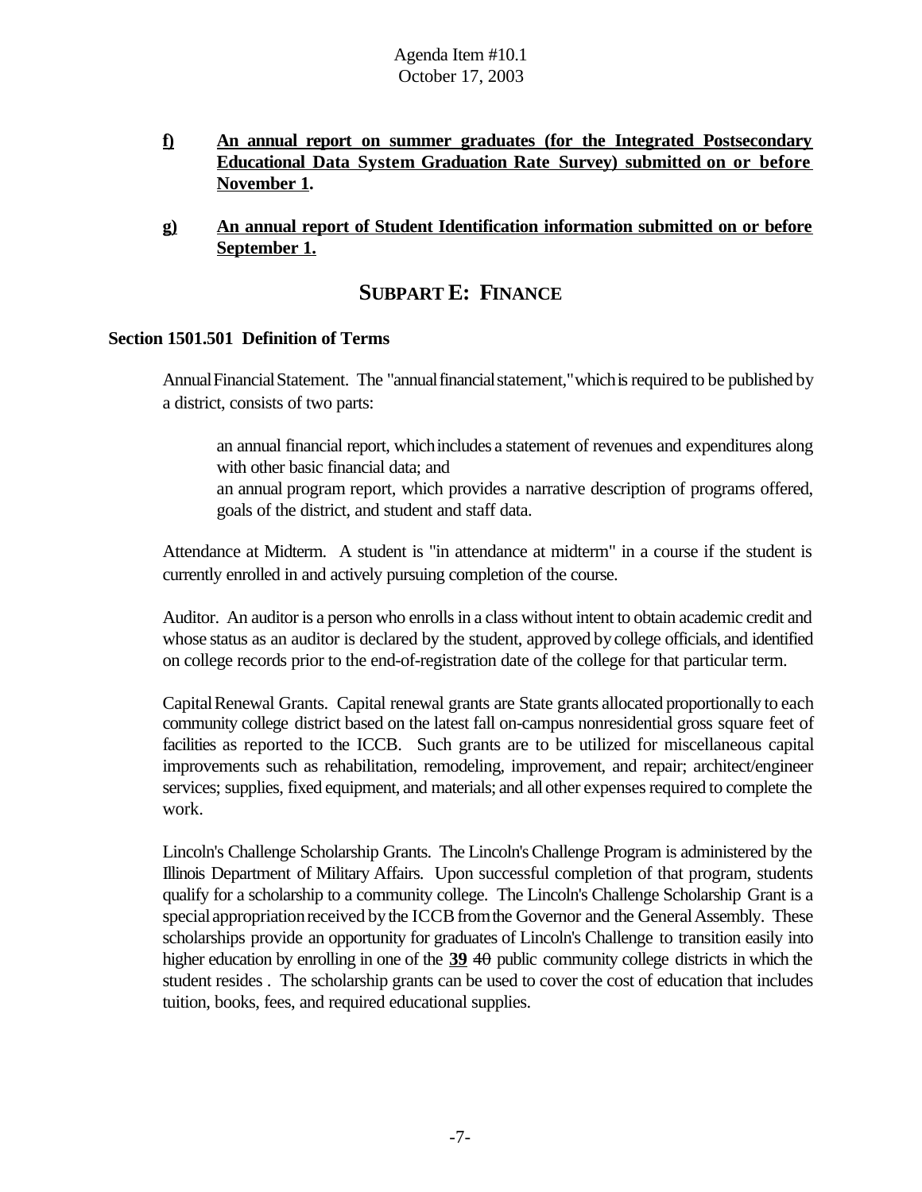f) **An annual report on summer graduates (for the Integrated Postsecondary Educational Data System Graduation Rate Survey) submitted on or before November 1.**

g) **An annual report of Student Identification information submitted on or before September 1.**

## SUBPART E: FINANCE

### Section 1501.501 Definition of Terms

Annual Financial Statement. The "annual financial statement," which is required to be published by a district, consists of two parts:

an annual financial report, which includes a statement of revenues and expenditures along with other basic financial data; and

an annual program report, which provides a narrative description of programs offered, goals of the district, and student and staff data.

Attendance at Midterm. A student is "in attendance at midterm" in a course if the student is currently enrolled in and actively pursuing completion of the course.

Auditor. An auditor is a person who enrolls in a class without intent to obtain academic credit and whose status as an auditor is declared by the student, approved by college officials, and identified on college records prior to the end-of-registration date of the college for that particular term.

Capital Renewal Grants. Capital renewal grants are State grants allocated proportionally to each community college district based on the latest fall on-campus nonresidential gross square feet of facilities as reported to the ICCB. Such grants are to be utilized for miscellaneous capital improvements such as rehabilitation, remodeling, improvement, and repair; architect/engineer services; supplies, fixed equipment, and materials; and all other expenses required to complete the work.

Lincoln's Challenge Scholarship Grants. The Lincoln's Challenge Program is administered by the Illinois Department of Military Affairs. Upon successful completion of that program, students qualify for a scholarship to a community college. The Lincoln's Challenge Scholarship Grant is a special appropriation received by the ICCB from the Governor and the General Assembly. These scholarships provide an opportunity for graduates of Lincoln's Challenge to transition easily into higher education by enrolling in one of the **39** ~~40~~ public community college districts in which the student resides . The scholarship grants can be used to cover the cost of education that includes tuition, books, fees, and required educational supplies.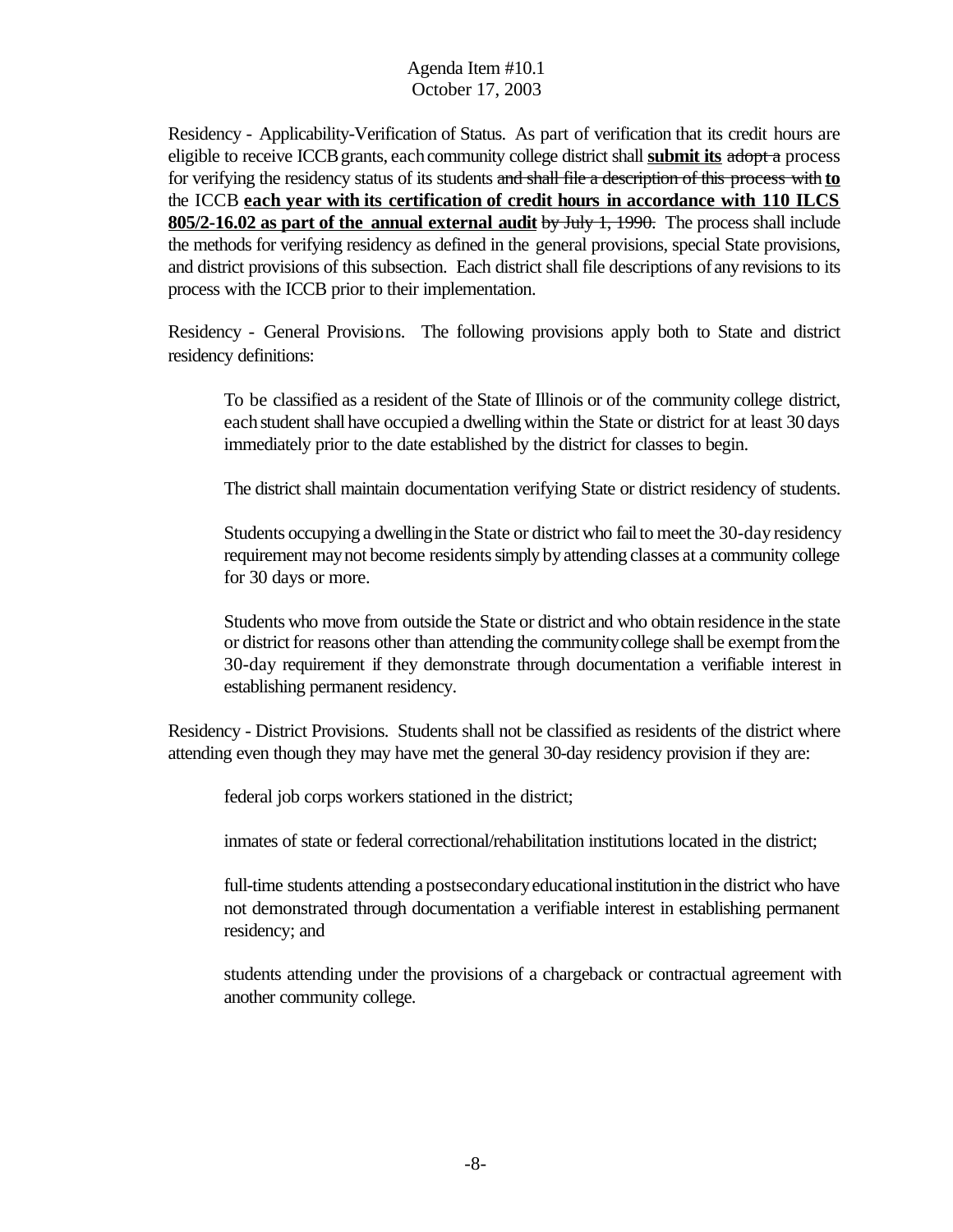Residency - Applicability-Verification of Status. As part of verification that its credit hours are eligible to receive ICCB grants, each community college district shall **submit its** ~~adopt a~~ process for verifying the residency status of its students ~~and shall file a description of this process with~~ **to** the ICCB **each year with its certification of credit hours in accordance with 110 ILCS 805/2-16.02 as part of the annual external audit** ~~by July 1, 1990.~~ The process shall include the methods for verifying residency as defined in the general provisions, special State provisions, and district provisions of this subsection. Each district shall file descriptions of any revisions to its process with the ICCB prior to their implementation.

Residency - General Provisions. The following provisions apply both to State and district residency definitions:

> To be classified as a resident of the State of Illinois or of the community college district, each student shall have occupied a dwelling within the State or district for at least 30 days immediately prior to the date established by the district for classes to begin.
>
> The district shall maintain documentation verifying State or district residency of students.
>
> Students occupying a dwelling in the State or district who fail to meet the 30-day residency requirement may not become residents simply by attending classes at a community college for 30 days or more.
>
> Students who move from outside the State or district and who obtain residence in the state or district for reasons other than attending the community college shall be exempt from the 30-day requirement if they demonstrate through documentation a verifiable interest in establishing permanent residency.

Residency - District Provisions. Students shall not be classified as residents of the district where attending even though they may have met the general 30-day residency provision if they are:

> federal job corps workers stationed in the district;
>
> inmates of state or federal correctional/rehabilitation institutions located in the district;
>
> full-time students attending a postsecondary educational institution in the district who have not demonstrated through documentation a verifiable interest in establishing permanent residency; and
>
> students attending under the provisions of a chargeback or contractual agreement with another community college.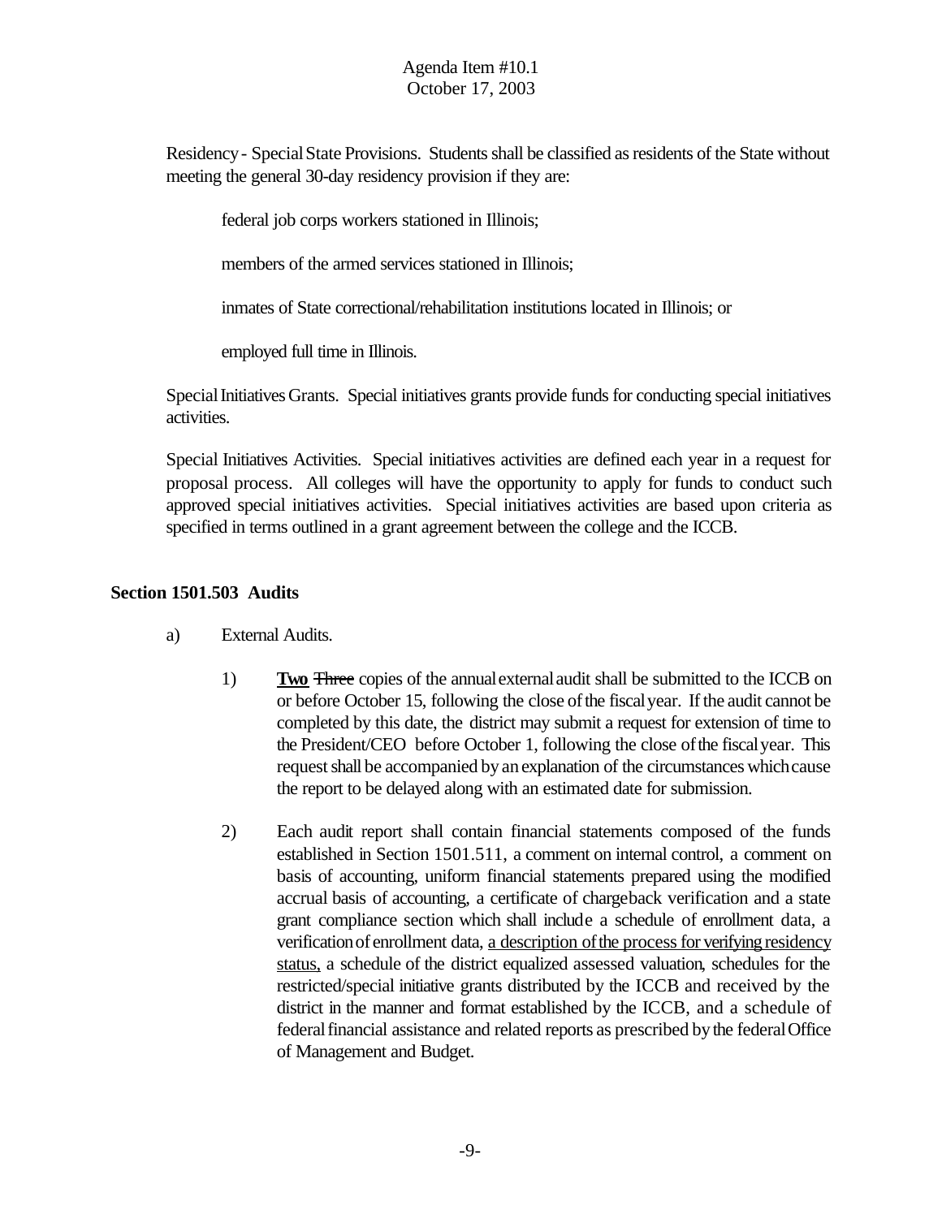Residency - Special State Provisions. Students shall be classified as residents of the State without meeting the general 30-day residency provision if they are:

federal job corps workers stationed in Illinois;

members of the armed services stationed in Illinois;

inmates of State correctional/rehabilitation institutions located in Illinois; or

employed full time in Illinois.

Special Initiatives Grants. Special initiatives grants provide funds for conducting special initiatives activities.

Special Initiatives Activities. Special initiatives activities are defined each year in a request for proposal process. All colleges will have the opportunity to apply for funds to conduct such approved special initiatives activities. Special initiatives activities are based upon criteria as specified in terms outlined in a grant agreement between the college and the ICCB.

**Section 1501.503 Audits**

a) External Audits.

1) **<u>Two</u>** ~~Three~~ copies of the annual external audit shall be submitted to the ICCB on or before October 15, following the close of the fiscal year. If the audit cannot be completed by this date, the district may submit a request for extension of time to the President/CEO before October 1, following the close of the fiscal year. This request shall be accompanied by an explanation of the circumstances which cause the report to be delayed along with an estimated date for submission.

2) Each audit report shall contain financial statements composed of the funds established in Section 1501.511, a comment on internal control, a comment on basis of accounting, uniform financial statements prepared using the modified accrual basis of accounting, a certificate of chargeback verification and a state grant compliance section which shall include a schedule of enrollment data, a verification of enrollment data, <u>a description of the process for verifying residency status,</u> a schedule of the district equalized assessed valuation, schedules for the restricted/special initiative grants distributed by the ICCB and received by the district in the manner and format established by the ICCB, and a schedule of federal financial assistance and related reports as prescribed by the federal Office of Management and Budget.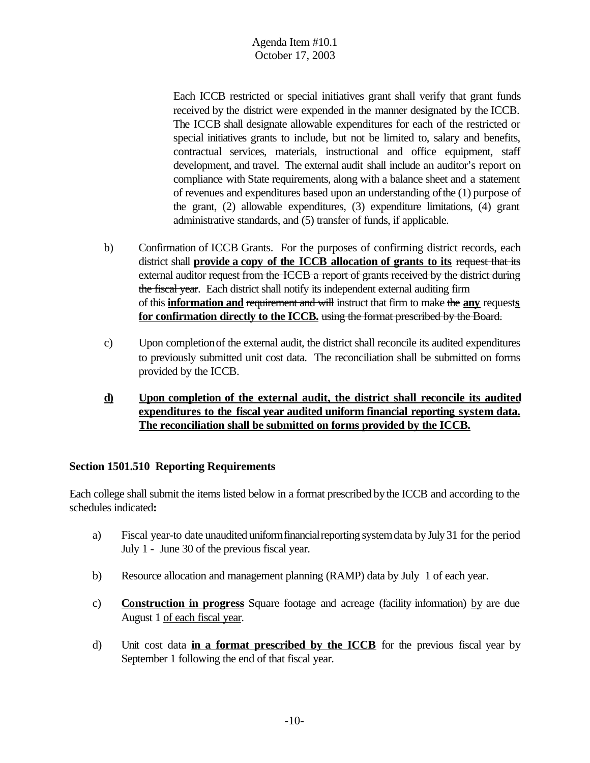Each ICCB restricted or special initiatives grant shall verify that grant funds received by the district were expended in the manner designated by the ICCB. The ICCB shall designate allowable expenditures for each of the restricted or special initiatives grants to include, but not be limited to, salary and benefits, contractual services, materials, instructional and office equipment, staff development, and travel. The external audit shall include an auditor's report on compliance with State requirements, along with a balance sheet and a statement of revenues and expenditures based upon an understanding of the (1) purpose of the grant, (2) allowable expenditures, (3) expenditure limitations, (4) grant administrative standards, and (5) transfer of funds, if applicable.

b) Confirmation of ICCB Grants. For the purposes of confirming district records, each district shall **provide a copy of the ICCB allocation of grants to its** ~~request that its~~ external auditor ~~request from the ICCB a report of grants received by the district during the fiscal year~~. Each district shall notify its independent external auditing firm of this **information and** ~~requirement and will~~ instruct that firm to make ~~the~~ **any** request**s** **for confirmation directly to the ICCB.** ~~using the format prescribed by the Board.~~

c) Upon completion of the external audit, the district shall reconcile its audited expenditures to previously submitted unit cost data. The reconciliation shall be submitted on forms provided by the ICCB.

**d) Upon completion of the external audit, the district shall reconcile its audited expenditures to the fiscal year audited uniform financial reporting system data. The reconciliation shall be submitted on forms provided by the ICCB.**

**Section 1501.510 Reporting Requirements**

Each college shall submit the items listed below in a format prescribed by the ICCB and according to the schedules indicated**:**

a) Fiscal year-to date unaudited uniform financial reporting system data by July 31 for the period July 1 - June 30 of the previous fiscal year.

b) Resource allocation and management planning (RAMP) data by July 1 of each year.

c) **Construction in progress** ~~Square footage~~ and acreage ~~(facility information)~~ <u>by</u> ~~are due~~ August 1 <u>of each fiscal year</u>.

d) Unit cost data **in a format prescribed by the ICCB** for the previous fiscal year by September 1 following the end of that fiscal year.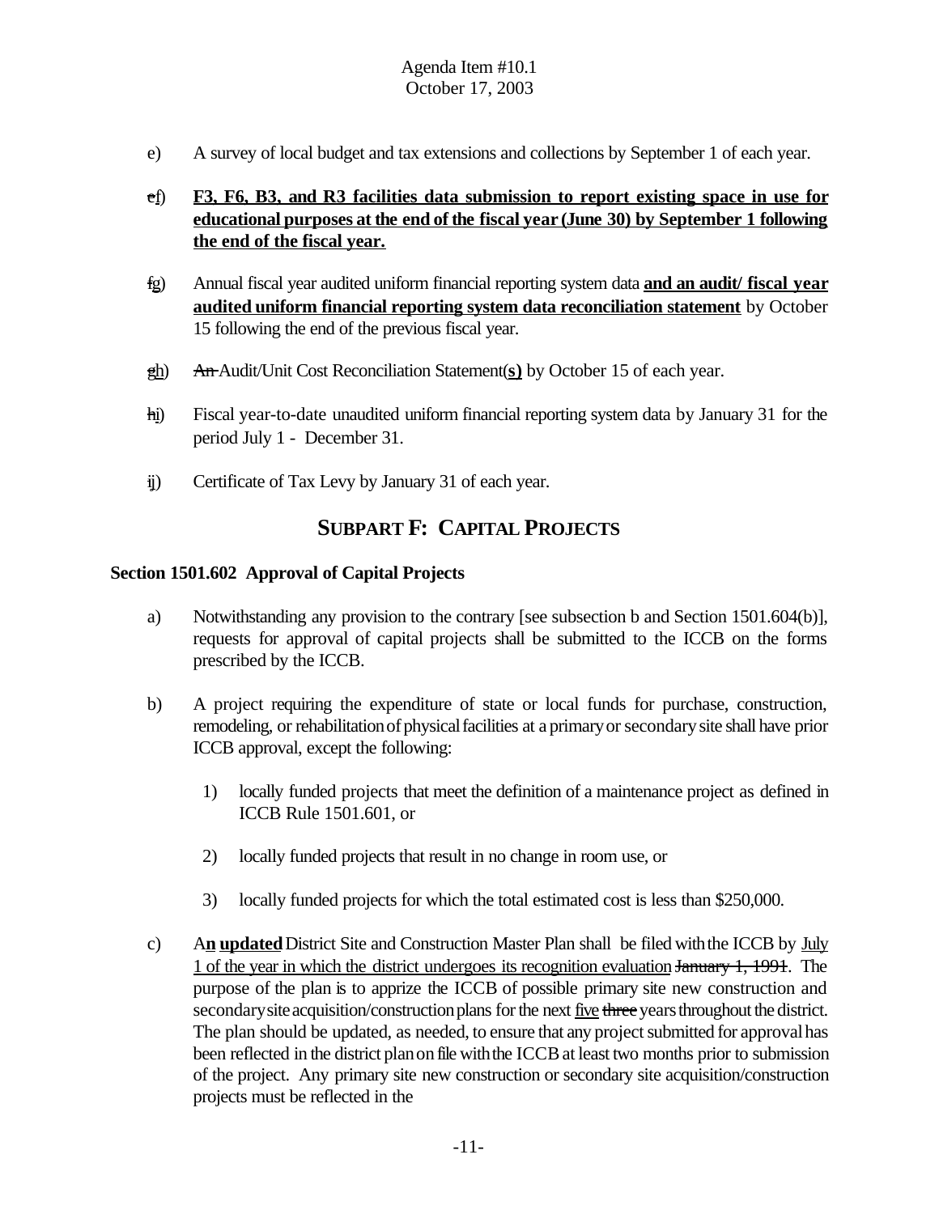e) A survey of local budget and tax extensions and collections by September 1 of each year.

~~e~~f) **F3, F6, B3, and R3 facilities data submission to report existing space in use for educational purposes at the end of the fiscal year (June 30) by September 1 following the end of the fiscal year.**

~~f~~g) Annual fiscal year audited uniform financial reporting system data **and an audit/ fiscal year audited uniform financial reporting system data reconciliation statement** by October 15 following the end of the previous fiscal year.

~~g~~h) ~~An~~ Audit/Unit Cost Reconciliation Statement(**s)** by October 15 of each year.

~~h~~i) Fiscal year-to-date unaudited uniform financial reporting system data by January 31 for the period July 1 - December 31.

~~i~~j) Certificate of Tax Levy by January 31 of each year.

## SUBPART F: CAPITAL PROJECTS

**Section 1501.602 Approval of Capital Projects**

a) Notwithstanding any provision to the contrary [see subsection b and Section 1501.604(b)], requests for approval of capital projects shall be submitted to the ICCB on the forms prescribed by the ICCB.

b) A project requiring the expenditure of state or local funds for purchase, construction, remodeling, or rehabilitation of physical facilities at a primary or secondary site shall have prior ICCB approval, except the following:

1) locally funded projects that meet the definition of a maintenance project as defined in ICCB Rule 1501.601, or

2) locally funded projects that result in no change in room use, or

3) locally funded projects for which the total estimated cost is less than $250,000.

c) A**n** **updated** District Site and Construction Master Plan shall be filed with the ICCB by July 1 of the year in which the district undergoes its recognition evaluation ~~January 1, 1991~~. The purpose of the plan is to apprize the ICCB of possible primary site new construction and secondary site acquisition/construction plans for the next five ~~three~~ years throughout the district. The plan should be updated, as needed, to ensure that any project submitted for approval has been reflected in the district plan on file with the ICCB at least two months prior to submission of the project. Any primary site new construction or secondary site acquisition/construction projects must be reflected in the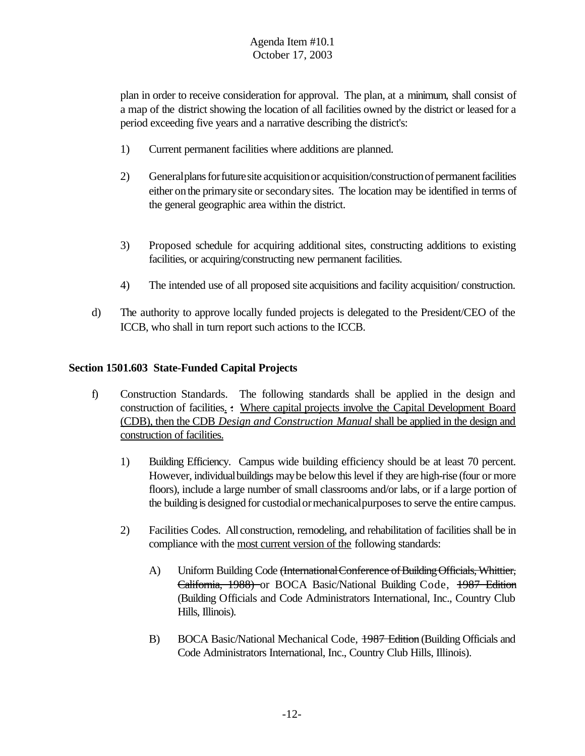plan in order to receive consideration for approval. The plan, at a minimum, shall consist of a map of the district showing the location of all facilities owned by the district or leased for a period exceeding five years and a narrative describing the district's:

1) Current permanent facilities where additions are planned.

2) General plans for future site acquisition or acquisition/construction of permanent facilities either on the primary site or secondary sites. The location may be identified in terms of the general geographic area within the district.

3) Proposed schedule for acquiring additional sites, constructing additions to existing facilities, or acquiring/constructing new permanent facilities.

4) The intended use of all proposed site acquisitions and facility acquisition/ construction.

d) The authority to approve locally funded projects is delegated to the President/CEO of the ICCB, who shall in turn report such actions to the ICCB.

**Section 1501.603 State-Funded Capital Projects**

f) Construction Standards. The following standards shall be applied in the design and construction of facilities. ~~:~~ Where capital projects involve the Capital Development Board (CDB), then the CDB *Design and Construction Manual* shall be applied in the design and construction of facilities.

1) Building Efficiency. Campus wide building efficiency should be at least 70 percent. However, individual buildings may be below this level if they are high-rise (four or more floors), include a large number of small classrooms and/or labs, or if a large portion of the building is designed for custodial or mechanical purposes to serve the entire campus.

2) Facilities Codes. All construction, remodeling, and rehabilitation of facilities shall be in compliance with the most current version of the following standards:

A) Uniform Building Code ~~(International Conference of Building Officials, Whittier, California, 1988)~~ or BOCA Basic/National Building Code, ~~1987 Edition~~ (Building Officials and Code Administrators International, Inc., Country Club Hills, Illinois).

B) BOCA Basic/National Mechanical Code, ~~1987 Edition~~ (Building Officials and Code Administrators International, Inc., Country Club Hills, Illinois).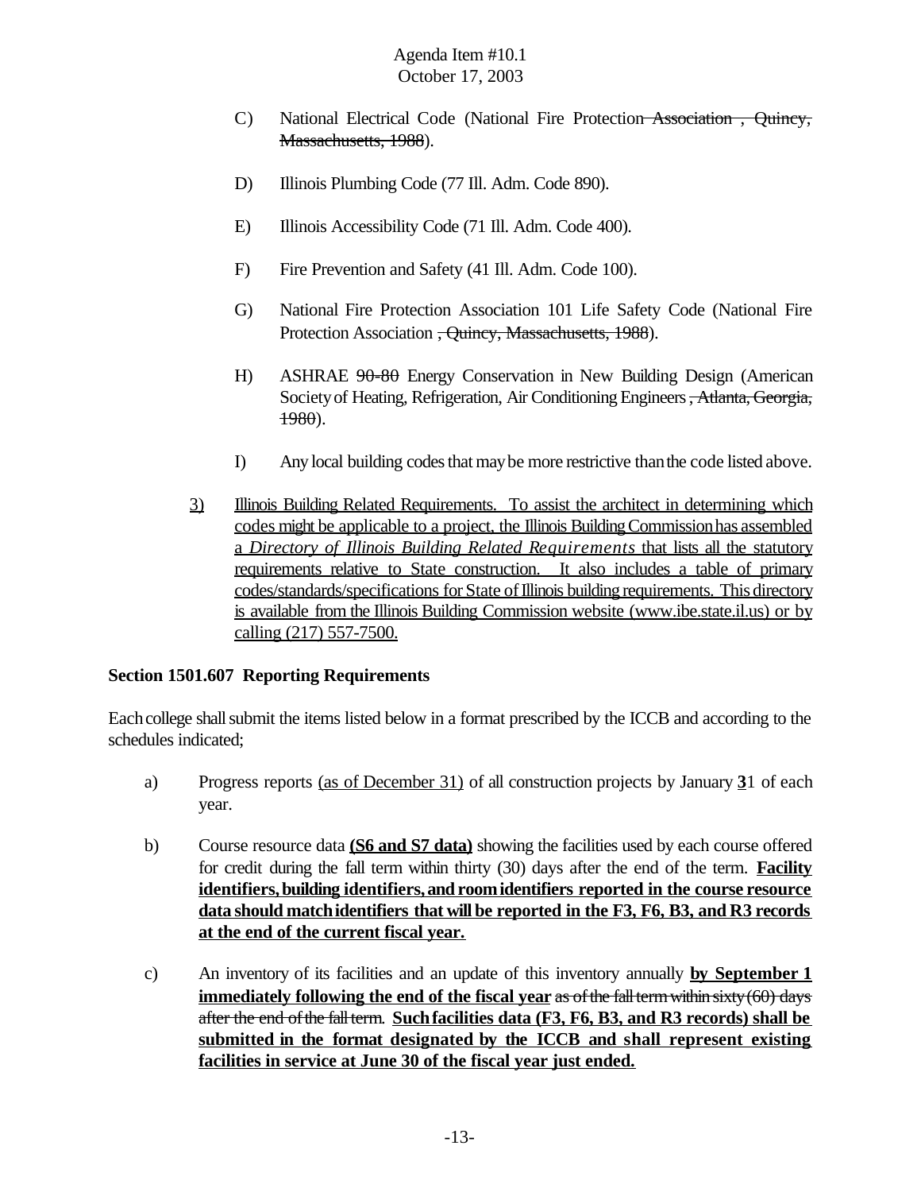C) National Electrical Code (National Fire Protection ~~Association , Quincy, Massachusetts, 1988~~).

D) Illinois Plumbing Code (77 Ill. Adm. Code 890).

E) Illinois Accessibility Code (71 Ill. Adm. Code 400).

F) Fire Prevention and Safety (41 Ill. Adm. Code 100).

G) National Fire Protection Association 101 Life Safety Code (National Fire Protection Association ~~, Quincy, Massachusetts, 1988~~).

H) ASHRAE ~~90-80~~ Energy Conservation in New Building Design (American Society of Heating, Refrigeration, Air Conditioning Engineers ~~, Atlanta, Georgia, 1980~~).

I) Any local building codes that may be more restrictive than the code listed above.

<u>3) Illinois Building Related Requirements. To assist the architect in determining which codes might be applicable to a project, the Illinois Building Commission has assembled a *Directory of Illinois Building Related Requirements* that lists all the statutory requirements relative to State construction. It also includes a table of primary codes/standards/specifications for State of Illinois building requirements. This directory is available from the Illinois Building Commission website (www.ibe.state.il.us) or by calling (217) 557-7500.</u>

**Section 1501.607 Reporting Requirements**

Each college shall submit the items listed below in a format prescribed by the ICCB and according to the schedules indicated;

a) Progress reports <u>(as of December 31)</u> of all construction projects by January **<u>3</u>**1 of each year.

b) Course resource data **<u>(S6 and S7 data)</u>** showing the facilities used by each course offered for credit during the fall term within thirty (30) days after the end of the term. **<u>Facility identifiers, building identifiers, and room identifiers reported in the course resource data should match identifiers that will be reported in the F3, F6, B3, and R3 records at the end of the current fiscal year.</u>**

c) An inventory of its facilities and an update of this inventory annually **<u>by September 1 immediately following the end of the fiscal year</u>** ~~as of the fall term within sixty (60) days after the end of the fall term~~. **<u>Such facilities data (F3, F6, B3, and R3 records) shall be submitted in the format designated by the ICCB and shall represent existing facilities in service at June 30 of the fiscal year just ended.</u>**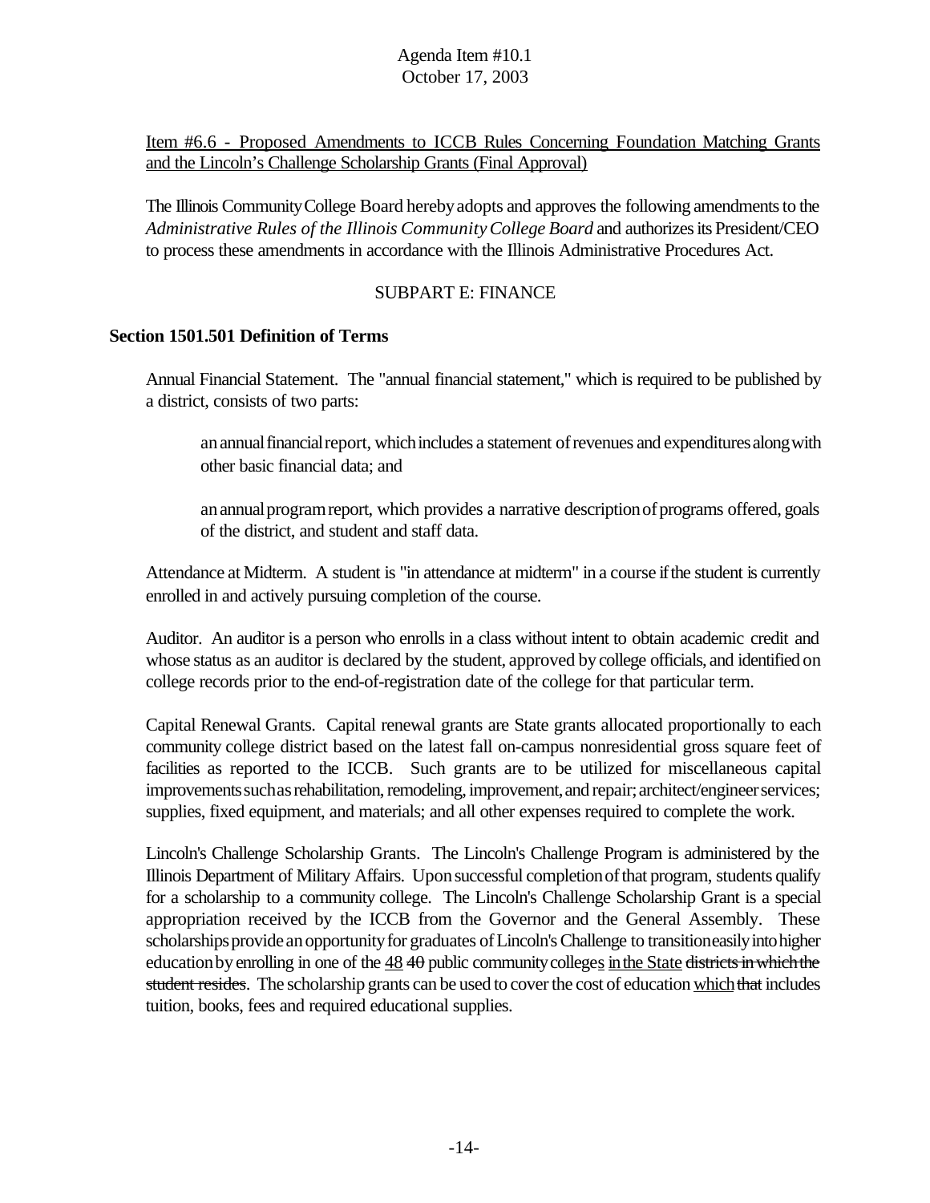<u>Item #6.6 - Proposed Amendments to ICCB Rules Concerning Foundation Matching Grants and the Lincoln's Challenge Scholarship Grants (Final Approval)</u>

The Illinois Community College Board hereby adopts and approves the following amendments to the *Administrative Rules of the Illinois Community College Board* and authorizes its President/CEO to process these amendments in accordance with the Illinois Administrative Procedures Act.

SUBPART E: FINANCE

**Section 1501.501 Definition of Terms**

Annual Financial Statement. The "annual financial statement," which is required to be published by a district, consists of two parts:

> an annual financial report, which includes a statement of revenues and expenditures along with other basic financial data; and
>
> an annual program report, which provides a narrative description of programs offered, goals of the district, and student and staff data.

Attendance at Midterm. A student is "in attendance at midterm" in a course if the student is currently enrolled in and actively pursuing completion of the course.

Auditor. An auditor is a person who enrolls in a class without intent to obtain academic credit and whose status as an auditor is declared by the student, approved by college officials, and identified on college records prior to the end-of-registration date of the college for that particular term.

Capital Renewal Grants. Capital renewal grants are State grants allocated proportionally to each community college district based on the latest fall on-campus nonresidential gross square feet of facilities as reported to the ICCB. Such grants are to be utilized for miscellaneous capital improvements such as rehabilitation, remodeling, improvement, and repair; architect/engineer services; supplies, fixed equipment, and materials; and all other expenses required to complete the work.

Lincoln's Challenge Scholarship Grants. The Lincoln's Challenge Program is administered by the Illinois Department of Military Affairs. Upon successful completion of that program, students qualify for a scholarship to a community college. The Lincoln's Challenge Scholarship Grant is a special appropriation received by the ICCB from the Governor and the General Assembly. These scholarships provide an opportunity for graduates of Lincoln's Challenge to transition easily into higher education by enrolling in one of the <u>48</u> ~~40~~ public community college<u>s</u> <u>in the State</u> ~~districts in which the student resides~~. The scholarship grants can be used to cover the cost of education <u>which</u> ~~that~~ includes tuition, books, fees and required educational supplies.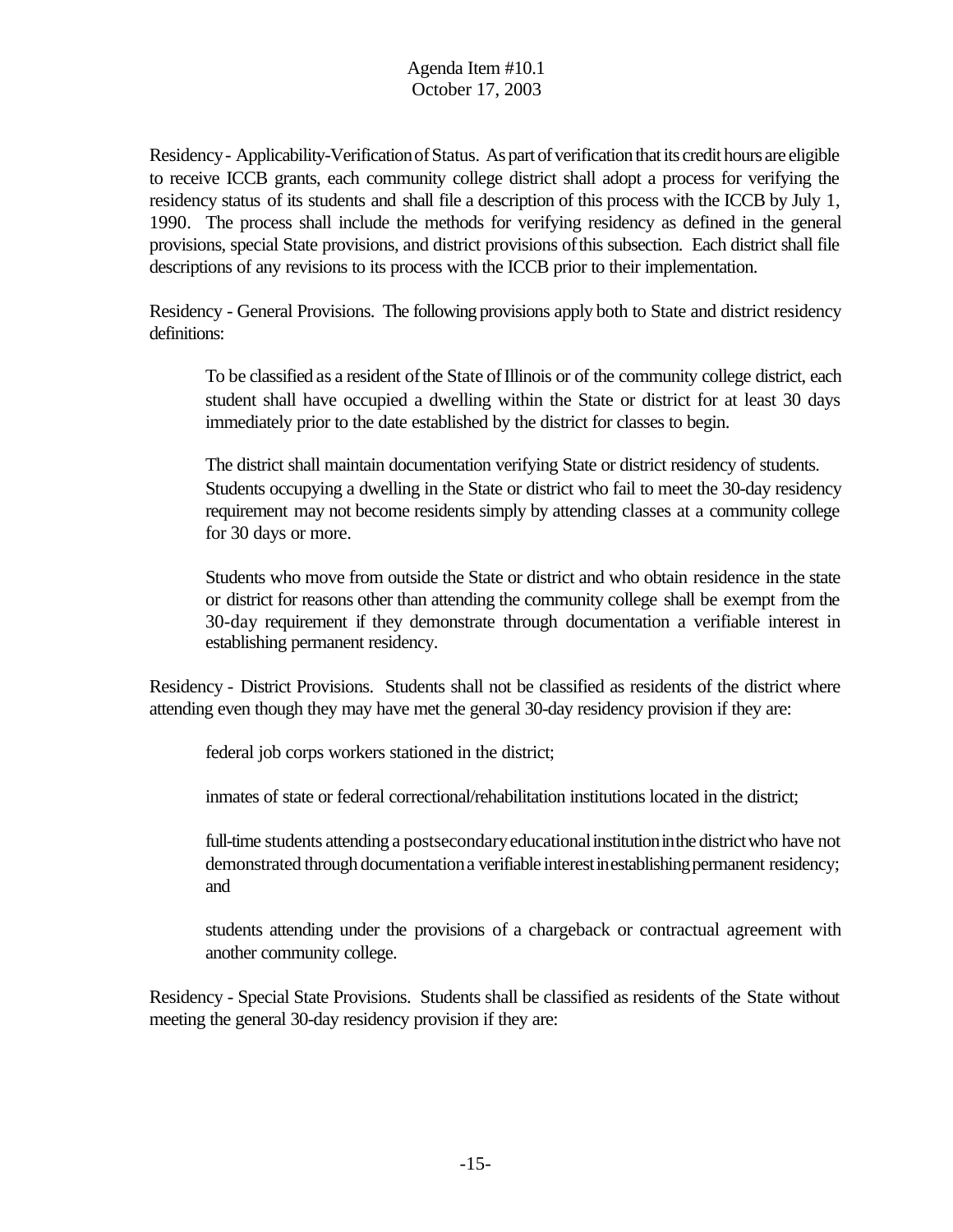Residency - Applicability-Verification of Status. As part of verification that its credit hours are eligible to receive ICCB grants, each community college district shall adopt a process for verifying the residency status of its students and shall file a description of this process with the ICCB by July 1, 1990. The process shall include the methods for verifying residency as defined in the general provisions, special State provisions, and district provisions of this subsection. Each district shall file descriptions of any revisions to its process with the ICCB prior to their implementation.

Residency - General Provisions. The following provisions apply both to State and district residency definitions:

> To be classified as a resident of the State of Illinois or of the community college district, each student shall have occupied a dwelling within the State or district for at least 30 days immediately prior to the date established by the district for classes to begin.
>
> The district shall maintain documentation verifying State or district residency of students. Students occupying a dwelling in the State or district who fail to meet the 30-day residency requirement may not become residents simply by attending classes at a community college for 30 days or more.
>
> Students who move from outside the State or district and who obtain residence in the state or district for reasons other than attending the community college shall be exempt from the 30-day requirement if they demonstrate through documentation a verifiable interest in establishing permanent residency.

Residency - District Provisions. Students shall not be classified as residents of the district where attending even though they may have met the general 30-day residency provision if they are:

> federal job corps workers stationed in the district;
>
> inmates of state or federal correctional/rehabilitation institutions located in the district;
>
> full-time students attending a postsecondary educational institution in the district who have not demonstrated through documentation a verifiable interest in establishing permanent residency; and
>
> students attending under the provisions of a chargeback or contractual agreement with another community college.

Residency - Special State Provisions. Students shall be classified as residents of the State without meeting the general 30-day residency provision if they are: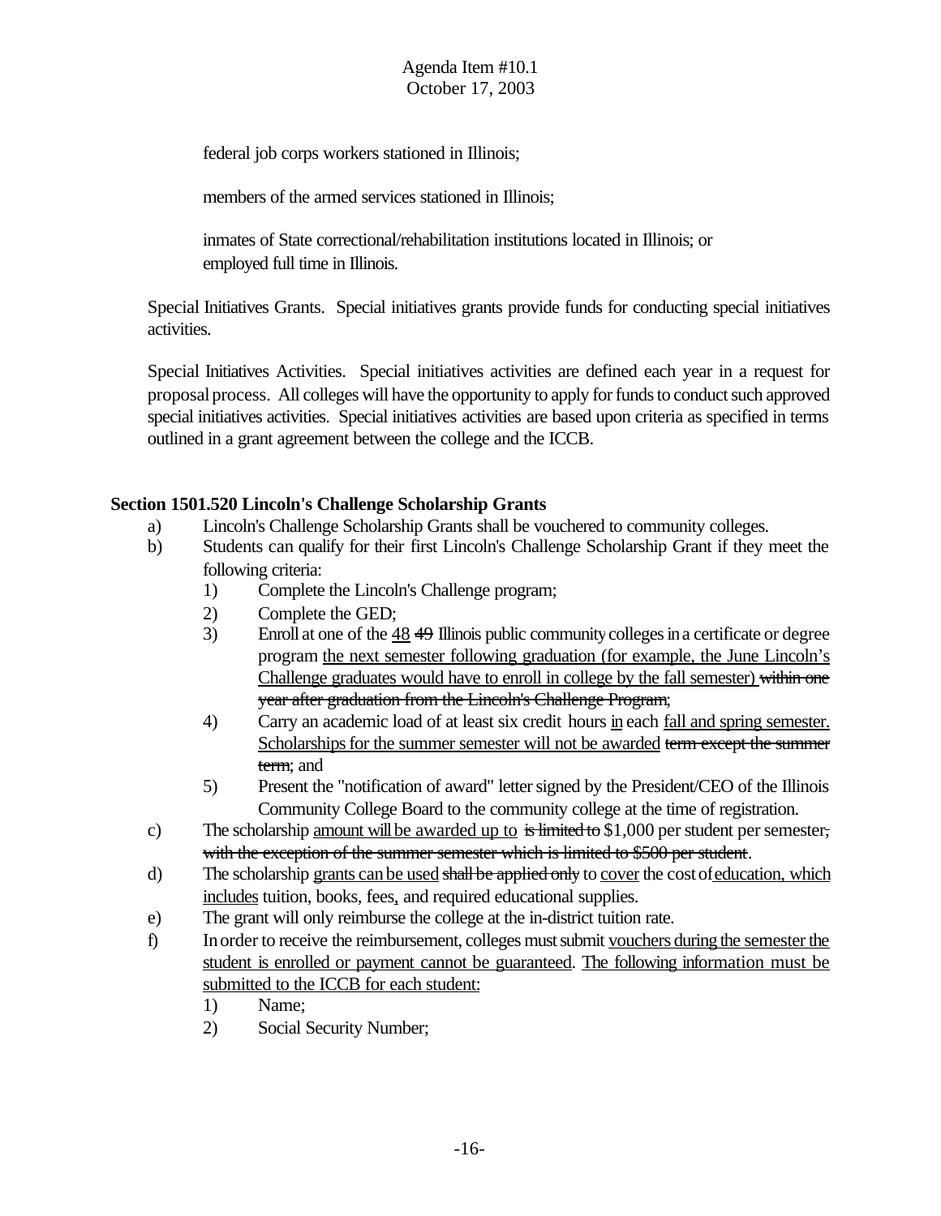federal job corps workers stationed in Illinois;

members of the armed services stationed in Illinois;

inmates of State correctional/rehabilitation institutions located in Illinois; or employed full time in Illinois.

Special Initiatives Grants. Special initiatives grants provide funds for conducting special initiatives activities.

Special Initiatives Activities. Special initiatives activities are defined each year in a request for proposal process. All colleges will have the opportunity to apply for funds to conduct such approved special initiatives activities. Special initiatives activities are based upon criteria as specified in terms outlined in a grant agreement between the college and the ICCB.

**Section 1501.520 Lincoln's Challenge Scholarship Grants**

a) Lincoln's Challenge Scholarship Grants shall be vouchered to community colleges.

b) Students can qualify for their first Lincoln's Challenge Scholarship Grant if they meet the following criteria:

1) Complete the Lincoln's Challenge program;

2) Complete the GED;

3) Enroll at one of the <u>48</u> ~~49~~ Illinois public community colleges in a certificate or degree program <u>the next semester following graduation (for example, the June Lincoln's Challenge graduates would have to enroll in college by the fall semester)</u> ~~within one year after graduation from the Lincoln's Challenge Program~~;

4) Carry an academic load of at least six credit hours <u>in</u> each <u>fall and spring semester. Scholarships for the summer semester will not be awarded</u> ~~term except the summer term~~; and

5) Present the "notification of award" letter signed by the President/CEO of the Illinois Community College Board to the community college at the time of registration.

c) The scholarship <u>amount will be awarded up to</u> ~~is limited to~~ $1,000 per student per semester~~, with the exception of the summer semester which is limited to $500 per student~~.

d) The scholarship <u>grants can be used</u> ~~shall be applied only~~ to <u>cover</u> the cost of <u>education, which includes</u> tuition, books, fees<u>,</u> and required educational supplies.

e) The grant will only reimburse the college at the in-district tuition rate.

f) In order to receive the reimbursement, colleges must submit <u>vouchers during the semester the student is enrolled or payment cannot be guaranteed</u>. <u>The following information must be submitted to the ICCB for each student:</u>

1) Name;

2) Social Security Number;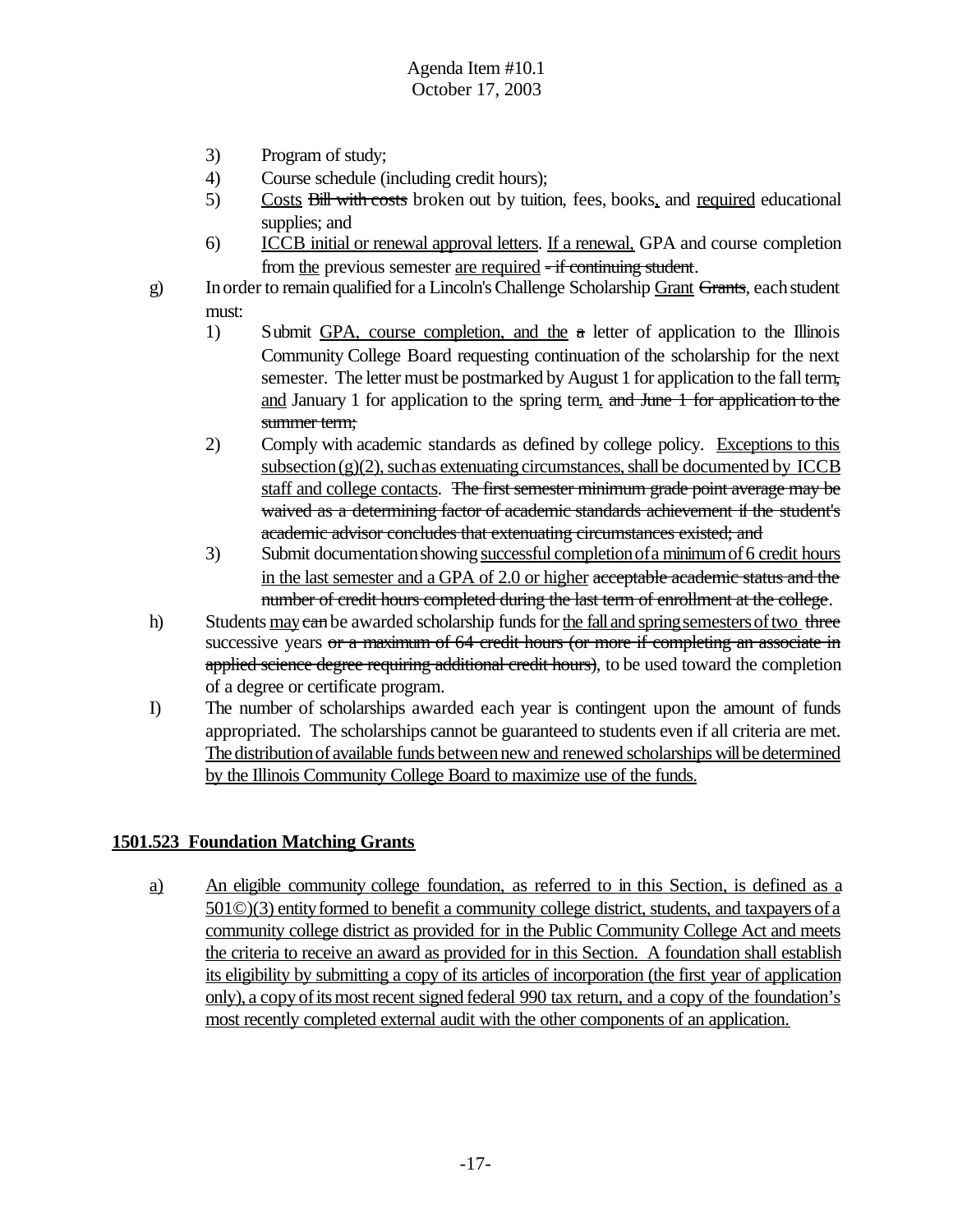3) Program of study;

4) Course schedule (including credit hours);

5) <u>Costs</u> ~~Bill with costs~~ broken out by tuition, fees, books<u>,</u> and <u>required</u> educational supplies; and

6) <u>ICCB initial or renewal approval letters</u>. <u>If a renewal,</u> GPA and course completion from <u>the</u> previous semester <u>are required</u> ~~- if continuing student~~.

g) In order to remain qualified for a Lincoln's Challenge Scholarship <u>Grant</u> ~~Grants~~, each student must:

1) Submit <u>GPA, course completion, and the</u> ~~a~~ letter of application to the Illinois Community College Board requesting continuation of the scholarship for the next semester. The letter must be postmarked by August 1 for application to the fall term~~,~~ <u>and</u> January 1 for application to the spring term<u>.</u> ~~and June 1 for application to the summer term;~~

2) Comply with academic standards as defined by college policy. <u>Exceptions to this subsection (g)(2), such as extenuating circumstances, shall be documented by ICCB staff and college contacts</u>. ~~The first semester minimum grade point average may be waived as a determining factor of academic standards achievement if the student's academic advisor concludes that extenuating circumstances existed; and~~

3) Submit documentation showing <u>successful completion of a minimum of 6 credit hours in the last semester and a GPA of 2.0 or higher</u> ~~acceptable academic status and the number of credit hours completed during the last term of enrollment at the college~~.

h) Students <u>may</u> ~~can~~ be awarded scholarship funds for <u>the fall and spring semesters of two</u> ~~three~~ successive years ~~or a maximum of 64 credit hours (or more if completing an associate in applied science degree requiring additional credit hours)~~, to be used toward the completion of a degree or certificate program.

I) The number of scholarships awarded each year is contingent upon the amount of funds appropriated. The scholarships cannot be guaranteed to students even if all criteria are met. <u>The distribution of available funds between new and renewed scholarships will be determined by the Illinois Community College Board to maximize use of the funds.</u>

**<u>1501.523 Foundation Matching Grants</u>**

<u>a)</u> <u>An eligible community college foundation, as referred to in this Section, is defined as a 501©)(3) entity formed to benefit a community college district, students, and taxpayers of a community college district as provided for in the Public Community College Act and meets the criteria to receive an award as provided for in this Section. A foundation shall establish its eligibility by submitting a copy of its articles of incorporation (the first year of application only), a copy of its most recent signed federal 990 tax return, and a copy of the foundation's most recently completed external audit with the other components of an application.</u>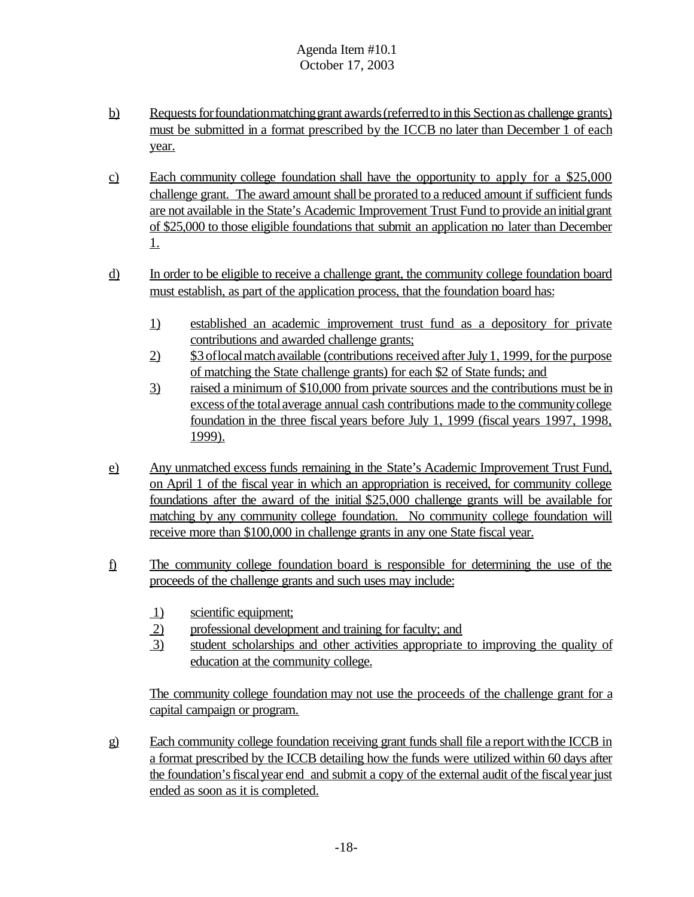b) Requests for foundation matching grant awards (referred to in this Section as challenge grants) must be submitted in a format prescribed by the ICCB no later than December 1 of each year.

c) Each community college foundation shall have the opportunity to apply for a $25,000 challenge grant. The award amount shall be prorated to a reduced amount if sufficient funds are not available in the State's Academic Improvement Trust Fund to provide an initial grant of $25,000 to those eligible foundations that submit an application no later than December 1.

d) In order to be eligible to receive a challenge grant, the community college foundation board must establish, as part of the application process, that the foundation board has:

   1) established an academic improvement trust fund as a depository for private contributions and awarded challenge grants;
   2) $3 of local match available (contributions received after July 1, 1999, for the purpose of matching the State challenge grants) for each $2 of State funds; and
   3) raised a minimum of $10,000 from private sources and the contributions must be in excess of the total average annual cash contributions made to the community college foundation in the three fiscal years before July 1, 1999 (fiscal years 1997, 1998, 1999).

e) Any unmatched excess funds remaining in the State's Academic Improvement Trust Fund, on April 1 of the fiscal year in which an appropriation is received, for community college foundations after the award of the initial $25,000 challenge grants will be available for matching by any community college foundation. No community college foundation will receive more than $100,000 in challenge grants in any one State fiscal year.

f) The community college foundation board is responsible for determining the use of the proceeds of the challenge grants and such uses may include:

   1) scientific equipment;
   2) professional development and training for faculty; and
   3) student scholarships and other activities appropriate to improving the quality of education at the community college.

   The community college foundation may not use the proceeds of the challenge grant for a capital campaign or program.

g) Each community college foundation receiving grant funds shall file a report with the ICCB in a format prescribed by the ICCB detailing how the funds were utilized within 60 days after the foundation's fiscal year end and submit a copy of the external audit of the fiscal year just ended as soon as it is completed.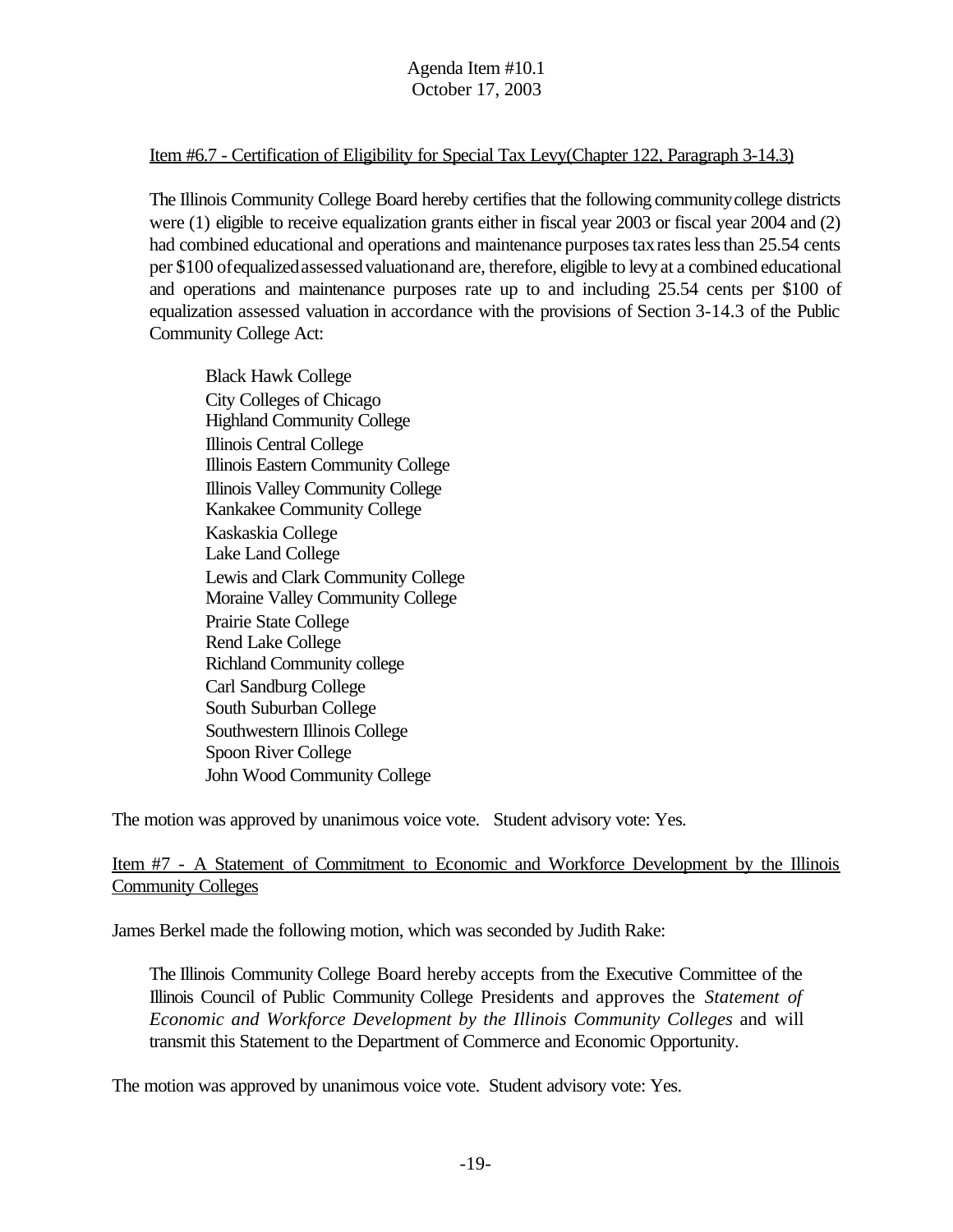Item #6.7 - Certification of Eligibility for Special Tax Levy(Chapter 122, Paragraph 3-14.3)

The Illinois Community College Board hereby certifies that the following community college districts were (1) eligible to receive equalization grants either in fiscal year 2003 or fiscal year 2004 and (2) had combined educational and operations and maintenance purposes tax rates less than 25.54 cents per $100 of equalized assessed valuation and are, therefore, eligible to levy at a combined educational and operations and maintenance purposes rate up to and including 25.54 cents per $100 of equalization assessed valuation in accordance with the provisions of Section 3-14.3 of the Public Community College Act:

Black Hawk College
City Colleges of Chicago
Highland Community College
Illinois Central College
Illinois Eastern Community College
Illinois Valley Community College
Kankakee Community College
Kaskaskia College
Lake Land College
Lewis and Clark Community College
Moraine Valley Community College
Prairie State College
Rend Lake College
Richland Community college
Carl Sandburg College
South Suburban College
Southwestern Illinois College
Spoon River College
John Wood Community College

The motion was approved by unanimous voice vote. Student advisory vote: Yes.

Item #7 - A Statement of Commitment to Economic and Workforce Development by the Illinois Community Colleges

James Berkel made the following motion, which was seconded by Judith Rake:

The Illinois Community College Board hereby accepts from the Executive Committee of the Illinois Council of Public Community College Presidents and approves the *Statement of Economic and Workforce Development by the Illinois Community Colleges* and will transmit this Statement to the Department of Commerce and Economic Opportunity.

The motion was approved by unanimous voice vote. Student advisory vote: Yes.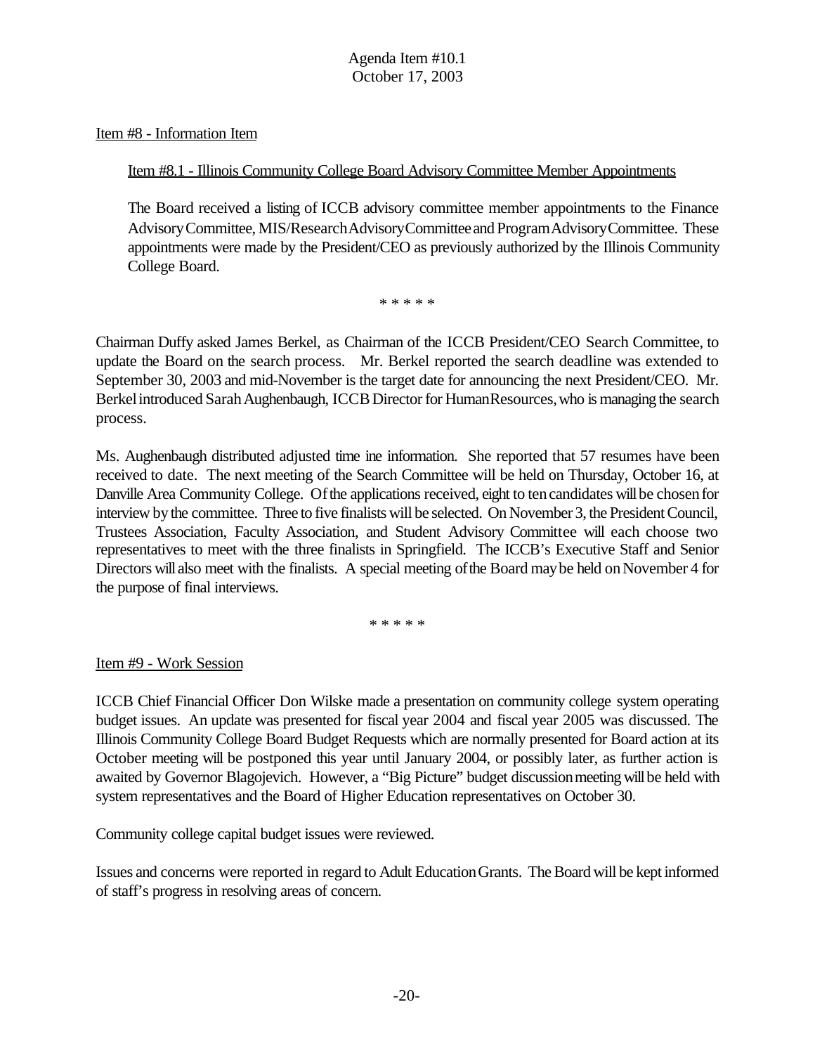Item #8 - Information Item

Item #8.1 - Illinois Community College Board Advisory Committee Member Appointments

The Board received a listing of ICCB advisory committee member appointments to the Finance Advisory Committee, MIS/Research Advisory Committee and Program Advisory Committee. These appointments were made by the President/CEO as previously authorized by the Illinois Community College Board.

* * * * *

Chairman Duffy asked James Berkel, as Chairman of the ICCB President/CEO Search Committee, to update the Board on the search process. Mr. Berkel reported the search deadline was extended to September 30, 2003 and mid-November is the target date for announcing the next President/CEO. Mr. Berkel introduced Sarah Aughenbaugh, ICCB Director for Human Resources, who is managing the search process.

Ms. Aughenbaugh distributed adjusted time ine information. She reported that 57 resumes have been received to date. The next meeting of the Search Committee will be held on Thursday, October 16, at Danville Area Community College. Of the applications received, eight to ten candidates will be chosen for interview by the committee. Three to five finalists will be selected. On November 3, the President Council, Trustees Association, Faculty Association, and Student Advisory Committee will each choose two representatives to meet with the three finalists in Springfield. The ICCB's Executive Staff and Senior Directors will also meet with the finalists. A special meeting of the Board may be held on November 4 for the purpose of final interviews.

* * * * *

Item #9 - Work Session

ICCB Chief Financial Officer Don Wilske made a presentation on community college system operating budget issues. An update was presented for fiscal year 2004 and fiscal year 2005 was discussed. The Illinois Community College Board Budget Requests which are normally presented for Board action at its October meeting will be postponed this year until January 2004, or possibly later, as further action is awaited by Governor Blagojevich. However, a "Big Picture" budget discussion meeting will be held with system representatives and the Board of Higher Education representatives on October 30.

Community college capital budget issues were reviewed.

Issues and concerns were reported in regard to Adult Education Grants. The Board will be kept informed of staff's progress in resolving areas of concern.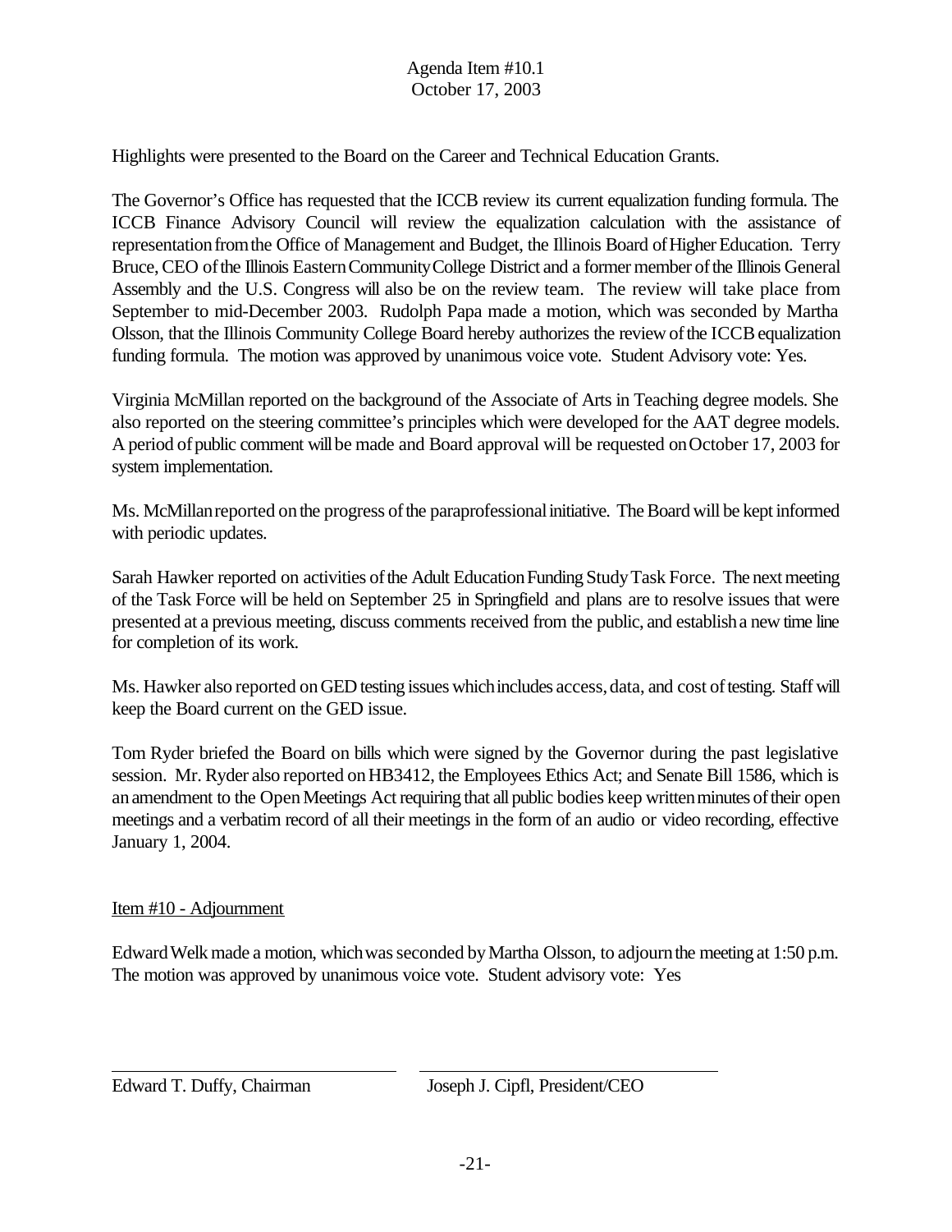Highlights were presented to the Board on the Career and Technical Education Grants.

The Governor's Office has requested that the ICCB review its current equalization funding formula. The ICCB Finance Advisory Council will review the equalization calculation with the assistance of representation from the Office of Management and Budget, the Illinois Board of Higher Education. Terry Bruce, CEO of the Illinois Eastern Community College District and a former member of the Illinois General Assembly and the U.S. Congress will also be on the review team. The review will take place from September to mid-December 2003. Rudolph Papa made a motion, which was seconded by Martha Olsson, that the Illinois Community College Board hereby authorizes the review of the ICCB equalization funding formula. The motion was approved by unanimous voice vote. Student Advisory vote: Yes.

Virginia McMillan reported on the background of the Associate of Arts in Teaching degree models. She also reported on the steering committee's principles which were developed for the AAT degree models. A period of public comment will be made and Board approval will be requested on October 17, 2003 for system implementation.

Ms. McMillan reported on the progress of the paraprofessional initiative. The Board will be kept informed with periodic updates.

Sarah Hawker reported on activities of the Adult Education Funding Study Task Force. The next meeting of the Task Force will be held on September 25 in Springfield and plans are to resolve issues that were presented at a previous meeting, discuss comments received from the public, and establish a new time line for completion of its work.

Ms. Hawker also reported on GED testing issues which includes access, data, and cost of testing. Staff will keep the Board current on the GED issue.

Tom Ryder briefed the Board on bills which were signed by the Governor during the past legislative session. Mr. Ryder also reported on HB3412, the Employees Ethics Act; and Senate Bill 1586, which is an amendment to the Open Meetings Act requiring that all public bodies keep written minutes of their open meetings and a verbatim record of all their meetings in the form of an audio or video recording, effective January 1, 2004.

Item #10 - Adjournment

Edward Welk made a motion, which was seconded by Martha Olsson, to adjourn the meeting at 1:50 p.m. The motion was approved by unanimous voice vote. Student advisory vote: Yes

Edward T. Duffy, Chairman

Joseph J. Cipfl, President/CEO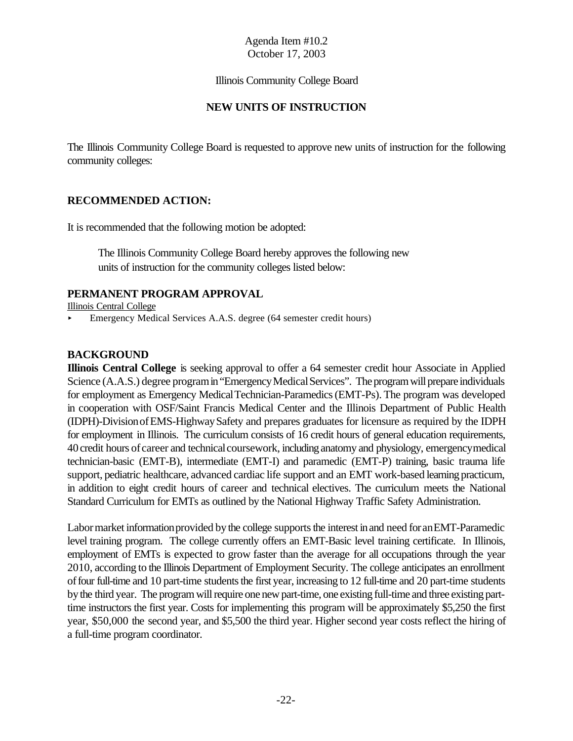Agenda Item #10.2
October 17, 2003

Illinois Community College Board

## NEW UNITS OF INSTRUCTION

The Illinois Community College Board is requested to approve new units of instruction for the following community colleges:

### RECOMMENDED ACTION:

It is recommended that the following motion be adopted:

> The Illinois Community College Board hereby approves the following new units of instruction for the community colleges listed below:

### PERMANENT PROGRAM APPROVAL

Illinois Central College

- Emergency Medical Services A.A.S. degree (64 semester credit hours)

### BACKGROUND

**Illinois Central College** is seeking approval to offer a 64 semester credit hour Associate in Applied Science (A.A.S.) degree program in "Emergency Medical Services". The program will prepare individuals for employment as Emergency Medical Technician-Paramedics (EMT-Ps). The program was developed in cooperation with OSF/Saint Francis Medical Center and the Illinois Department of Public Health (IDPH)-Division of EMS-Highway Safety and prepares graduates for licensure as required by the IDPH for employment in Illinois. The curriculum consists of 16 credit hours of general education requirements, 40 credit hours of career and technical coursework, including anatomy and physiology, emergency medical technician-basic (EMT-B), intermediate (EMT-I) and paramedic (EMT-P) training, basic trauma life support, pediatric healthcare, advanced cardiac life support and an EMT work-based learning practicum, in addition to eight credit hours of career and technical electives. The curriculum meets the National Standard Curriculum for EMTs as outlined by the National Highway Traffic Safety Administration.

Labor market information provided by the college supports the interest in and need for an EMT-Paramedic level training program. The college currently offers an EMT-Basic level training certificate. In Illinois, employment of EMTs is expected to grow faster than the average for all occupations through the year 2010, according to the Illinois Department of Employment Security. The college anticipates an enrollment of four full-time and 10 part-time students the first year, increasing to 12 full-time and 20 part-time students by the third year. The program will require one new part-time, one existing full-time and three existing part-time instructors the first year. Costs for implementing this program will be approximately $5,250 the first year, $50,000 the second year, and $5,500 the third year. Higher second year costs reflect the hiring of a full-time program coordinator.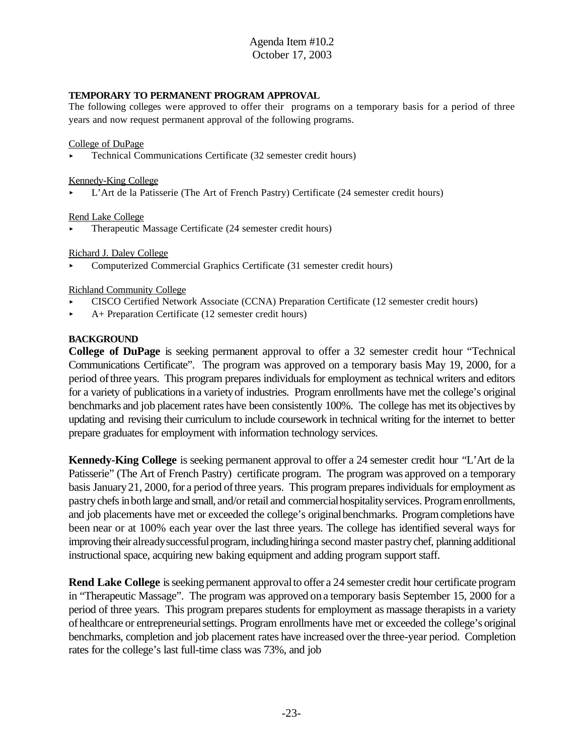Agenda Item #10.2
October 17, 2003

**TEMPORARY TO PERMANENT PROGRAM APPROVAL**

The following colleges were approved to offer their programs on a temporary basis for a period of three years and now request permanent approval of the following programs.

College of DuPage

- Technical Communications Certificate (32 semester credit hours)

Kennedy-King College

- L'Art de la Patisserie (The Art of French Pastry) Certificate (24 semester credit hours)

Rend Lake College

- Therapeutic Massage Certificate (24 semester credit hours)

Richard J. Daley College

- Computerized Commercial Graphics Certificate (31 semester credit hours)

Richland Community College

- CISCO Certified Network Associate (CCNA) Preparation Certificate (12 semester credit hours)
- A+ Preparation Certificate (12 semester credit hours)

**BACKGROUND**

**College of DuPage** is seeking permanent approval to offer a 32 semester credit hour "Technical Communications Certificate". The program was approved on a temporary basis May 19, 2000, for a period of three years. This program prepares individuals for employment as technical writers and editors for a variety of publications in a variety of industries. Program enrollments have met the college's original benchmarks and job placement rates have been consistently 100%. The college has met its objectives by updating and revising their curriculum to include coursework in technical writing for the internet to better prepare graduates for employment with information technology services.

**Kennedy-King College** is seeking permanent approval to offer a 24 semester credit hour "L'Art de la Patisserie" (The Art of French Pastry) certificate program. The program was approved on a temporary basis January 21, 2000, for a period of three years. This program prepares individuals for employment as pastry chefs in both large and small, and/or retail and commercial hospitality services. Program enrollments, and job placements have met or exceeded the college's original benchmarks. Program completions have been near or at 100% each year over the last three years. The college has identified several ways for improving their already successful program, including hiring a second master pastry chef, planning additional instructional space, acquiring new baking equipment and adding program support staff.

**Rend Lake College** is seeking permanent approval to offer a 24 semester credit hour certificate program in "Therapeutic Massage". The program was approved on a temporary basis September 15, 2000 for a period of three years. This program prepares students for employment as massage therapists in a variety of healthcare or entrepreneurial settings. Program enrollments have met or exceeded the college's original benchmarks, completion and job placement rates have increased over the three-year period. Completion rates for the college's last full-time class was 73%, and job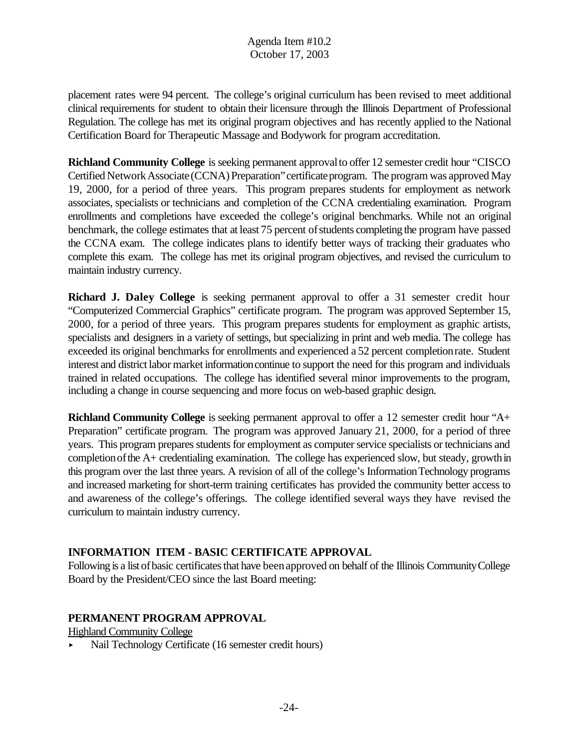placement rates were 94 percent. The college's original curriculum has been revised to meet additional clinical requirements for student to obtain their licensure through the Illinois Department of Professional Regulation. The college has met its original program objectives and has recently applied to the National Certification Board for Therapeutic Massage and Bodywork for program accreditation.

**Richland Community College** is seeking permanent approval to offer 12 semester credit hour "CISCO Certified Network Associate (CCNA) Preparation" certificate program. The program was approved May 19, 2000, for a period of three years. This program prepares students for employment as network associates, specialists or technicians and completion of the CCNA credentialing examination. Program enrollments and completions have exceeded the college's original benchmarks. While not an original benchmark, the college estimates that at least 75 percent of students completing the program have passed the CCNA exam. The college indicates plans to identify better ways of tracking their graduates who complete this exam. The college has met its original program objectives, and revised the curriculum to maintain industry currency.

**Richard J. Daley College** is seeking permanent approval to offer a 31 semester credit hour "Computerized Commercial Graphics" certificate program. The program was approved September 15, 2000, for a period of three years. This program prepares students for employment as graphic artists, specialists and designers in a variety of settings, but specializing in print and web media. The college has exceeded its original benchmarks for enrollments and experienced a 52 percent completion rate. Student interest and district labor market information continue to support the need for this program and individuals trained in related occupations. The college has identified several minor improvements to the program, including a change in course sequencing and more focus on web-based graphic design.

**Richland Community College** is seeking permanent approval to offer a 12 semester credit hour "A+ Preparation" certificate program. The program was approved January 21, 2000, for a period of three years. This program prepares students for employment as computer service specialists or technicians and completion of the A+ credentialing examination. The college has experienced slow, but steady, growth in this program over the last three years. A revision of all of the college's Information Technology programs and increased marketing for short-term training certificates has provided the community better access to and awareness of the college's offerings. The college identified several ways they have revised the curriculum to maintain industry currency.

## INFORMATION ITEM - BASIC CERTIFICATE APPROVAL

Following is a list of basic certificates that have been approved on behalf of the Illinois Community College Board by the President/CEO since the last Board meeting:

## PERMANENT PROGRAM APPROVAL

Highland Community College

- Nail Technology Certificate (16 semester credit hours)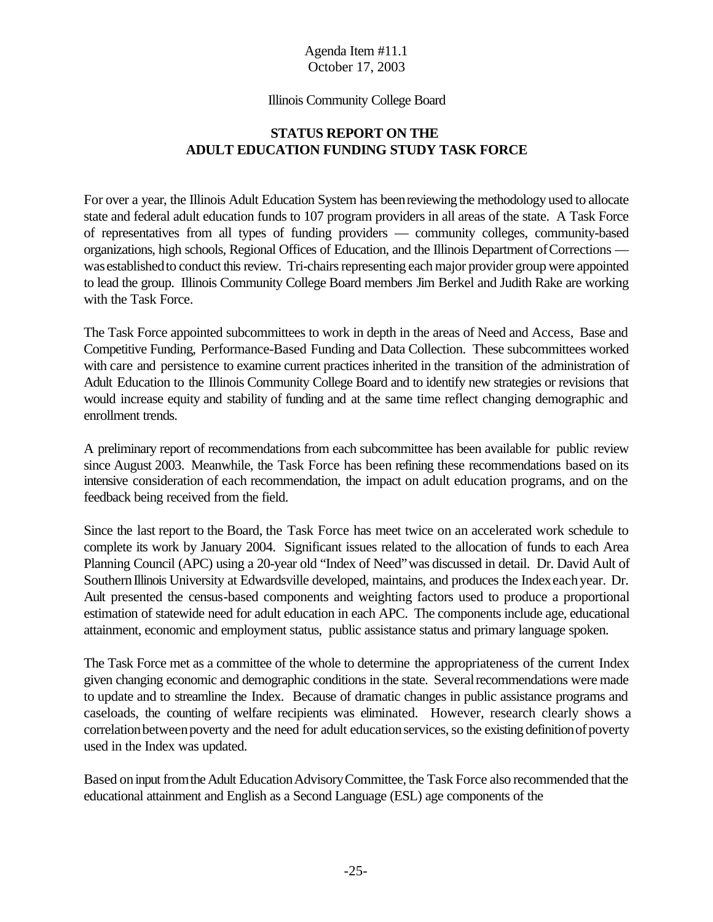Agenda Item #11.1
October 17, 2003

Illinois Community College Board

**STATUS REPORT ON THE ADULT EDUCATION FUNDING STUDY TASK FORCE**

For over a year, the Illinois Adult Education System has been reviewing the methodology used to allocate state and federal adult education funds to 107 program providers in all areas of the state. A Task Force of representatives from all types of funding providers — community colleges, community-based organizations, high schools, Regional Offices of Education, and the Illinois Department of Corrections — was established to conduct this review. Tri-chairs representing each major provider group were appointed to lead the group. Illinois Community College Board members Jim Berkel and Judith Rake are working with the Task Force.

The Task Force appointed subcommittees to work in depth in the areas of Need and Access, Base and Competitive Funding, Performance-Based Funding and Data Collection. These subcommittees worked with care and persistence to examine current practices inherited in the transition of the administration of Adult Education to the Illinois Community College Board and to identify new strategies or revisions that would increase equity and stability of funding and at the same time reflect changing demographic and enrollment trends.

A preliminary report of recommendations from each subcommittee has been available for public review since August 2003. Meanwhile, the Task Force has been refining these recommendations based on its intensive consideration of each recommendation, the impact on adult education programs, and on the feedback being received from the field.

Since the last report to the Board, the Task Force has meet twice on an accelerated work schedule to complete its work by January 2004. Significant issues related to the allocation of funds to each Area Planning Council (APC) using a 20-year old "Index of Need" was discussed in detail. Dr. David Ault of Southern Illinois University at Edwardsville developed, maintains, and produces the Index each year. Dr. Ault presented the census-based components and weighting factors used to produce a proportional estimation of statewide need for adult education in each APC. The components include age, educational attainment, economic and employment status, public assistance status and primary language spoken.

The Task Force met as a committee of the whole to determine the appropriateness of the current Index given changing economic and demographic conditions in the state. Several recommendations were made to update and to streamline the Index. Because of dramatic changes in public assistance programs and caseloads, the counting of welfare recipients was eliminated. However, research clearly shows a correlation between poverty and the need for adult education services, so the existing definition of poverty used in the Index was updated.

Based on input from the Adult Education Advisory Committee, the Task Force also recommended that the educational attainment and English as a Second Language (ESL) age components of the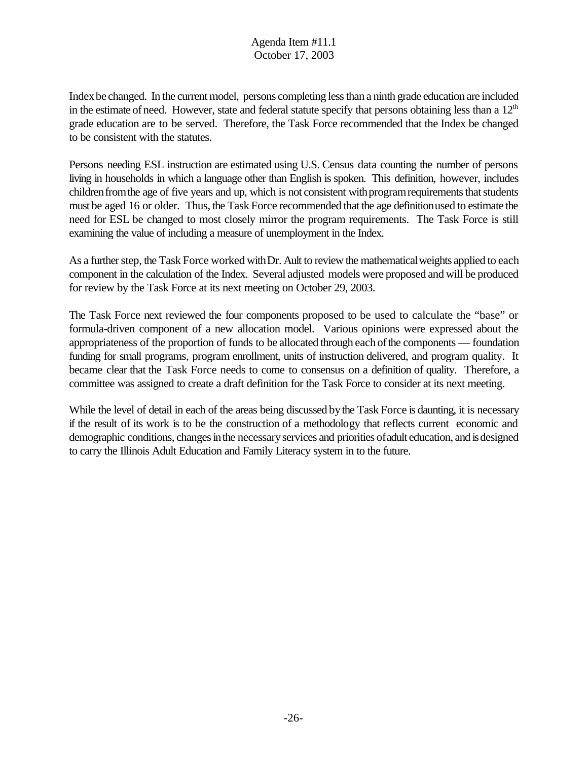Index be changed. In the current model, persons completing less than a ninth grade education are included in the estimate of need. However, state and federal statute specify that persons obtaining less than a $12^{th}$ grade education are to be served. Therefore, the Task Force recommended that the Index be changed to be consistent with the statutes.

Persons needing ESL instruction are estimated using U.S. Census data counting the number of persons living in households in which a language other than English is spoken. This definition, however, includes children from the age of five years and up, which is not consistent with program requirements that students must be aged 16 or older. Thus, the Task Force recommended that the age definition used to estimate the need for ESL be changed to most closely mirror the program requirements. The Task Force is still examining the value of including a measure of unemployment in the Index.

As a further step, the Task Force worked with Dr. Ault to review the mathematical weights applied to each component in the calculation of the Index. Several adjusted models were proposed and will be produced for review by the Task Force at its next meeting on October 29, 2003.

The Task Force next reviewed the four components proposed to be used to calculate the "base" or formula-driven component of a new allocation model. Various opinions were expressed about the appropriateness of the proportion of funds to be allocated through each of the components — foundation funding for small programs, program enrollment, units of instruction delivered, and program quality. It became clear that the Task Force needs to come to consensus on a definition of quality. Therefore, a committee was assigned to create a draft definition for the Task Force to consider at its next meeting.

While the level of detail in each of the areas being discussed by the Task Force is daunting, it is necessary if the result of its work is to be the construction of a methodology that reflects current economic and demographic conditions, changes in the necessary services and priorities of adult education, and is designed to carry the Illinois Adult Education and Family Literacy system in to the future.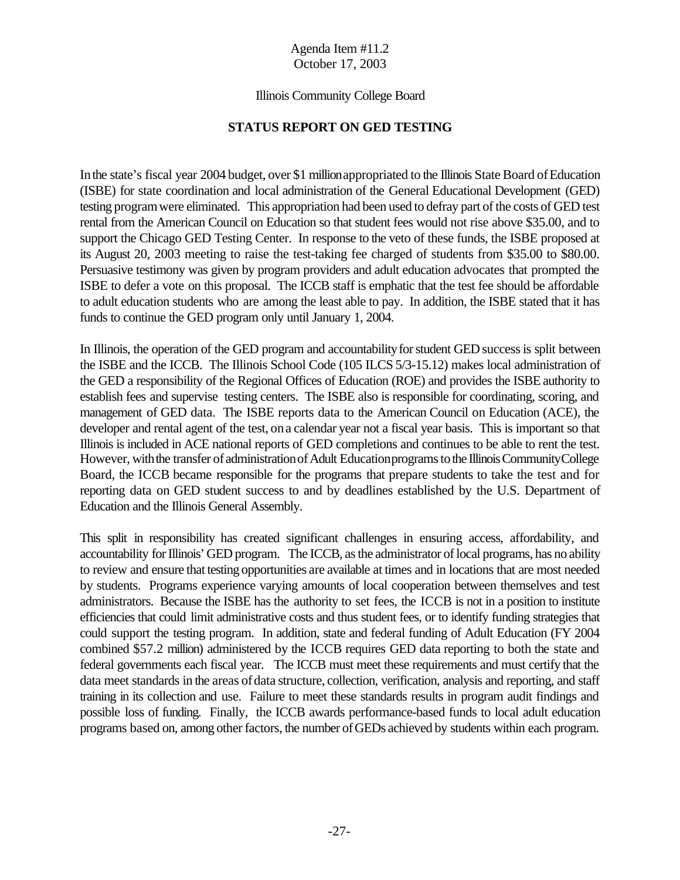Agenda Item #11.2
October 17, 2003

Illinois Community College Board

## STATUS REPORT ON GED TESTING

In the state's fiscal year 2004 budget, over $1 million appropriated to the Illinois State Board of Education (ISBE) for state coordination and local administration of the General Educational Development (GED) testing program were eliminated. This appropriation had been used to defray part of the costs of GED test rental from the American Council on Education so that student fees would not rise above $35.00, and to support the Chicago GED Testing Center. In response to the veto of these funds, the ISBE proposed at its August 20, 2003 meeting to raise the test-taking fee charged of students from $35.00 to $80.00. Persuasive testimony was given by program providers and adult education advocates that prompted the ISBE to defer a vote on this proposal. The ICCB staff is emphatic that the test fee should be affordable to adult education students who are among the least able to pay. In addition, the ISBE stated that it has funds to continue the GED program only until January 1, 2004.

In Illinois, the operation of the GED program and accountability for student GED success is split between the ISBE and the ICCB. The Illinois School Code (105 ILCS 5/3-15.12) makes local administration of the GED a responsibility of the Regional Offices of Education (ROE) and provides the ISBE authority to establish fees and supervise testing centers. The ISBE also is responsible for coordinating, scoring, and management of GED data. The ISBE reports data to the American Council on Education (ACE), the developer and rental agent of the test, on a calendar year not a fiscal year basis. This is important so that Illinois is included in ACE national reports of GED completions and continues to be able to rent the test. However, with the transfer of administration of Adult Education programs to the Illinois Community College Board, the ICCB became responsible for the programs that prepare students to take the test and for reporting data on GED student success to and by deadlines established by the U.S. Department of Education and the Illinois General Assembly.

This split in responsibility has created significant challenges in ensuring access, affordability, and accountability for Illinois' GED program. The ICCB, as the administrator of local programs, has no ability to review and ensure that testing opportunities are available at times and in locations that are most needed by students. Programs experience varying amounts of local cooperation between themselves and test administrators. Because the ISBE has the authority to set fees, the ICCB is not in a position to institute efficiencies that could limit administrative costs and thus student fees, or to identify funding strategies that could support the testing program. In addition, state and federal funding of Adult Education (FY 2004 combined $57.2 million) administered by the ICCB requires GED data reporting to both the state and federal governments each fiscal year. The ICCB must meet these requirements and must certify that the data meet standards in the areas of data structure, collection, verification, analysis and reporting, and staff training in its collection and use. Failure to meet these standards results in program audit findings and possible loss of funding. Finally, the ICCB awards performance-based funds to local adult education programs based on, among other factors, the number of GEDs achieved by students within each program.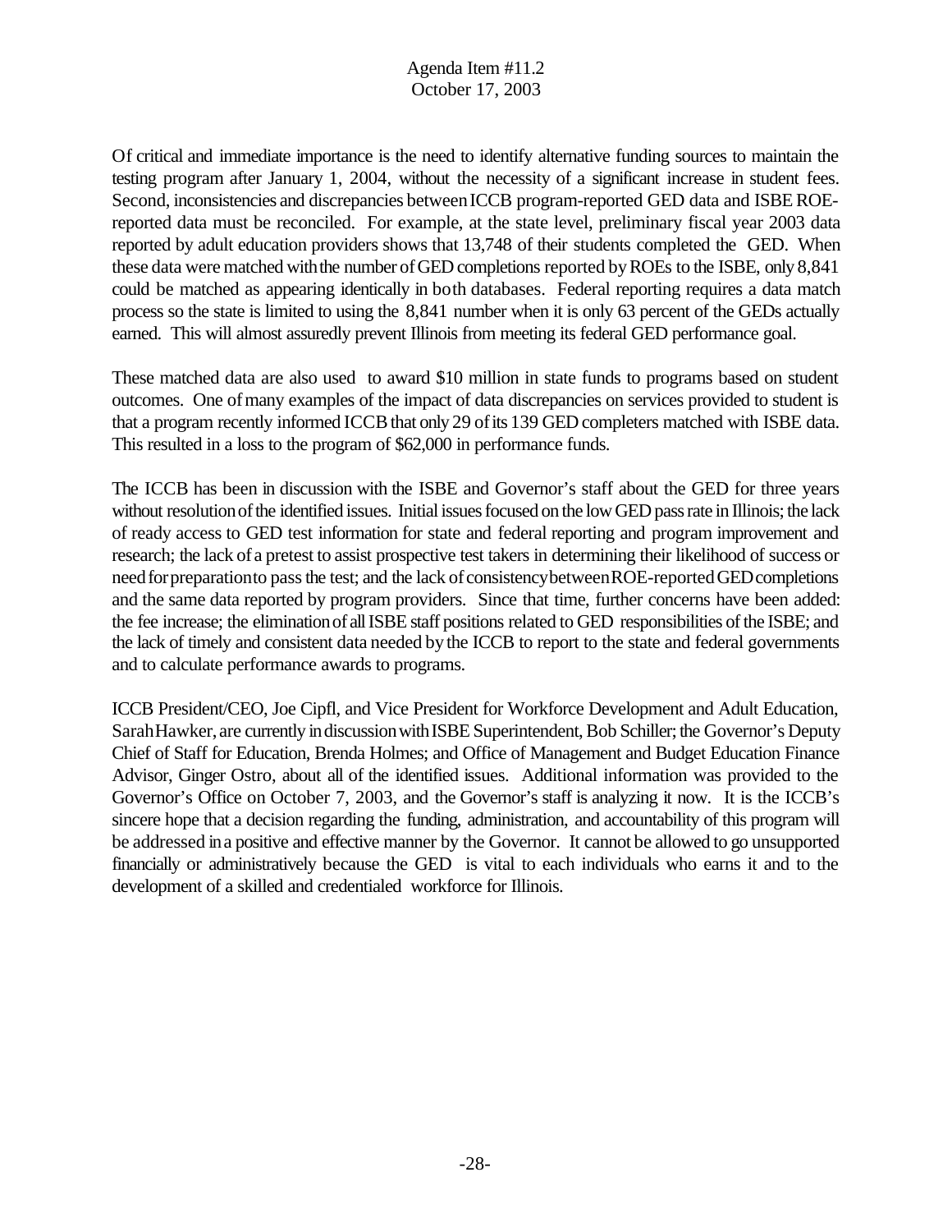Of critical and immediate importance is the need to identify alternative funding sources to maintain the testing program after January 1, 2004, without the necessity of a significant increase in student fees. Second, inconsistencies and discrepancies between ICCB program-reported GED data and ISBE ROE-reported data must be reconciled. For example, at the state level, preliminary fiscal year 2003 data reported by adult education providers shows that 13,748 of their students completed the GED. When these data were matched with the number of GED completions reported by ROEs to the ISBE, only 8,841 could be matched as appearing identically in both databases. Federal reporting requires a data match process so the state is limited to using the 8,841 number when it is only 63 percent of the GEDs actually earned. This will almost assuredly prevent Illinois from meeting its federal GED performance goal.

These matched data are also used to award $10 million in state funds to programs based on student outcomes. One of many examples of the impact of data discrepancies on services provided to student is that a program recently informed ICCB that only 29 of its 139 GED completers matched with ISBE data. This resulted in a loss to the program of $62,000 in performance funds.

The ICCB has been in discussion with the ISBE and Governor's staff about the GED for three years without resolution of the identified issues. Initial issues focused on the low GED pass rate in Illinois; the lack of ready access to GED test information for state and federal reporting and program improvement and research; the lack of a pretest to assist prospective test takers in determining their likelihood of success or need for preparation to pass the test; and the lack of consistency between ROE-reported GED completions and the same data reported by program providers. Since that time, further concerns have been added: the fee increase; the elimination of all ISBE staff positions related to GED responsibilities of the ISBE; and the lack of timely and consistent data needed by the ICCB to report to the state and federal governments and to calculate performance awards to programs.

ICCB President/CEO, Joe Cipfl, and Vice President for Workforce Development and Adult Education, Sarah Hawker, are currently in discussion with ISBE Superintendent, Bob Schiller; the Governor's Deputy Chief of Staff for Education, Brenda Holmes; and Office of Management and Budget Education Finance Advisor, Ginger Ostro, about all of the identified issues. Additional information was provided to the Governor's Office on October 7, 2003, and the Governor's staff is analyzing it now. It is the ICCB's sincere hope that a decision regarding the funding, administration, and accountability of this program will be addressed in a positive and effective manner by the Governor. It cannot be allowed to go unsupported financially or administratively because the GED is vital to each individuals who earns it and to the development of a skilled and credentialed workforce for Illinois.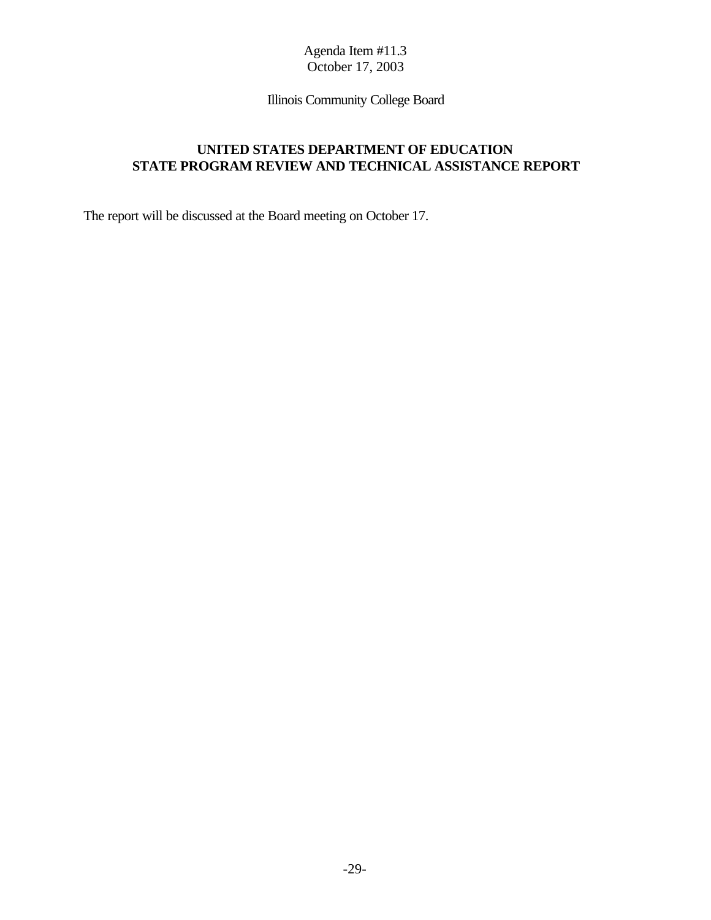Agenda Item #11.3
October 17, 2003

Illinois Community College Board

## UNITED STATES DEPARTMENT OF EDUCATION
## STATE PROGRAM REVIEW AND TECHNICAL ASSISTANCE REPORT

The report will be discussed at the Board meeting on October 17.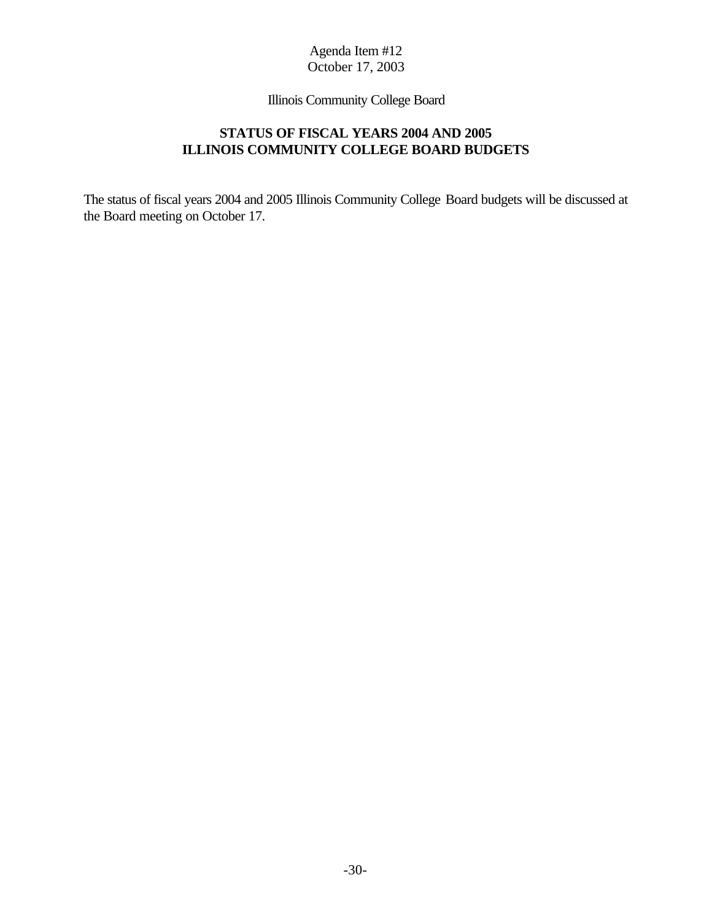Agenda Item #12
October 17, 2003

Illinois Community College Board

## STATUS OF FISCAL YEARS 2004 AND 2005 ILLINOIS COMMUNITY COLLEGE BOARD BUDGETS

The status of fiscal years 2004 and 2005 Illinois Community College Board budgets will be discussed at the Board meeting on October 17.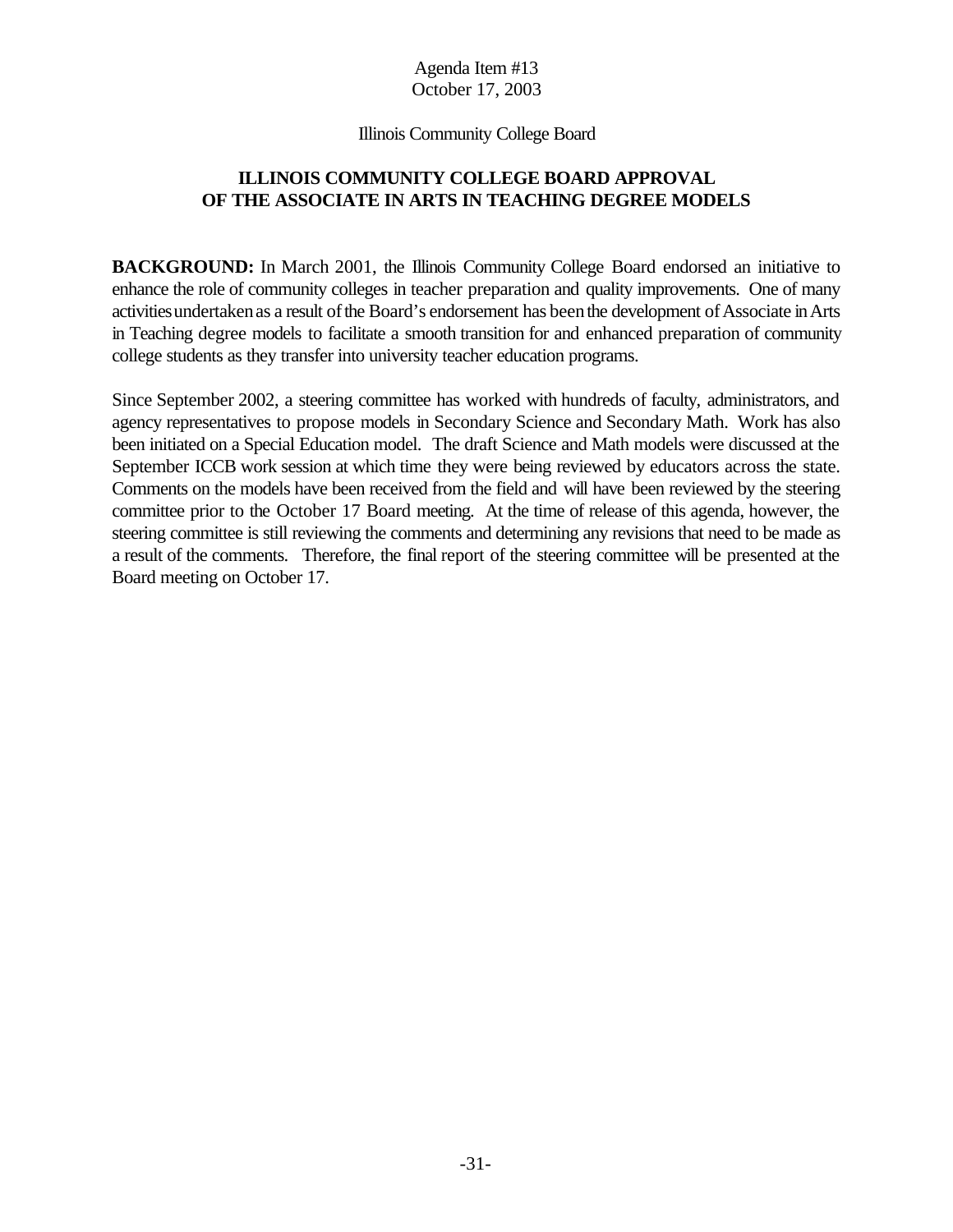Agenda Item #13
October 17, 2003

Illinois Community College Board

# ILLINOIS COMMUNITY COLLEGE BOARD APPROVAL OF THE ASSOCIATE IN ARTS IN TEACHING DEGREE MODELS

**BACKGROUND:** In March 2001, the Illinois Community College Board endorsed an initiative to enhance the role of community colleges in teacher preparation and quality improvements. One of many activities undertaken as a result of the Board's endorsement has been the development of Associate in Arts in Teaching degree models to facilitate a smooth transition for and enhanced preparation of community college students as they transfer into university teacher education programs.

Since September 2002, a steering committee has worked with hundreds of faculty, administrators, and agency representatives to propose models in Secondary Science and Secondary Math. Work has also been initiated on a Special Education model. The draft Science and Math models were discussed at the September ICCB work session at which time they were being reviewed by educators across the state. Comments on the models have been received from the field and will have been reviewed by the steering committee prior to the October 17 Board meeting. At the time of release of this agenda, however, the steering committee is still reviewing the comments and determining any revisions that need to be made as a result of the comments. Therefore, the final report of the steering committee will be presented at the Board meeting on October 17.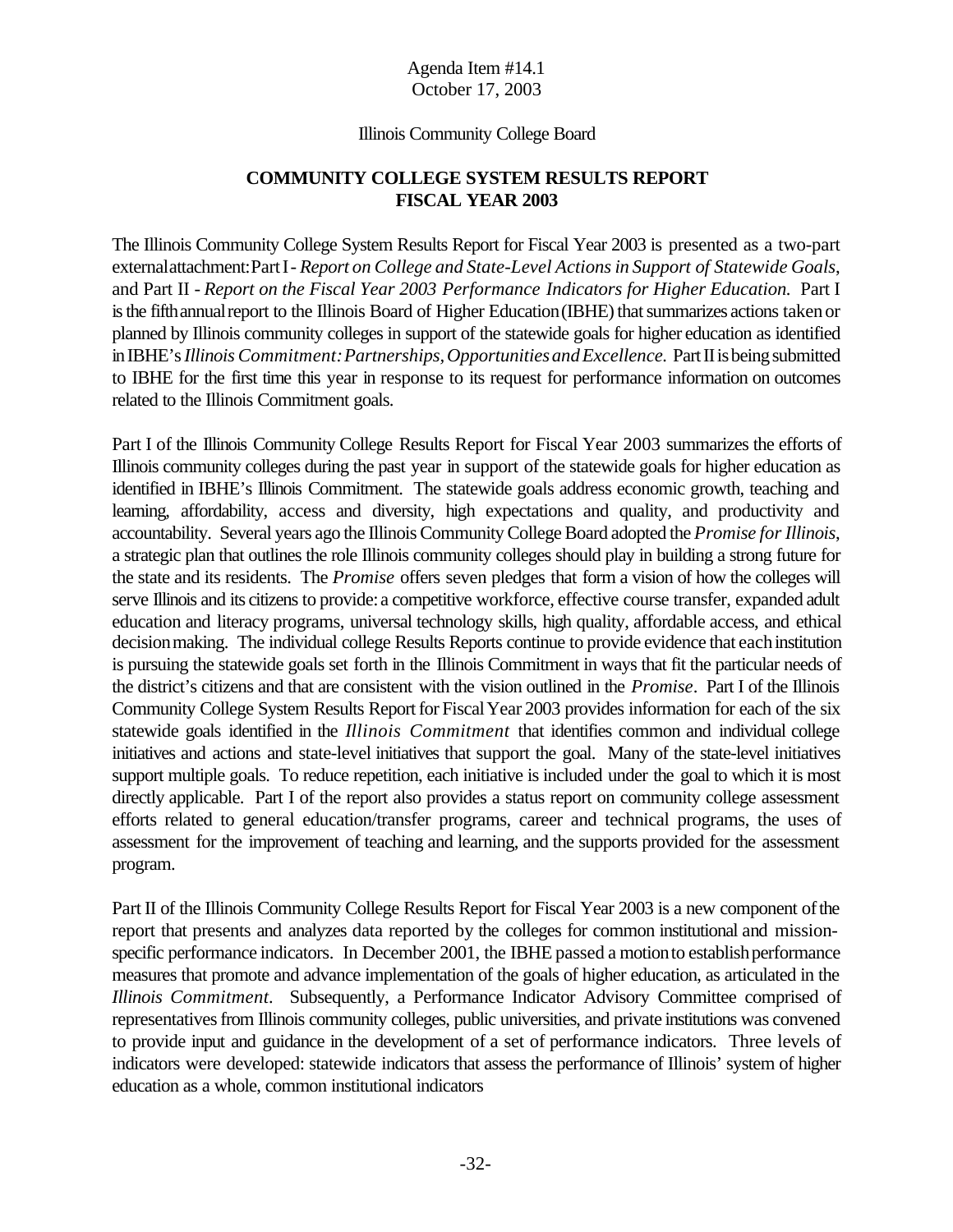Agenda Item #14.1
October 17, 2003

Illinois Community College Board

**COMMUNITY COLLEGE SYSTEM RESULTS REPORT**
**FISCAL YEAR 2003**

The Illinois Community College System Results Report for Fiscal Year 2003 is presented as a two-part external attachment: Part I - *Report on College and State-Level Actions in Support of Statewide Goals*, and Part II - *Report on the Fiscal Year 2003 Performance Indicators for Higher Education.* Part I is the fifth annual report to the Illinois Board of Higher Education (IBHE) that summarizes actions taken or planned by Illinois community colleges in support of the statewide goals for higher education as identified in IBHE's *Illinois Commitment: Partnerships, Opportunities and Excellence.* Part II is being submitted to IBHE for the first time this year in response to its request for performance information on outcomes related to the Illinois Commitment goals.

Part I of the Illinois Community College Results Report for Fiscal Year 2003 summarizes the efforts of Illinois community colleges during the past year in support of the statewide goals for higher education as identified in IBHE's Illinois Commitment. The statewide goals address economic growth, teaching and learning, affordability, access and diversity, high expectations and quality, and productivity and accountability. Several years ago the Illinois Community College Board adopted the *Promise for Illinois*, a strategic plan that outlines the role Illinois community colleges should play in building a strong future for the state and its residents. The *Promise* offers seven pledges that form a vision of how the colleges will serve Illinois and its citizens to provide: a competitive workforce, effective course transfer, expanded adult education and literacy programs, universal technology skills, high quality, affordable access, and ethical decision making. The individual college Results Reports continue to provide evidence that each institution is pursuing the statewide goals set forth in the Illinois Commitment in ways that fit the particular needs of the district's citizens and that are consistent with the vision outlined in the *Promise*. Part I of the Illinois Community College System Results Report for Fiscal Year 2003 provides information for each of the six statewide goals identified in the *Illinois Commitment* that identifies common and individual college initiatives and actions and state-level initiatives that support the goal. Many of the state-level initiatives support multiple goals. To reduce repetition, each initiative is included under the goal to which it is most directly applicable. Part I of the report also provides a status report on community college assessment efforts related to general education/transfer programs, career and technical programs, the uses of assessment for the improvement of teaching and learning, and the supports provided for the assessment program.

Part II of the Illinois Community College Results Report for Fiscal Year 2003 is a new component of the report that presents and analyzes data reported by the colleges for common institutional and mission-specific performance indicators. In December 2001, the IBHE passed a motion to establish performance measures that promote and advance implementation of the goals of higher education, as articulated in the *Illinois Commitment*. Subsequently, a Performance Indicator Advisory Committee comprised of representatives from Illinois community colleges, public universities, and private institutions was convened to provide input and guidance in the development of a set of performance indicators. Three levels of indicators were developed: statewide indicators that assess the performance of Illinois' system of higher education as a whole, common institutional indicators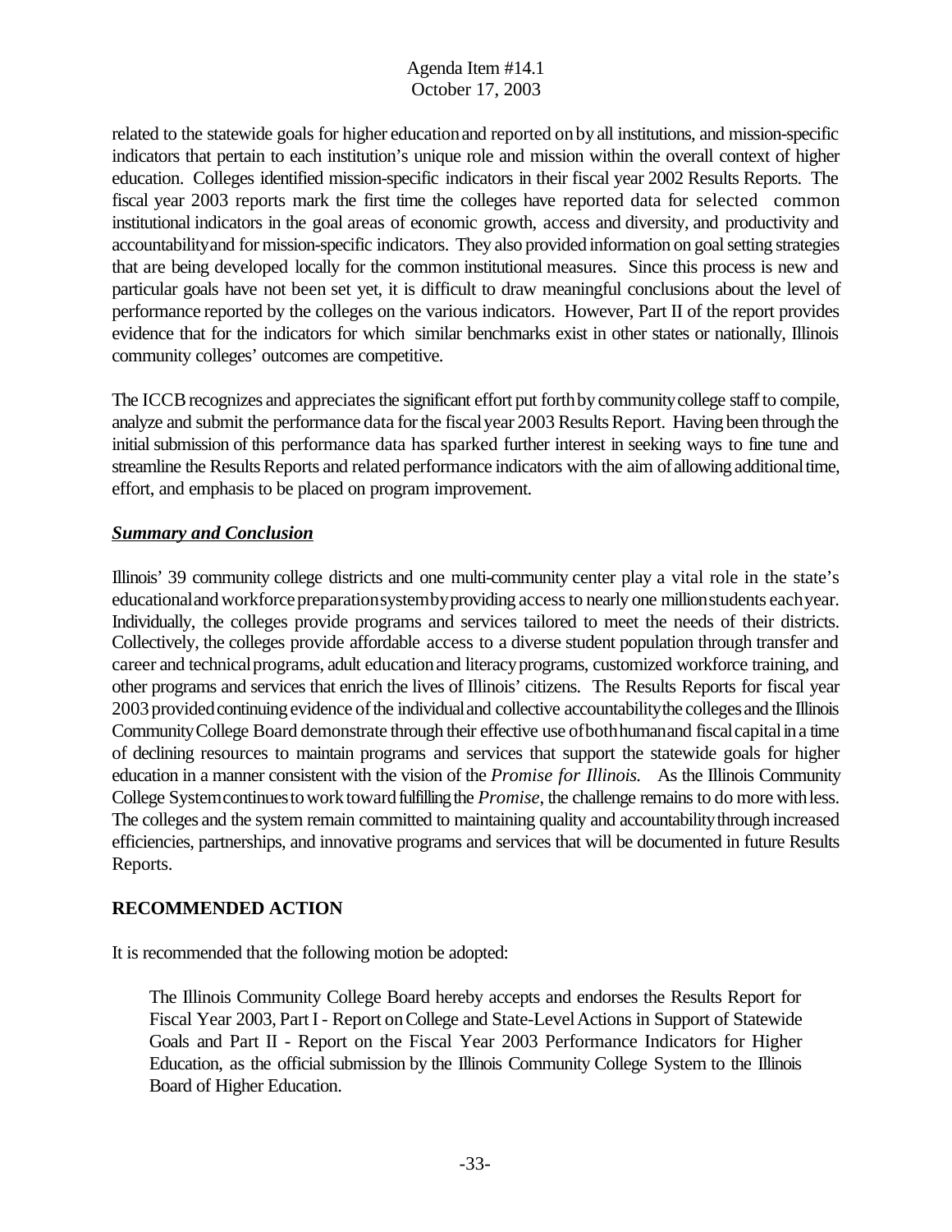related to the statewide goals for higher education and reported on by all institutions, and mission-specific indicators that pertain to each institution's unique role and mission within the overall context of higher education. Colleges identified mission-specific indicators in their fiscal year 2002 Results Reports. The fiscal year 2003 reports mark the first time the colleges have reported data for selected common institutional indicators in the goal areas of economic growth, access and diversity, and productivity and accountability and for mission-specific indicators. They also provided information on goal setting strategies that are being developed locally for the common institutional measures. Since this process is new and particular goals have not been set yet, it is difficult to draw meaningful conclusions about the level of performance reported by the colleges on the various indicators. However, Part II of the report provides evidence that for the indicators for which similar benchmarks exist in other states or nationally, Illinois community colleges' outcomes are competitive.

The ICCB recognizes and appreciates the significant effort put forth by community college staff to compile, analyze and submit the performance data for the fiscal year 2003 Results Report. Having been through the initial submission of this performance data has sparked further interest in seeking ways to fine tune and streamline the Results Reports and related performance indicators with the aim of allowing additional time, effort, and emphasis to be placed on program improvement.

***Summary and Conclusion***

Illinois' 39 community college districts and one multi-community center play a vital role in the state's educational and workforce preparation system by providing access to nearly one million students each year. Individually, the colleges provide programs and services tailored to meet the needs of their districts. Collectively, the colleges provide affordable access to a diverse student population through transfer and career and technical programs, adult education and literacy programs, customized workforce training, and other programs and services that enrich the lives of Illinois' citizens. The Results Reports for fiscal year 2003 provided continuing evidence of the individual and collective accountability the colleges and the Illinois Community College Board demonstrate through their effective use of both human and fiscal capital in a time of declining resources to maintain programs and services that support the statewide goals for higher education in a manner consistent with the vision of the *Promise for Illinois.* As the Illinois Community College System continues to work toward fulfilling the *Promise*, the challenge remains to do more with less. The colleges and the system remain committed to maintaining quality and accountability through increased efficiencies, partnerships, and innovative programs and services that will be documented in future Results Reports.

## RECOMMENDED ACTION

It is recommended that the following motion be adopted:

> The Illinois Community College Board hereby accepts and endorses the Results Report for Fiscal Year 2003, Part I - Report on College and State-Level Actions in Support of Statewide Goals and Part II - Report on the Fiscal Year 2003 Performance Indicators for Higher Education, as the official submission by the Illinois Community College System to the Illinois Board of Higher Education.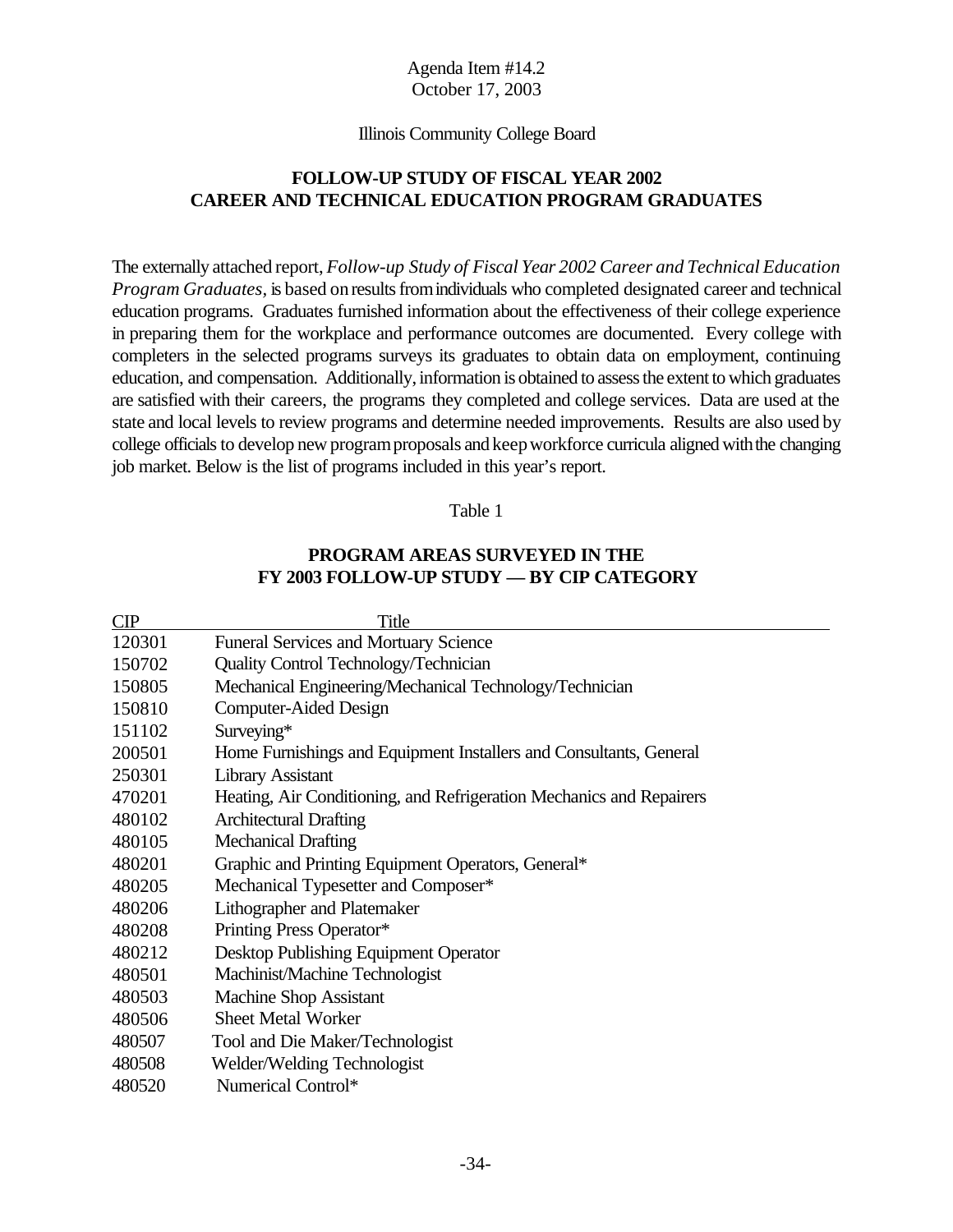Agenda Item #14.2
October 17, 2003

Illinois Community College Board

## FOLLOW-UP STUDY OF FISCAL YEAR 2002 CAREER AND TECHNICAL EDUCATION PROGRAM GRADUATES

The externally attached report, *Follow-up Study of Fiscal Year 2002 Career and Technical Education Program Graduates*, is based on results from individuals who completed designated career and technical education programs. Graduates furnished information about the effectiveness of their college experience in preparing them for the workplace and performance outcomes are documented. Every college with completers in the selected programs surveys its graduates to obtain data on employment, continuing education, and compensation. Additionally, information is obtained to assess the extent to which graduates are satisfied with their careers, the programs they completed and college services. Data are used at the state and local levels to review programs and determine needed improvements. Results are also used by college officials to develop new program proposals and keep workforce curricula aligned with the changing job market. Below is the list of programs included in this year's report.

Table 1

**PROGRAM AREAS SURVEYED IN THE FY 2003 FOLLOW-UP STUDY — BY CIP CATEGORY**

| CIP | Title |
|---|---|
| 120301 | Funeral Services and Mortuary Science |
| 150702 | Quality Control Technology/Technician |
| 150805 | Mechanical Engineering/Mechanical Technology/Technician |
| 150810 | Computer-Aided Design |
| 151102 | Surveying* |
| 200501 | Home Furnishings and Equipment Installers and Consultants, General |
| 250301 | Library Assistant |
| 470201 | Heating, Air Conditioning, and Refrigeration Mechanics and Repairers |
| 480102 | Architectural Drafting |
| 480105 | Mechanical Drafting |
| 480201 | Graphic and Printing Equipment Operators, General* |
| 480205 | Mechanical Typesetter and Composer* |
| 480206 | Lithographer and Platemaker |
| 480208 | Printing Press Operator* |
| 480212 | Desktop Publishing Equipment Operator |
| 480501 | Machinist/Machine Technologist |
| 480503 | Machine Shop Assistant |
| 480506 | Sheet Metal Worker |
| 480507 | Tool and Die Maker/Technologist |
| 480508 | Welder/Welding Technologist |
| 480520 | Numerical Control* |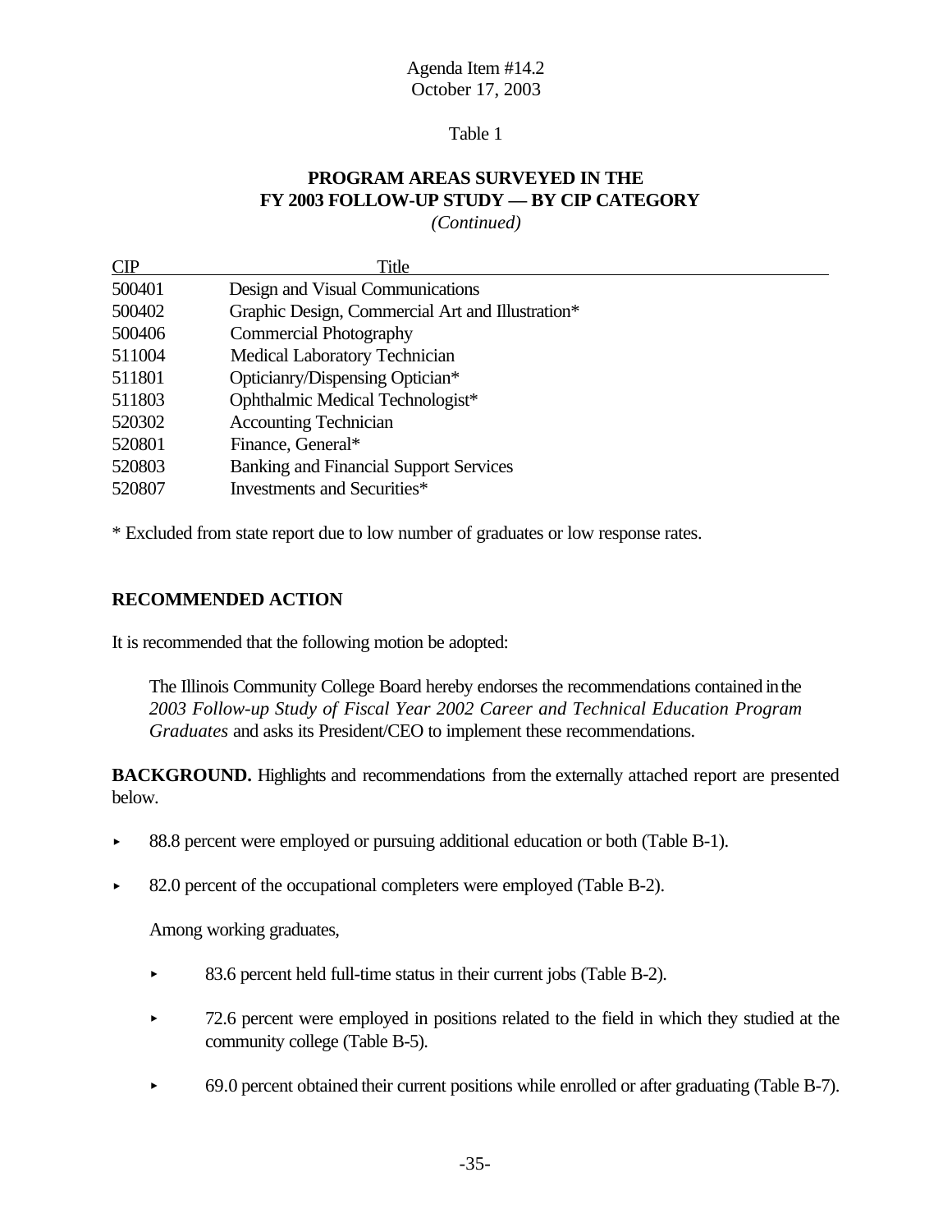Agenda Item #14.2
October 17, 2003

Table 1

**PROGRAM AREAS SURVEYED IN THE FY 2003 FOLLOW-UP STUDY — BY CIP CATEGORY**
*(Continued)*

| CIP | Title |
|---|---|
| 500401 | Design and Visual Communications |
| 500402 | Graphic Design, Commercial Art and Illustration* |
| 500406 | Commercial Photography |
| 511004 | Medical Laboratory Technician |
| 511801 | Opticianry/Dispensing Optician* |
| 511803 | Ophthalmic Medical Technologist* |
| 520302 | Accounting Technician |
| 520801 | Finance, General* |
| 520803 | Banking and Financial Support Services |
| 520807 | Investments and Securities* |

* Excluded from state report due to low number of graduates or low response rates.

## RECOMMENDED ACTION

It is recommended that the following motion be adopted:

> The Illinois Community College Board hereby endorses the recommendations contained in the *2003 Follow-up Study of Fiscal Year 2002 Career and Technical Education Program Graduates* and asks its President/CEO to implement these recommendations.

**BACKGROUND.** Highlights and recommendations from the externally attached report are presented below.

- 88.8 percent were employed or pursuing additional education or both (Table B-1).
- 82.0 percent of the occupational completers were employed (Table B-2).

  Among working graduates,

  - 83.6 percent held full-time status in their current jobs (Table B-2).
  - 72.6 percent were employed in positions related to the field in which they studied at the community college (Table B-5).
  - 69.0 percent obtained their current positions while enrolled or after graduating (Table B-7).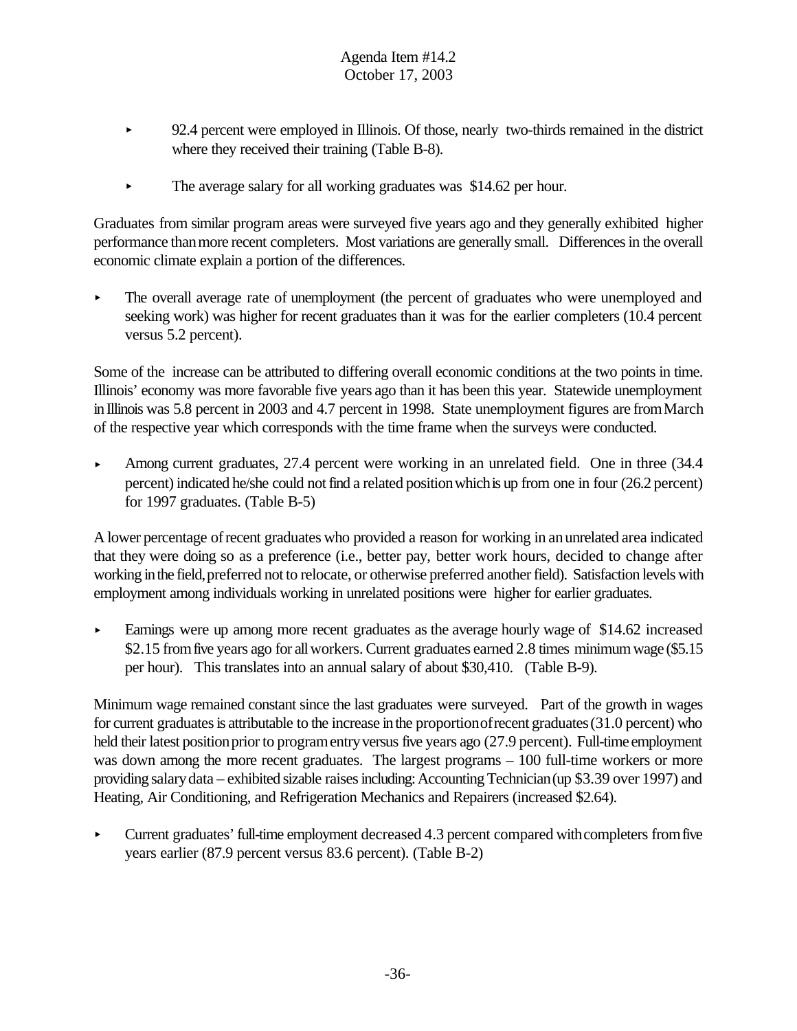- 92.4 percent were employed in Illinois. Of those, nearly two-thirds remained in the district where they received their training (Table B-8).

- The average salary for all working graduates was $14.62 per hour.

Graduates from similar program areas were surveyed five years ago and they generally exhibited higher performance than more recent completers. Most variations are generally small. Differences in the overall economic climate explain a portion of the differences.

- The overall average rate of unemployment (the percent of graduates who were unemployed and seeking work) was higher for recent graduates than it was for the earlier completers (10.4 percent versus 5.2 percent).

Some of the increase can be attributed to differing overall economic conditions at the two points in time. Illinois' economy was more favorable five years ago than it has been this year. Statewide unemployment in Illinois was 5.8 percent in 2003 and 4.7 percent in 1998. State unemployment figures are from March of the respective year which corresponds with the time frame when the surveys were conducted.

- Among current graduates, 27.4 percent were working in an unrelated field. One in three (34.4 percent) indicated he/she could not find a related position which is up from one in four (26.2 percent) for 1997 graduates. (Table B-5)

A lower percentage of recent graduates who provided a reason for working in an unrelated area indicated that they were doing so as a preference (i.e., better pay, better work hours, decided to change after working in the field, preferred not to relocate, or otherwise preferred another field). Satisfaction levels with employment among individuals working in unrelated positions were higher for earlier graduates.

- Earnings were up among more recent graduates as the average hourly wage of $14.62 increased $2.15 from five years ago for all workers. Current graduates earned 2.8 times minimum wage ($5.15 per hour). This translates into an annual salary of about $30,410. (Table B-9).

Minimum wage remained constant since the last graduates were surveyed. Part of the growth in wages for current graduates is attributable to the increase in the proportion of recent graduates (31.0 percent) who held their latest position prior to program entry versus five years ago (27.9 percent). Full-time employment was down among the more recent graduates. The largest programs – 100 full-time workers or more providing salary data – exhibited sizable raises including: Accounting Technician (up $3.39 over 1997) and Heating, Air Conditioning, and Refrigeration Mechanics and Repairers (increased $2.64).

- Current graduates' full-time employment decreased 4.3 percent compared with completers from five years earlier (87.9 percent versus 83.6 percent). (Table B-2)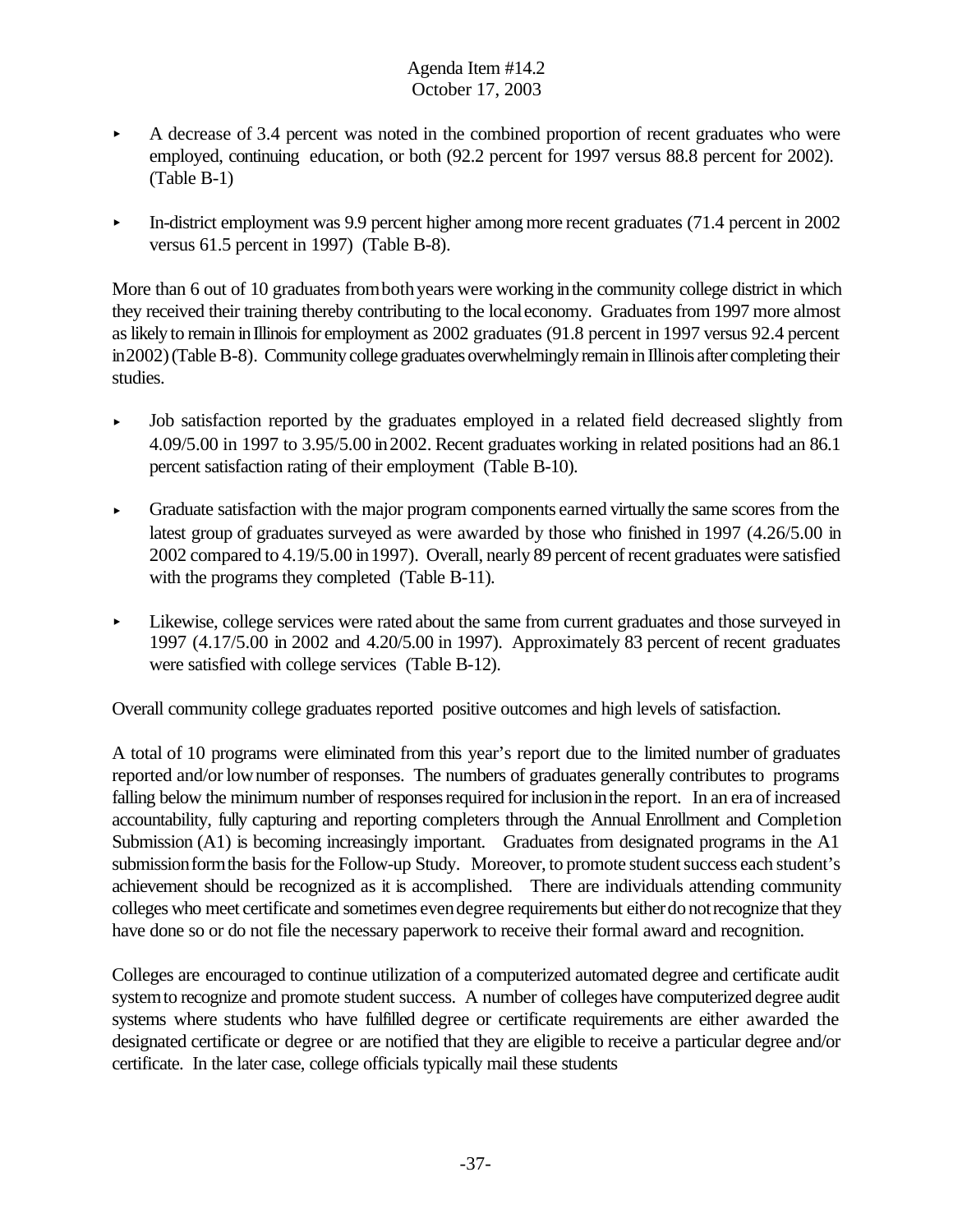- A decrease of 3.4 percent was noted in the combined proportion of recent graduates who were employed, continuing education, or both (92.2 percent for 1997 versus 88.8 percent for 2002). (Table B-1)

- In-district employment was 9.9 percent higher among more recent graduates (71.4 percent in 2002 versus 61.5 percent in 1997) (Table B-8).

More than 6 out of 10 graduates from both years were working in the community college district in which they received their training thereby contributing to the local economy. Graduates from 1997 more almost as likely to remain in Illinois for employment as 2002 graduates (91.8 percent in 1997 versus 92.4 percent in 2002) (Table B-8). Community college graduates overwhelmingly remain in Illinois after completing their studies.

- Job satisfaction reported by the graduates employed in a related field decreased slightly from 4.09/5.00 in 1997 to 3.95/5.00 in 2002. Recent graduates working in related positions had an 86.1 percent satisfaction rating of their employment (Table B-10).

- Graduate satisfaction with the major program components earned virtually the same scores from the latest group of graduates surveyed as were awarded by those who finished in 1997 (4.26/5.00 in 2002 compared to 4.19/5.00 in 1997). Overall, nearly 89 percent of recent graduates were satisfied with the programs they completed (Table B-11).

- Likewise, college services were rated about the same from current graduates and those surveyed in 1997 (4.17/5.00 in 2002 and 4.20/5.00 in 1997). Approximately 83 percent of recent graduates were satisfied with college services (Table B-12).

Overall community college graduates reported positive outcomes and high levels of satisfaction.

A total of 10 programs were eliminated from this year's report due to the limited number of graduates reported and/or low number of responses. The numbers of graduates generally contributes to programs falling below the minimum number of responses required for inclusion in the report. In an era of increased accountability, fully capturing and reporting completers through the Annual Enrollment and Completion Submission (A1) is becoming increasingly important. Graduates from designated programs in the A1 submission form the basis for the Follow-up Study. Moreover, to promote student success each student's achievement should be recognized as it is accomplished. There are individuals attending community colleges who meet certificate and sometimes even degree requirements but either do not recognize that they have done so or do not file the necessary paperwork to receive their formal award and recognition.

Colleges are encouraged to continue utilization of a computerized automated degree and certificate audit system to recognize and promote student success. A number of colleges have computerized degree audit systems where students who have fulfilled degree or certificate requirements are either awarded the designated certificate or degree or are notified that they are eligible to receive a particular degree and/or certificate. In the later case, college officials typically mail these students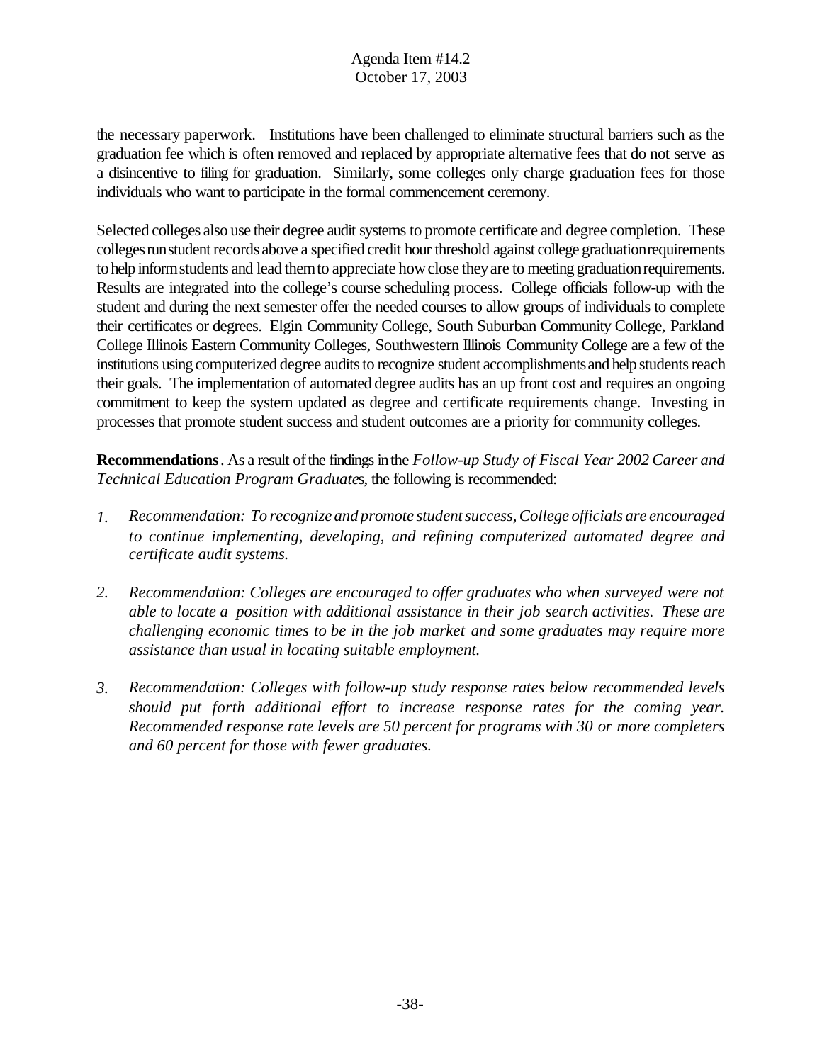the necessary paperwork. Institutions have been challenged to eliminate structural barriers such as the graduation fee which is often removed and replaced by appropriate alternative fees that do not serve as a disincentive to filing for graduation. Similarly, some colleges only charge graduation fees for those individuals who want to participate in the formal commencement ceremony.

Selected colleges also use their degree audit systems to promote certificate and degree completion. These colleges run student records above a specified credit hour threshold against college graduation requirements to help inform students and lead them to appreciate how close they are to meeting graduation requirements. Results are integrated into the college's course scheduling process. College officials follow-up with the student and during the next semester offer the needed courses to allow groups of individuals to complete their certificates or degrees. Elgin Community College, South Suburban Community College, Parkland College Illinois Eastern Community Colleges, Southwestern Illinois Community College are a few of the institutions using computerized degree audits to recognize student accomplishments and help students reach their goals. The implementation of automated degree audits has an up front cost and requires an ongoing commitment to keep the system updated as degree and certificate requirements change. Investing in processes that promote student success and student outcomes are a priority for community colleges.

**Recommendations**. As a result of the findings in the *Follow-up Study of Fiscal Year 2002 Career and Technical Education Program Graduates*, the following is recommended:

1. *Recommendation: To recognize and promote student success, College officials are encouraged to continue implementing, developing, and refining computerized automated degree and certificate audit systems.*

2. *Recommendation: Colleges are encouraged to offer graduates who when surveyed were not able to locate a position with additional assistance in their job search activities. These are challenging economic times to be in the job market and some graduates may require more assistance than usual in locating suitable employment.*

3. *Recommendation: Colleges with follow-up study response rates below recommended levels should put forth additional effort to increase response rates for the coming year. Recommended response rate levels are 50 percent for programs with 30 or more completers and 60 percent for those with fewer graduates.*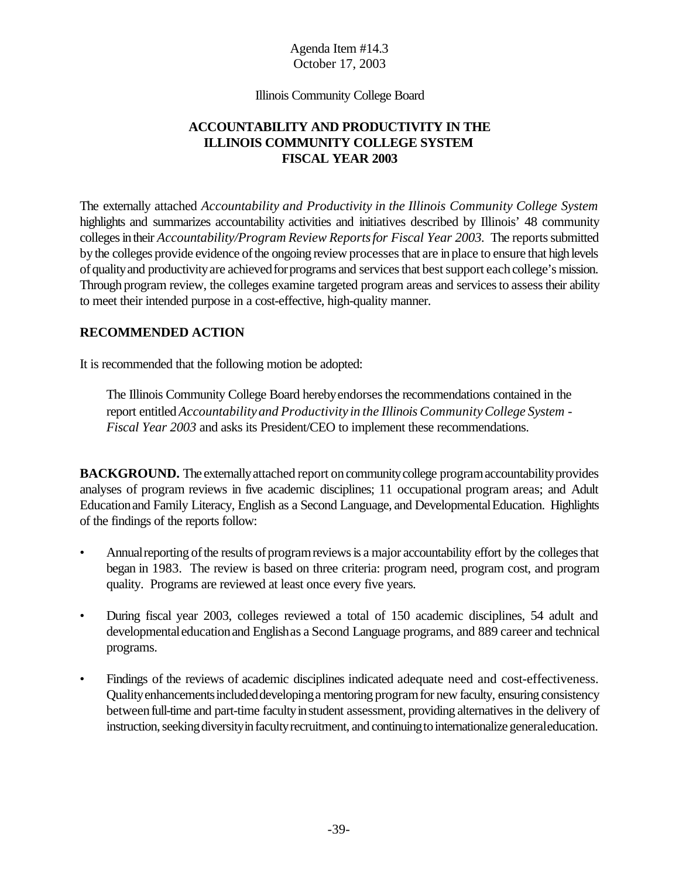Agenda Item #14.3
October 17, 2003

Illinois Community College Board

# ACCOUNTABILITY AND PRODUCTIVITY IN THE ILLINOIS COMMUNITY COLLEGE SYSTEM FISCAL YEAR 2003

The externally attached *Accountability and Productivity in the Illinois Community College System* highlights and summarizes accountability activities and initiatives described by Illinois' 48 community colleges in their *Accountability/Program Review Reports for Fiscal Year 2003*. The reports submitted by the colleges provide evidence of the ongoing review processes that are in place to ensure that high levels of quality and productivity are achieved for programs and services that best support each college's mission. Through program review, the colleges examine targeted program areas and services to assess their ability to meet their intended purpose in a cost-effective, high-quality manner.

## RECOMMENDED ACTION

It is recommended that the following motion be adopted:

> The Illinois Community College Board hereby endorses the recommendations contained in the report entitled *Accountability and Productivity in the Illinois Community College System - Fiscal Year 2003* and asks its President/CEO to implement these recommendations.

**BACKGROUND.** The externally attached report on community college program accountability provides analyses of program reviews in five academic disciplines; 11 occupational program areas; and Adult Education and Family Literacy, English as a Second Language, and Developmental Education. Highlights of the findings of the reports follow:

- Annual reporting of the results of program reviews is a major accountability effort by the colleges that began in 1983. The review is based on three criteria: program need, program cost, and program quality. Programs are reviewed at least once every five years.
- During fiscal year 2003, colleges reviewed a total of 150 academic disciplines, 54 adult and developmental education and English as a Second Language programs, and 889 career and technical programs.
- Findings of the reviews of academic disciplines indicated adequate need and cost-effectiveness. Quality enhancements included developing a mentoring program for new faculty, ensuring consistency between full-time and part-time faculty in student assessment, providing alternatives in the delivery of instruction, seeking diversity in faculty recruitment, and continuing to internationalize general education.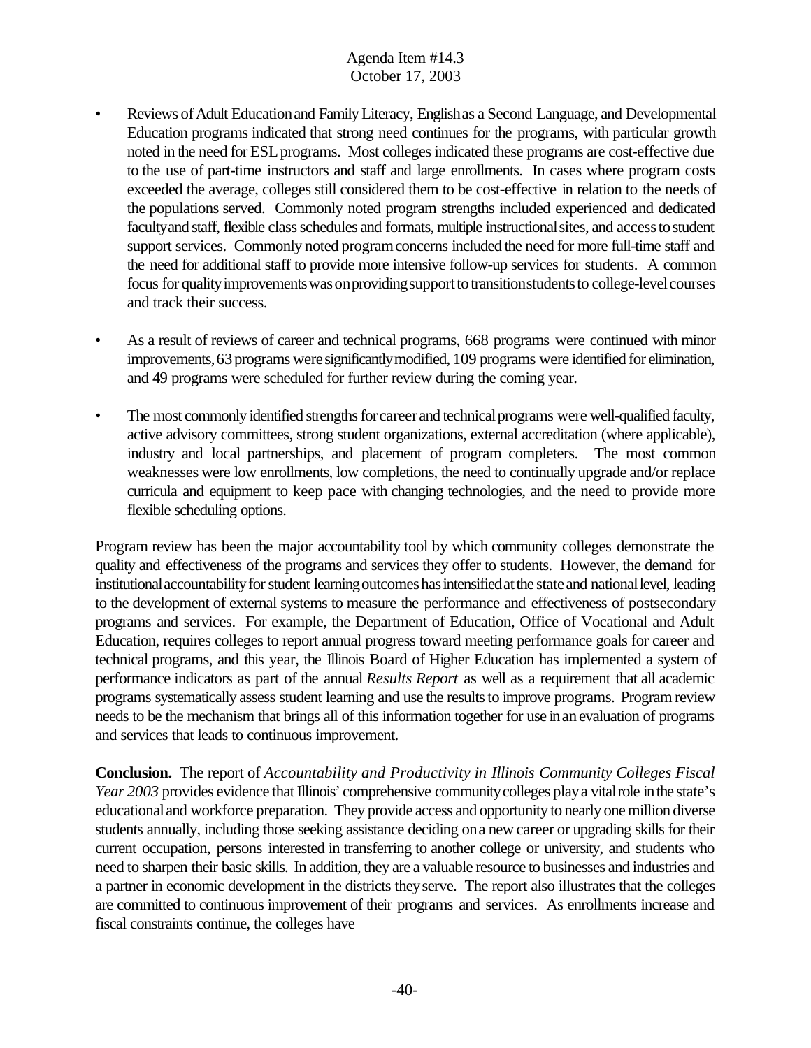- Reviews of Adult Education and Family Literacy, English as a Second Language, and Developmental Education programs indicated that strong need continues for the programs, with particular growth noted in the need for ESL programs. Most colleges indicated these programs are cost-effective due to the use of part-time instructors and staff and large enrollments. In cases where program costs exceeded the average, colleges still considered them to be cost-effective in relation to the needs of the populations served. Commonly noted program strengths included experienced and dedicated faculty and staff, flexible class schedules and formats, multiple instructional sites, and access to student support services. Commonly noted program concerns included the need for more full-time staff and the need for additional staff to provide more intensive follow-up services for students. A common focus for quality improvements was on providing support to transition students to college-level courses and track their success.

- As a result of reviews of career and technical programs, 668 programs were continued with minor improvements, 63 programs were significantly modified, 109 programs were identified for elimination, and 49 programs were scheduled for further review during the coming year.

- The most commonly identified strengths for career and technical programs were well-qualified faculty, active advisory committees, strong student organizations, external accreditation (where applicable), industry and local partnerships, and placement of program completers. The most common weaknesses were low enrollments, low completions, the need to continually upgrade and/or replace curricula and equipment to keep pace with changing technologies, and the need to provide more flexible scheduling options.

Program review has been the major accountability tool by which community colleges demonstrate the quality and effectiveness of the programs and services they offer to students. However, the demand for institutional accountability for student learning outcomes has intensified at the state and national level, leading to the development of external systems to measure the performance and effectiveness of postsecondary programs and services. For example, the Department of Education, Office of Vocational and Adult Education, requires colleges to report annual progress toward meeting performance goals for career and technical programs, and this year, the Illinois Board of Higher Education has implemented a system of performance indicators as part of the annual *Results Report* as well as a requirement that all academic programs systematically assess student learning and use the results to improve programs. Program review needs to be the mechanism that brings all of this information together for use in an evaluation of programs and services that leads to continuous improvement.

**Conclusion.** The report of *Accountability and Productivity in Illinois Community Colleges Fiscal Year 2003* provides evidence that Illinois' comprehensive community colleges play a vital role in the state's educational and workforce preparation. They provide access and opportunity to nearly one million diverse students annually, including those seeking assistance deciding on a new career or upgrading skills for their current occupation, persons interested in transferring to another college or university, and students who need to sharpen their basic skills. In addition, they are a valuable resource to businesses and industries and a partner in economic development in the districts they serve. The report also illustrates that the colleges are committed to continuous improvement of their programs and services. As enrollments increase and fiscal constraints continue, the colleges have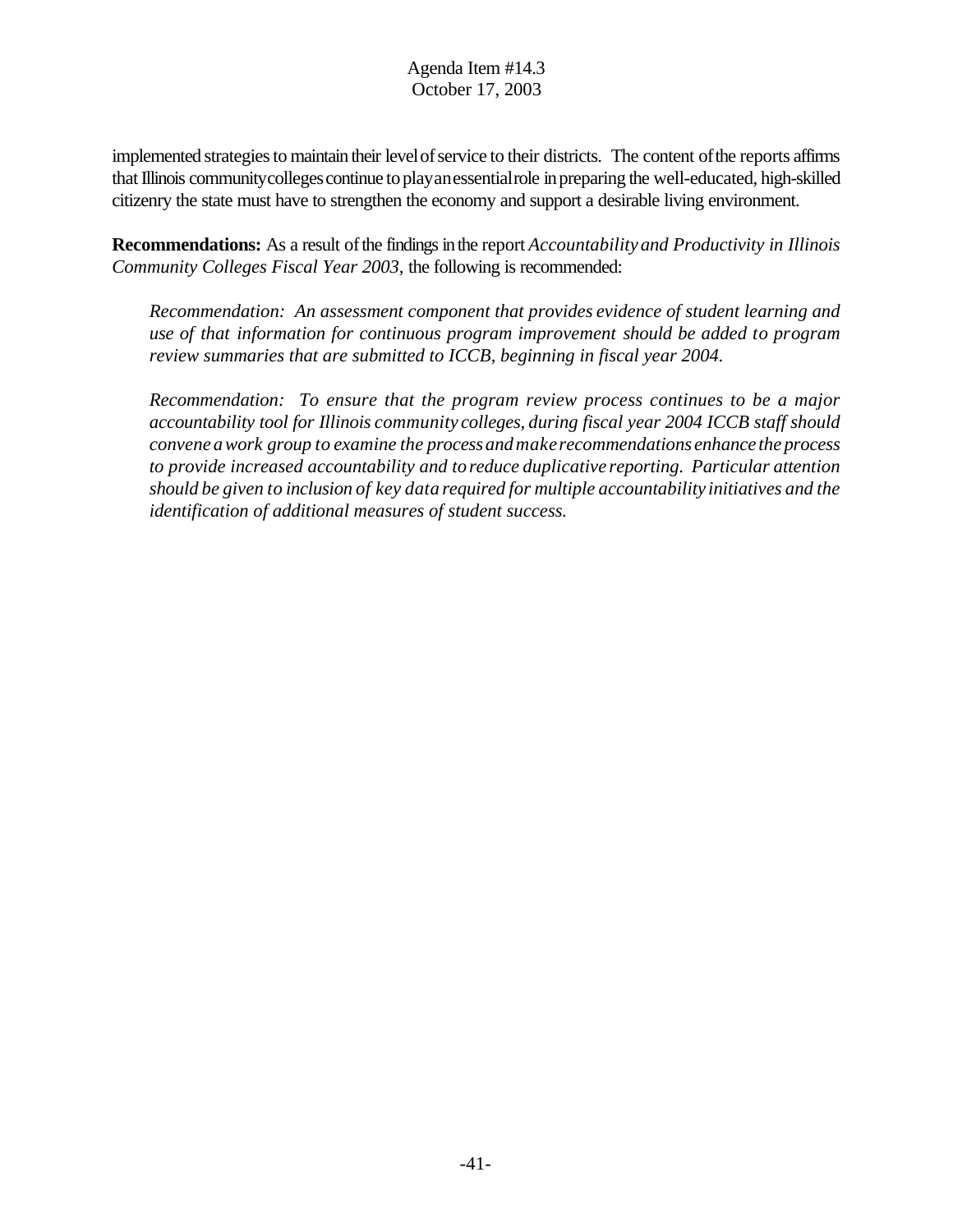implemented strategies to maintain their level of service to their districts. The content of the reports affirms that Illinois community colleges continue to play an essential role in preparing the well-educated, high-skilled citizenry the state must have to strengthen the economy and support a desirable living environment.

**Recommendations:** As a result of the findings in the report *Accountability and Productivity in Illinois Community Colleges Fiscal Year 2003,* the following is recommended:

> *Recommendation: An assessment component that provides evidence of student learning and use of that information for continuous program improvement should be added to program review summaries that are submitted to ICCB, beginning in fiscal year 2004.*
>
> *Recommendation: To ensure that the program review process continues to be a major accountability tool for Illinois community colleges, during fiscal year 2004 ICCB staff should convene a work group to examine the process and make recommendations enhance the process to provide increased accountability and to reduce duplicative reporting. Particular attention should be given to inclusion of key data required for multiple accountability initiatives and the identification of additional measures of student success.*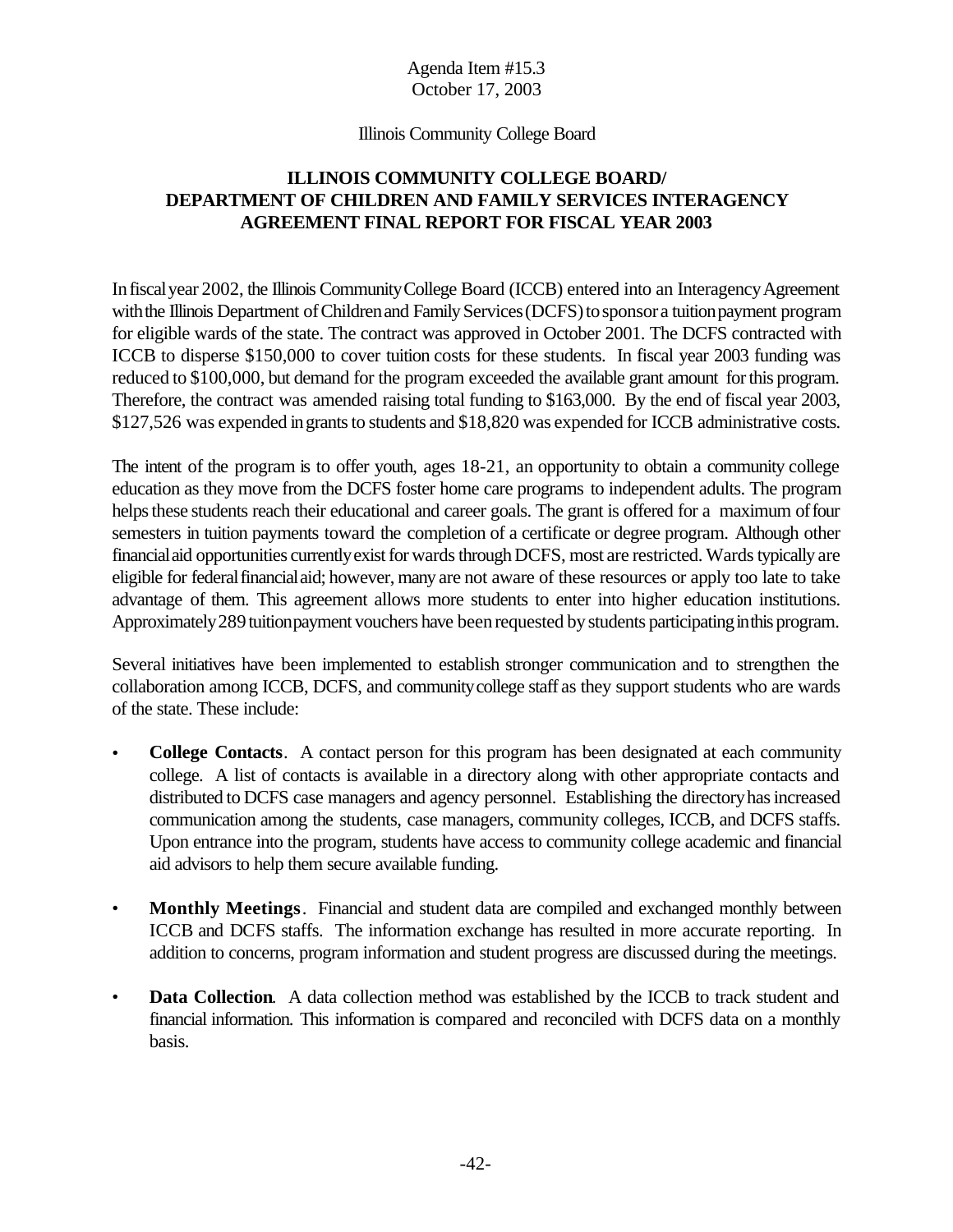Agenda Item #15.3
October 17, 2003

Illinois Community College Board

## ILLINOIS COMMUNITY COLLEGE BOARD/ DEPARTMENT OF CHILDREN AND FAMILY SERVICES INTERAGENCY AGREEMENT FINAL REPORT FOR FISCAL YEAR 2003

In fiscal year 2002, the Illinois Community College Board (ICCB) entered into an Interagency Agreement with the Illinois Department of Children and Family Services (DCFS) to sponsor a tuition payment program for eligible wards of the state. The contract was approved in October 2001. The DCFS contracted with ICCB to disperse $150,000 to cover tuition costs for these students. In fiscal year 2003 funding was reduced to $100,000, but demand for the program exceeded the available grant amount for this program. Therefore, the contract was amended raising total funding to $163,000. By the end of fiscal year 2003, $127,526 was expended in grants to students and $18,820 was expended for ICCB administrative costs.

The intent of the program is to offer youth, ages 18-21, an opportunity to obtain a community college education as they move from the DCFS foster home care programs to independent adults. The program helps these students reach their educational and career goals. The grant is offered for a maximum of four semesters in tuition payments toward the completion of a certificate or degree program. Although other financial aid opportunities currently exist for wards through DCFS, most are restricted. Wards typically are eligible for federal financial aid; however, many are not aware of these resources or apply too late to take advantage of them. This agreement allows more students to enter into higher education institutions. Approximately 289 tuition payment vouchers have been requested by students participating in this program.

Several initiatives have been implemented to establish stronger communication and to strengthen the collaboration among ICCB, DCFS, and community college staff as they support students who are wards of the state. These include:

- **College Contacts**. A contact person for this program has been designated at each community college. A list of contacts is available in a directory along with other appropriate contacts and distributed to DCFS case managers and agency personnel. Establishing the directory has increased communication among the students, case managers, community colleges, ICCB, and DCFS staffs. Upon entrance into the program, students have access to community college academic and financial aid advisors to help them secure available funding.
- **Monthly Meetings**. Financial and student data are compiled and exchanged monthly between ICCB and DCFS staffs. The information exchange has resulted in more accurate reporting. In addition to concerns, program information and student progress are discussed during the meetings.
- **Data Collection**. A data collection method was established by the ICCB to track student and financial information. This information is compared and reconciled with DCFS data on a monthly basis.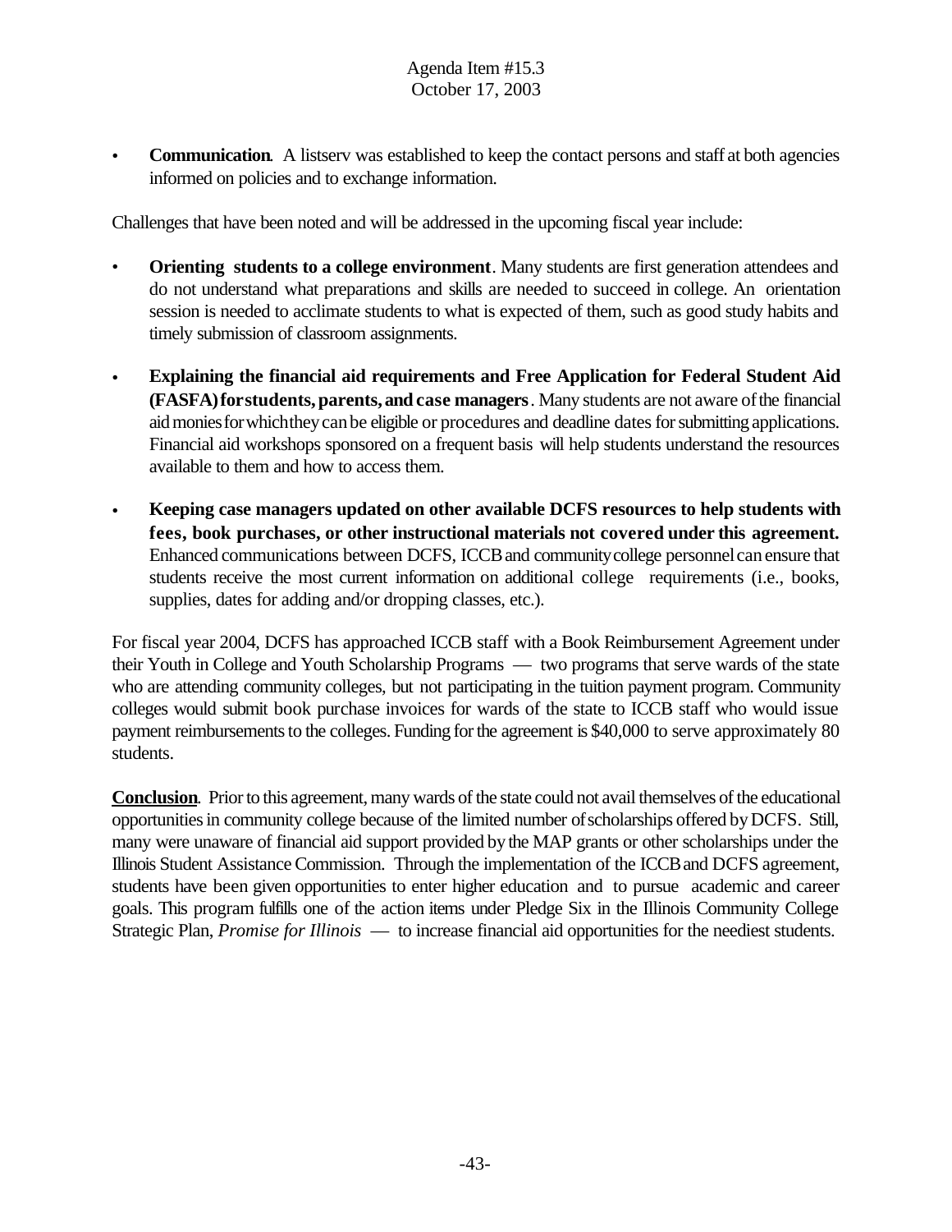- **Communication**. A listserv was established to keep the contact persons and staff at both agencies informed on policies and to exchange information.

Challenges that have been noted and will be addressed in the upcoming fiscal year include:

- **Orienting students to a college environment**. Many students are first generation attendees and do not understand what preparations and skills are needed to succeed in college. An orientation session is needed to acclimate students to what is expected of them, such as good study habits and timely submission of classroom assignments.

- **Explaining the financial aid requirements and Free Application for Federal Student Aid (FASFA) for students, parents, and case managers**. Many students are not aware of the financial aid monies for which they can be eligible or procedures and deadline dates for submitting applications. Financial aid workshops sponsored on a frequent basis will help students understand the resources available to them and how to access them.

- **Keeping case managers updated on other available DCFS resources to help students with fees, book purchases, or other instructional materials not covered under this agreement.** Enhanced communications between DCFS, ICCB and community college personnel can ensure that students receive the most current information on additional college requirements (i.e., books, supplies, dates for adding and/or dropping classes, etc.).

For fiscal year 2004, DCFS has approached ICCB staff with a Book Reimbursement Agreement under their Youth in College and Youth Scholarship Programs — two programs that serve wards of the state who are attending community colleges, but not participating in the tuition payment program. Community colleges would submit book purchase invoices for wards of the state to ICCB staff who would issue payment reimbursements to the colleges. Funding for the agreement is $40,000 to serve approximately 80 students.

**Conclusion**. Prior to this agreement, many wards of the state could not avail themselves of the educational opportunities in community college because of the limited number of scholarships offered by DCFS. Still, many were unaware of financial aid support provided by the MAP grants or other scholarships under the Illinois Student Assistance Commission. Through the implementation of the ICCB and DCFS agreement, students have been given opportunities to enter higher education and to pursue academic and career goals. This program fulfills one of the action items under Pledge Six in the Illinois Community College Strategic Plan, *Promise for Illinois* — to increase financial aid opportunities for the neediest students.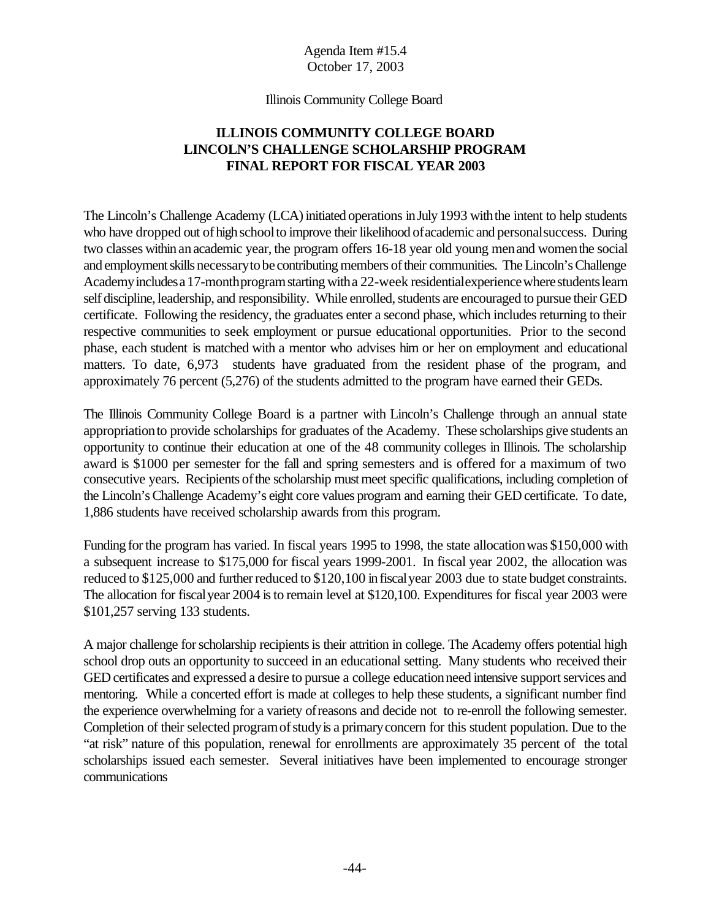Agenda Item #15.4
October 17, 2003

Illinois Community College Board

**ILLINOIS COMMUNITY COLLEGE BOARD**
**LINCOLN'S CHALLENGE SCHOLARSHIP PROGRAM**
**FINAL REPORT FOR FISCAL YEAR 2003**

The Lincoln's Challenge Academy (LCA) initiated operations in July 1993 with the intent to help students who have dropped out of high school to improve their likelihood of academic and personal success. During two classes within an academic year, the program offers 16-18 year old young men and women the social and employment skills necessary to be contributing members of their communities. The Lincoln's Challenge Academy includes a 17-month program starting with a 22-week residential experience where students learn self discipline, leadership, and responsibility. While enrolled, students are encouraged to pursue their GED certificate. Following the residency, the graduates enter a second phase, which includes returning to their respective communities to seek employment or pursue educational opportunities. Prior to the second phase, each student is matched with a mentor who advises him or her on employment and educational matters. To date, 6,973 students have graduated from the resident phase of the program, and approximately 76 percent (5,276) of the students admitted to the program have earned their GEDs.

The Illinois Community College Board is a partner with Lincoln's Challenge through an annual state appropriation to provide scholarships for graduates of the Academy. These scholarships give students an opportunity to continue their education at one of the 48 community colleges in Illinois. The scholarship award is $1000 per semester for the fall and spring semesters and is offered for a maximum of two consecutive years. Recipients of the scholarship must meet specific qualifications, including completion of the Lincoln's Challenge Academy's eight core values program and earning their GED certificate. To date, 1,886 students have received scholarship awards from this program.

Funding for the program has varied. In fiscal years 1995 to 1998, the state allocation was $150,000 with a subsequent increase to $175,000 for fiscal years 1999-2001. In fiscal year 2002, the allocation was reduced to $125,000 and further reduced to $120,100 in fiscal year 2003 due to state budget constraints. The allocation for fiscal year 2004 is to remain level at $120,100. Expenditures for fiscal year 2003 were $101,257 serving 133 students.

A major challenge for scholarship recipients is their attrition in college. The Academy offers potential high school drop outs an opportunity to succeed in an educational setting. Many students who received their GED certificates and expressed a desire to pursue a college education need intensive support services and mentoring. While a concerted effort is made at colleges to help these students, a significant number find the experience overwhelming for a variety of reasons and decide not to re-enroll the following semester. Completion of their selected program of study is a primary concern for this student population. Due to the "at risk" nature of this population, renewal for enrollments are approximately 35 percent of the total scholarships issued each semester. Several initiatives have been implemented to encourage stronger communications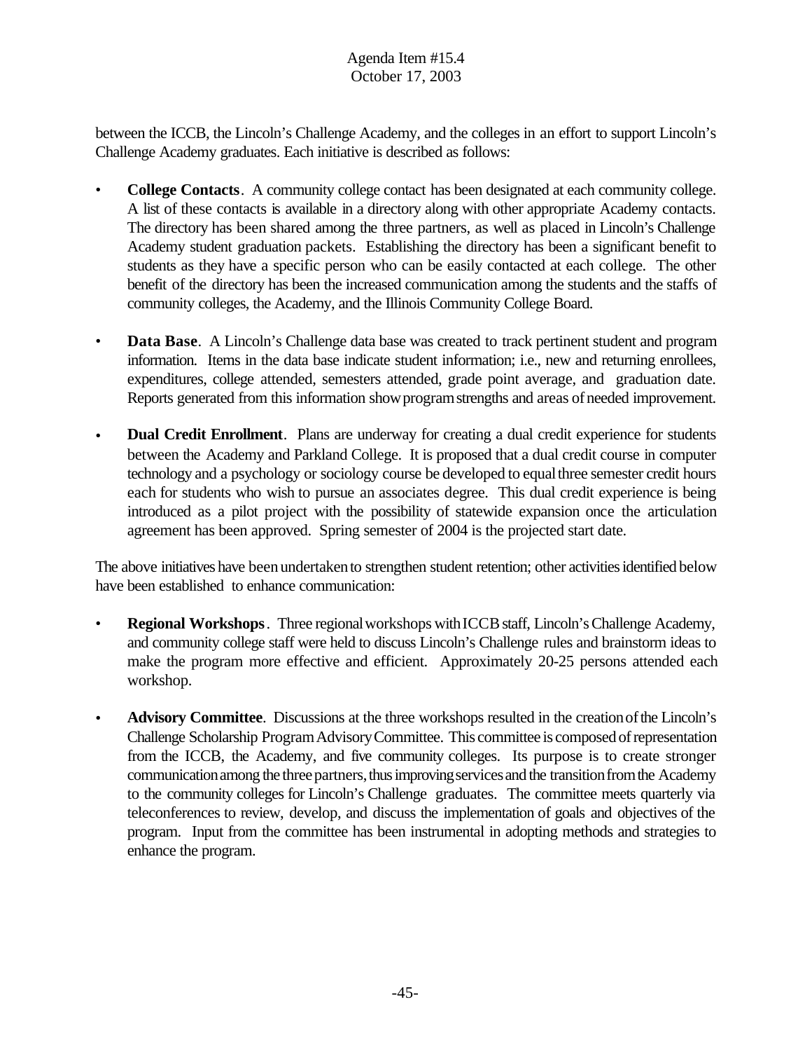between the ICCB, the Lincoln's Challenge Academy, and the colleges in an effort to support Lincoln's Challenge Academy graduates. Each initiative is described as follows:

- **College Contacts**. A community college contact has been designated at each community college. A list of these contacts is available in a directory along with other appropriate Academy contacts. The directory has been shared among the three partners, as well as placed in Lincoln's Challenge Academy student graduation packets. Establishing the directory has been a significant benefit to students as they have a specific person who can be easily contacted at each college. The other benefit of the directory has been the increased communication among the students and the staffs of community colleges, the Academy, and the Illinois Community College Board.

- **Data Base**. A Lincoln's Challenge data base was created to track pertinent student and program information. Items in the data base indicate student information; i.e., new and returning enrollees, expenditures, college attended, semesters attended, grade point average, and graduation date. Reports generated from this information show program strengths and areas of needed improvement.

- **Dual Credit Enrollment**. Plans are underway for creating a dual credit experience for students between the Academy and Parkland College. It is proposed that a dual credit course in computer technology and a psychology or sociology course be developed to equal three semester credit hours each for students who wish to pursue an associates degree. This dual credit experience is being introduced as a pilot project with the possibility of statewide expansion once the articulation agreement has been approved. Spring semester of 2004 is the projected start date.

The above initiatives have been undertaken to strengthen student retention; other activities identified below have been established to enhance communication:

- **Regional Workshops**. Three regional workshops with ICCB staff, Lincoln's Challenge Academy, and community college staff were held to discuss Lincoln's Challenge rules and brainstorm ideas to make the program more effective and efficient. Approximately 20-25 persons attended each workshop.

- **Advisory Committee**. Discussions at the three workshops resulted in the creation of the Lincoln's Challenge Scholarship Program Advisory Committee. This committee is composed of representation from the ICCB, the Academy, and five community colleges. Its purpose is to create stronger communication among the three partners, thus improving services and the transition from the Academy to the community colleges for Lincoln's Challenge graduates. The committee meets quarterly via teleconferences to review, develop, and discuss the implementation of goals and objectives of the program. Input from the committee has been instrumental in adopting methods and strategies to enhance the program.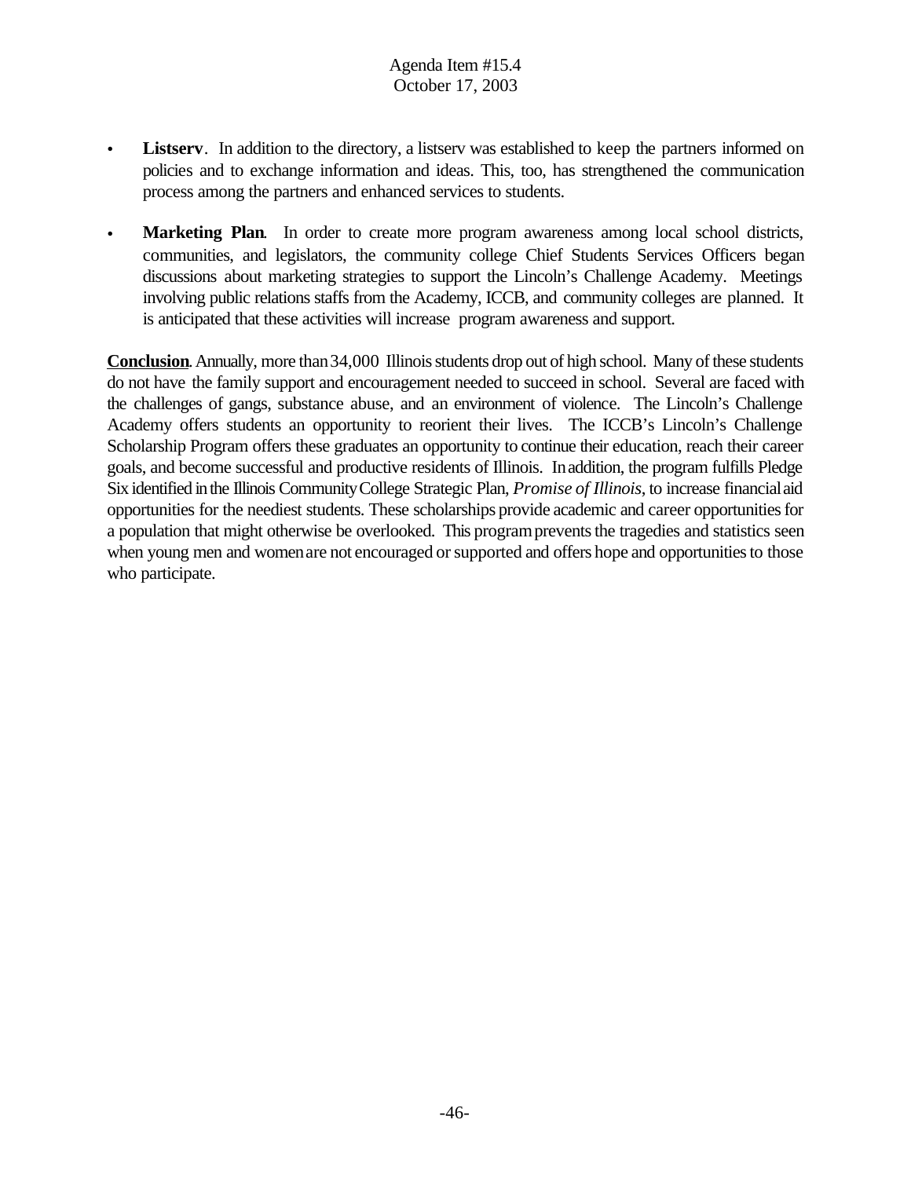- **Listserv**. In addition to the directory, a listserv was established to keep the partners informed on policies and to exchange information and ideas. This, too, has strengthened the communication process among the partners and enhanced services to students.

- **Marketing Plan**. In order to create more program awareness among local school districts, communities, and legislators, the community college Chief Students Services Officers began discussions about marketing strategies to support the Lincoln's Challenge Academy. Meetings involving public relations staffs from the Academy, ICCB, and community colleges are planned. It is anticipated that these activities will increase program awareness and support.

**Conclusion**. Annually, more than 34,000 Illinois students drop out of high school. Many of these students do not have the family support and encouragement needed to succeed in school. Several are faced with the challenges of gangs, substance abuse, and an environment of violence. The Lincoln's Challenge Academy offers students an opportunity to reorient their lives. The ICCB's Lincoln's Challenge Scholarship Program offers these graduates an opportunity to continue their education, reach their career goals, and become successful and productive residents of Illinois. In addition, the program fulfills Pledge Six identified in the Illinois Community College Strategic Plan, *Promise of Illinois*, to increase financial aid opportunities for the neediest students. These scholarships provide academic and career opportunities for a population that might otherwise be overlooked. This program prevents the tragedies and statistics seen when young men and women are not encouraged or supported and offers hope and opportunities to those who participate.